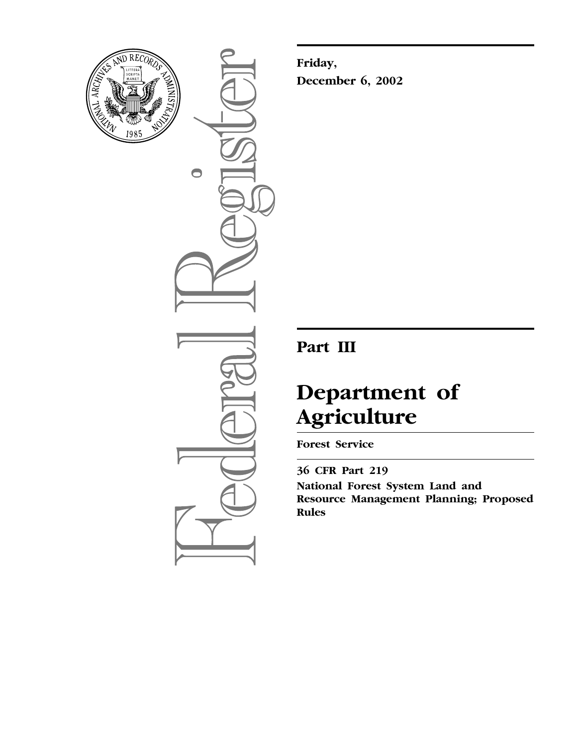**Friday,**
**December 6, 2002**

## Part III

# Department of Agriculture

**Forest Service**

**36 CFR Part 219**
**National Forest System Land and Resource Management Planning; Proposed Rules**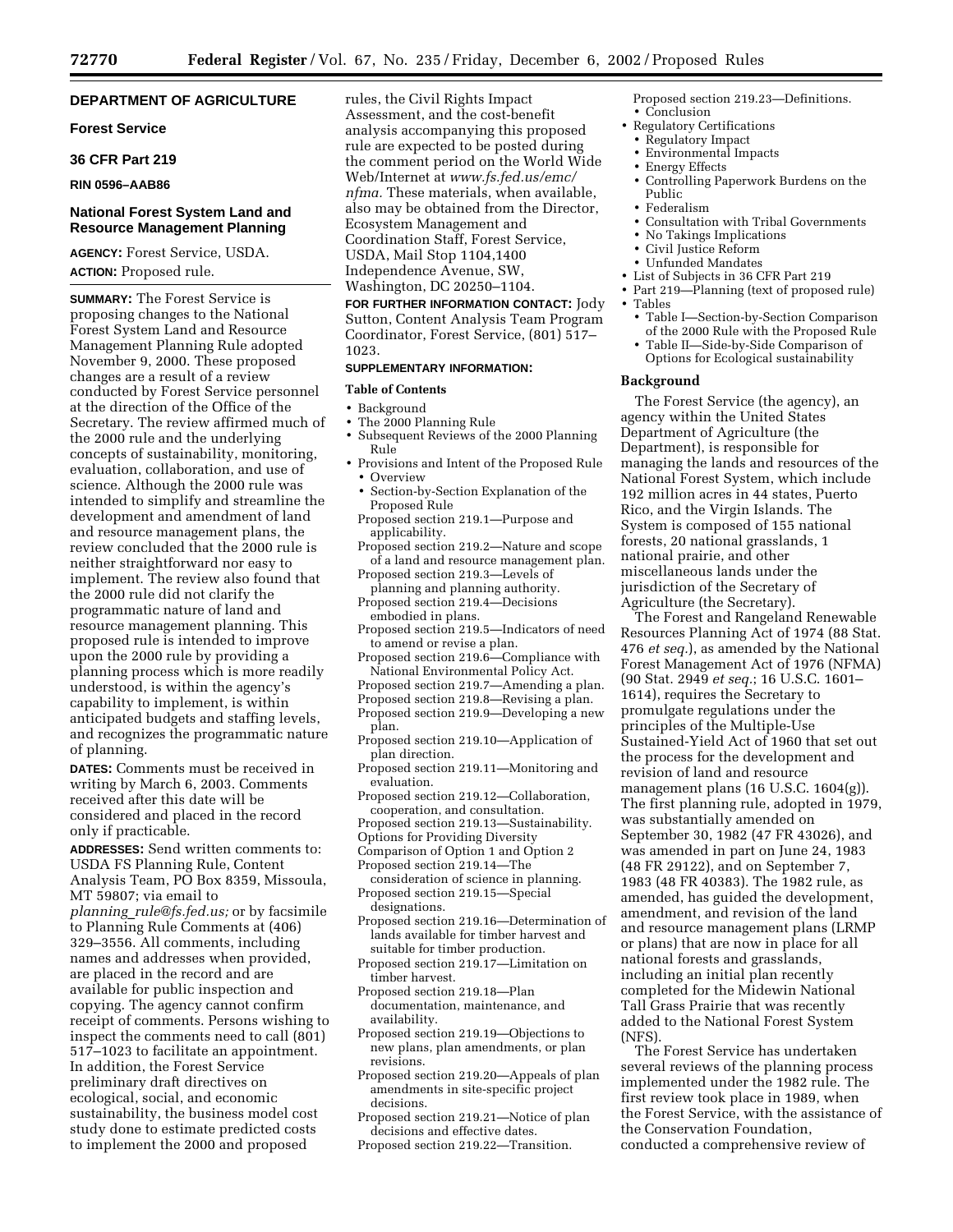## DEPARTMENT OF AGRICULTURE

### Forest Service

### 36 CFR Part 219

**RIN 0596–AAB86**

### National Forest System Land and Resource Management Planning

**AGENCY:** Forest Service, USDA.

**ACTION:** Proposed rule.

**SUMMARY:** The Forest Service is proposing changes to the National Forest System Land and Resource Management Planning Rule adopted November 9, 2000. These proposed changes are a result of a review conducted by Forest Service personnel at the direction of the Office of the Secretary. The review affirmed much of the 2000 rule and the underlying concepts of sustainability, monitoring, evaluation, collaboration, and use of science. Although the 2000 rule was intended to simplify and streamline the development and amendment of land and resource management plans, the review concluded that the 2000 rule is neither straightforward nor easy to implement. The review also found that the 2000 rule did not clarify the programmatic nature of land and resource management planning. This proposed rule is intended to improve upon the 2000 rule by providing a planning process which is more readily understood, is within the agency's capability to implement, is within anticipated budgets and staffing levels, and recognizes the programmatic nature of planning.

**DATES:** Comments must be received in writing by March 6, 2003. Comments received after this date will be considered and placed in the record only if practicable.

**ADDRESSES:** Send written comments to: USDA FS Planning Rule, Content Analysis Team, PO Box 8359, Missoula, MT 59807; via email to *planning_rule@fs.fed.us;* or by facsimile to Planning Rule Comments at (406) 329–3556. All comments, including names and addresses when provided, are placed in the record and are available for public inspection and copying. The agency cannot confirm receipt of comments. Persons wishing to inspect the comments need to call (801) 517–1023 to facilitate an appointment. In addition, the Forest Service preliminary draft directives on ecological, social, and economic sustainability, the business model cost study done to estimate predicted costs to implement the 2000 and proposed rules, the Civil Rights Impact Assessment, and the cost-benefit analysis accompanying this proposed rule are expected to be posted during the comment period on the World Wide Web/Internet at *www.fs.fed.us/emc/nfma.* These materials, when available, also may be obtained from the Director, Ecosystem Management and Coordination Staff, Forest Service, USDA, Mail Stop 1104,1400 Independence Avenue, SW, Washington, DC 20250–1104.

**FOR FURTHER INFORMATION CONTACT:** Jody Sutton, Content Analysis Team Program Coordinator, Forest Service, (801) 517–1023.

**SUPPLEMENTARY INFORMATION:**

**Table of Contents**

- Background
- The 2000 Planning Rule
- Subsequent Reviews of the 2000 Planning Rule
- Provisions and Intent of the Proposed Rule
  - Overview
  - Section-by-Section Explanation of the Proposed Rule
  
  Proposed section 219.1—Purpose and applicability.
  
  Proposed section 219.2—Nature and scope of a land and resource management plan.
  
  Proposed section 219.3—Levels of planning and planning authority.
  
  Proposed section 219.4—Decisions embodied in plans.
  
  Proposed section 219.5—Indicators of need to amend or revise a plan.
  
  Proposed section 219.6—Compliance with National Environmental Policy Act.
  
  Proposed section 219.7—Amending a plan.
  
  Proposed section 219.8—Revising a plan.
  
  Proposed section 219.9—Developing a new plan.
  
  Proposed section 219.10—Application of plan direction.
  
  Proposed section 219.11—Monitoring and evaluation.
  
  Proposed section 219.12—Collaboration, cooperation, and consultation.
  
  Proposed section 219.13—Sustainability.
  
  Options for Providing Diversity
  
  Comparison of Option 1 and Option 2
  
  Proposed section 219.14—The consideration of science in planning.
  
  Proposed section 219.15—Special designations.
  
  Proposed section 219.16—Determination of lands available for timber harvest and suitable for timber production.
  
  Proposed section 219.17—Limitation on timber harvest.
  
  Proposed section 219.18—Plan documentation, maintenance, and availability.
  
  Proposed section 219.19—Objections to new plans, plan amendments, or plan revisions.
  
  Proposed section 219.20—Appeals of plan amendments in site-specific project decisions.
  
  Proposed section 219.21—Notice of plan decisions and effective dates.
  
  Proposed section 219.22—Transition.
  
  Proposed section 219.23—Definitions.
  - Conclusion
- Regulatory Certifications
  - Regulatory Impact
  - Environmental Impacts
  - Energy Effects
  - Controlling Paperwork Burdens on the Public
  - Federalism
  - Consultation with Tribal Governments
  - No Takings Implications
  - Civil Justice Reform
  - Unfunded Mandates
- List of Subjects in 36 CFR Part 219
- Part 219—Planning (text of proposed rule)
- Tables
  - Table I—Section-by-Section Comparison of the 2000 Rule with the Proposed Rule
  - Table II—Side-by-Side Comparison of Options for Ecological sustainability

**Background**

The Forest Service (the agency), an agency within the United States Department of Agriculture (the Department), is responsible for managing the lands and resources of the National Forest System, which include 192 million acres in 44 states, Puerto Rico, and the Virgin Islands. The System is composed of 155 national forests, 20 national grasslands, 1 national prairie, and other miscellaneous lands under the jurisdiction of the Secretary of Agriculture (the Secretary).

The Forest and Rangeland Renewable Resources Planning Act of 1974 (88 Stat. 476 *et seq.*), as amended by the National Forest Management Act of 1976 (NFMA) (90 Stat. 2949 *et seq.*; 16 U.S.C. 1601–1614), requires the Secretary to promulgate regulations under the principles of the Multiple-Use Sustained-Yield Act of 1960 that set out the process for the development and revision of land and resource management plans (16 U.S.C. 1604(g)). The first planning rule, adopted in 1979, was substantially amended on September 30, 1982 (47 FR 43026), and was amended in part on June 24, 1983 (48 FR 29122), and on September 7, 1983 (48 FR 40383). The 1982 rule, as amended, has guided the development, amendment, and revision of the land and resource management plans (LRMP or plans) that are now in place for all national forests and grasslands, including an initial plan recently completed for the Midewin National Tall Grass Prairie that was recently added to the National Forest System (NFS).

The Forest Service has undertaken several reviews of the planning process implemented under the 1982 rule. The first review took place in 1989, when the Forest Service, with the assistance of the Conservation Foundation, conducted a comprehensive review of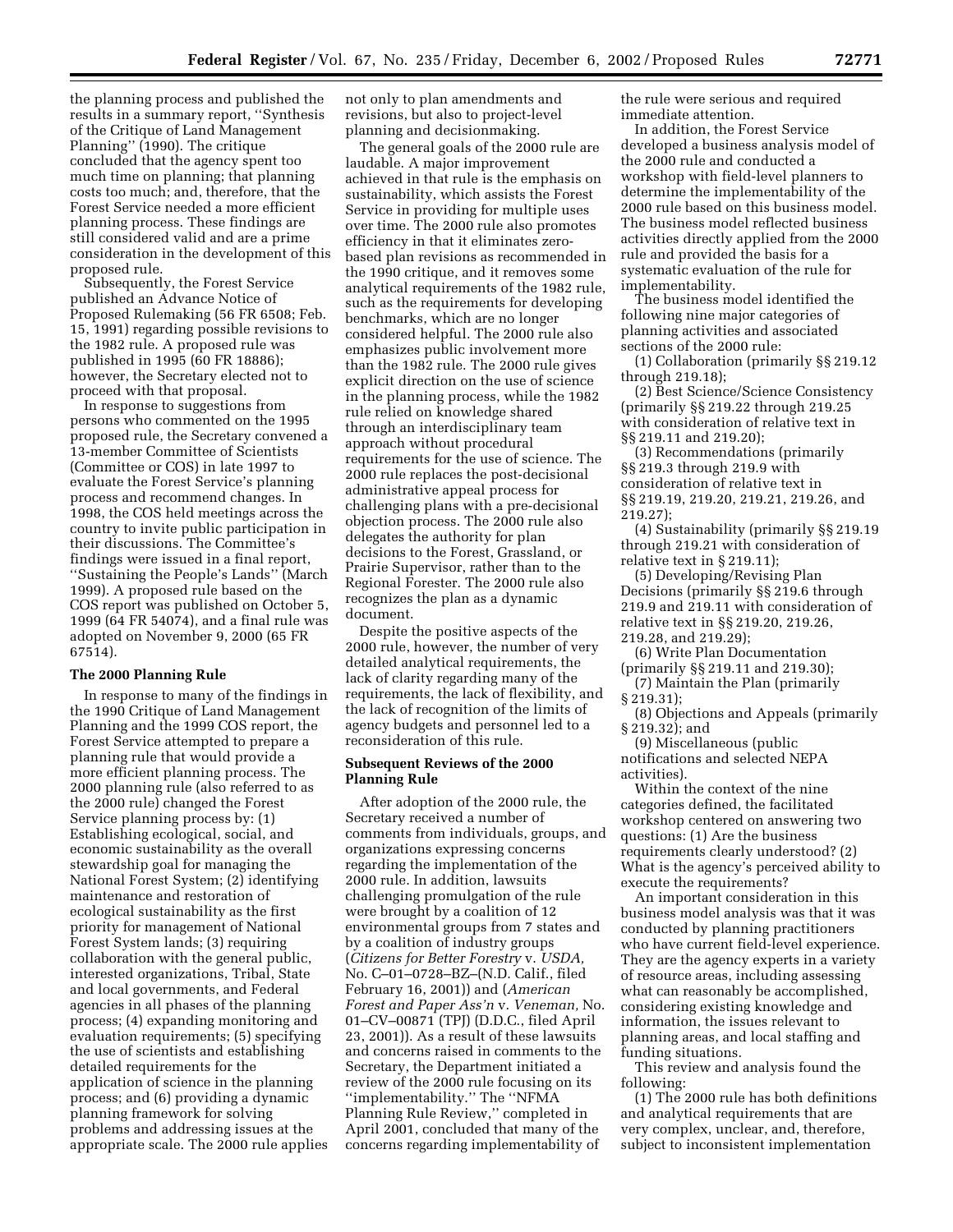the planning process and published the results in a summary report, ''Synthesis of the Critique of Land Management Planning'' (1990). The critique concluded that the agency spent too much time on planning; that planning costs too much; and, therefore, that the Forest Service needed a more efficient planning process. These findings are still considered valid and are a prime consideration in the development of this proposed rule.

Subsequently, the Forest Service published an Advance Notice of Proposed Rulemaking (56 FR 6508; Feb. 15, 1991) regarding possible revisions to the 1982 rule. A proposed rule was published in 1995 (60 FR 18886); however, the Secretary elected not to proceed with that proposal.

In response to suggestions from persons who commented on the 1995 proposed rule, the Secretary convened a 13-member Committee of Scientists (Committee or COS) in late 1997 to evaluate the Forest Service's planning process and recommend changes. In 1998, the COS held meetings across the country to invite public participation in their discussions. The Committee's findings were issued in a final report, ''Sustaining the People's Lands'' (March 1999). A proposed rule based on the COS report was published on October 5, 1999 (64 FR 54074), and a final rule was adopted on November 9, 2000 (65 FR 67514).

**The 2000 Planning Rule**

In response to many of the findings in the 1990 Critique of Land Management Planning and the 1999 COS report, the Forest Service attempted to prepare a planning rule that would provide a more efficient planning process. The 2000 planning rule (also referred to as the 2000 rule) changed the Forest Service planning process by: (1) Establishing ecological, social, and economic sustainability as the overall stewardship goal for managing the National Forest System; (2) identifying maintenance and restoration of ecological sustainability as the first priority for management of National Forest System lands; (3) requiring collaboration with the general public, interested organizations, Tribal, State and local governments, and Federal agencies in all phases of the planning process; (4) expanding monitoring and evaluation requirements; (5) specifying the use of scientists and establishing detailed requirements for the application of science in the planning process; and (6) providing a dynamic planning framework for solving problems and addressing issues at the appropriate scale. The 2000 rule applies not only to plan amendments and revisions, but also to project-level planning and decisionmaking.

The general goals of the 2000 rule are laudable. A major improvement achieved in that rule is the emphasis on sustainability, which assists the Forest Service in providing for multiple uses over time. The 2000 rule also promotes efficiency in that it eliminates zero-based plan revisions as recommended in the 1990 critique, and it removes some analytical requirements of the 1982 rule, such as the requirements for developing benchmarks, which are no longer considered helpful. The 2000 rule also emphasizes public involvement more than the 1982 rule. The 2000 rule gives explicit direction on the use of science in the planning process, while the 1982 rule relied on knowledge shared through an interdisciplinary team approach without procedural requirements for the use of science. The 2000 rule replaces the post-decisional administrative appeal process for challenging plans with a pre-decisional objection process. The 2000 rule also delegates the authority for plan decisions to the Forest, Grassland, or Prairie Supervisor, rather than to the Regional Forester. The 2000 rule also recognizes the plan as a dynamic document.

Despite the positive aspects of the 2000 rule, however, the number of very detailed analytical requirements, the lack of clarity regarding many of the requirements, the lack of flexibility, and the lack of recognition of the limits of agency budgets and personnel led to a reconsideration of this rule.

**Subsequent Reviews of the 2000 Planning Rule**

After adoption of the 2000 rule, the Secretary received a number of comments from individuals, groups, and organizations expressing concerns regarding the implementation of the 2000 rule. In addition, lawsuits challenging promulgation of the rule were brought by a coalition of 12 environmental groups from 7 states and by a coalition of industry groups (*Citizens for Better Forestry* v. *USDA,* No. C–01–0728–BZ–(N.D. Calif., filed February 16, 2001)) and (*American Forest and Paper Ass'n* v. *Veneman,* No. 01–CV–00871 (TPJ) (D.D.C., filed April 23, 2001)). As a result of these lawsuits and concerns raised in comments to the Secretary, the Department initiated a review of the 2000 rule focusing on its ''implementability.'' The ''NFMA Planning Rule Review,'' completed in April 2001, concluded that many of the concerns regarding implementability of the rule were serious and required immediate attention.

In addition, the Forest Service developed a business analysis model of the 2000 rule and conducted a workshop with field-level planners to determine the implementability of the 2000 rule based on this business model. The business model reflected business activities directly applied from the 2000 rule and provided the basis for a systematic evaluation of the rule for implementability.

The business model identified the following nine major categories of planning activities and associated sections of the 2000 rule:

(1) Collaboration (primarily §§ 219.12 through 219.18);

(2) Best Science/Science Consistency (primarily §§ 219.22 through 219.25 with consideration of relative text in §§ 219.11 and 219.20);

(3) Recommendations (primarily §§ 219.3 through 219.9 with consideration of relative text in §§ 219.19, 219.20, 219.21, 219.26, and 219.27);

(4) Sustainability (primarily §§ 219.19 through 219.21 with consideration of relative text in § 219.11);

(5) Developing/Revising Plan Decisions (primarily §§ 219.6 through 219.9 and 219.11 with consideration of relative text in §§ 219.20, 219.26, 219.28, and 219.29);

(6) Write Plan Documentation (primarily §§ 219.11 and 219.30);

(7) Maintain the Plan (primarily § 219.31);

(8) Objections and Appeals (primarily § 219.32); and

(9) Miscellaneous (public notifications and selected NEPA activities).

Within the context of the nine categories defined, the facilitated workshop centered on answering two questions: (1) Are the business requirements clearly understood? (2) What is the agency's perceived ability to execute the requirements?

An important consideration in this business model analysis was that it was conducted by planning practitioners who have current field-level experience. They are the agency experts in a variety of resource areas, including assessing what can reasonably be accomplished, considering existing knowledge and information, the issues relevant to planning areas, and local staffing and funding situations.

This review and analysis found the following:

(1) The 2000 rule has both definitions and analytical requirements that are very complex, unclear, and, therefore, subject to inconsistent implementation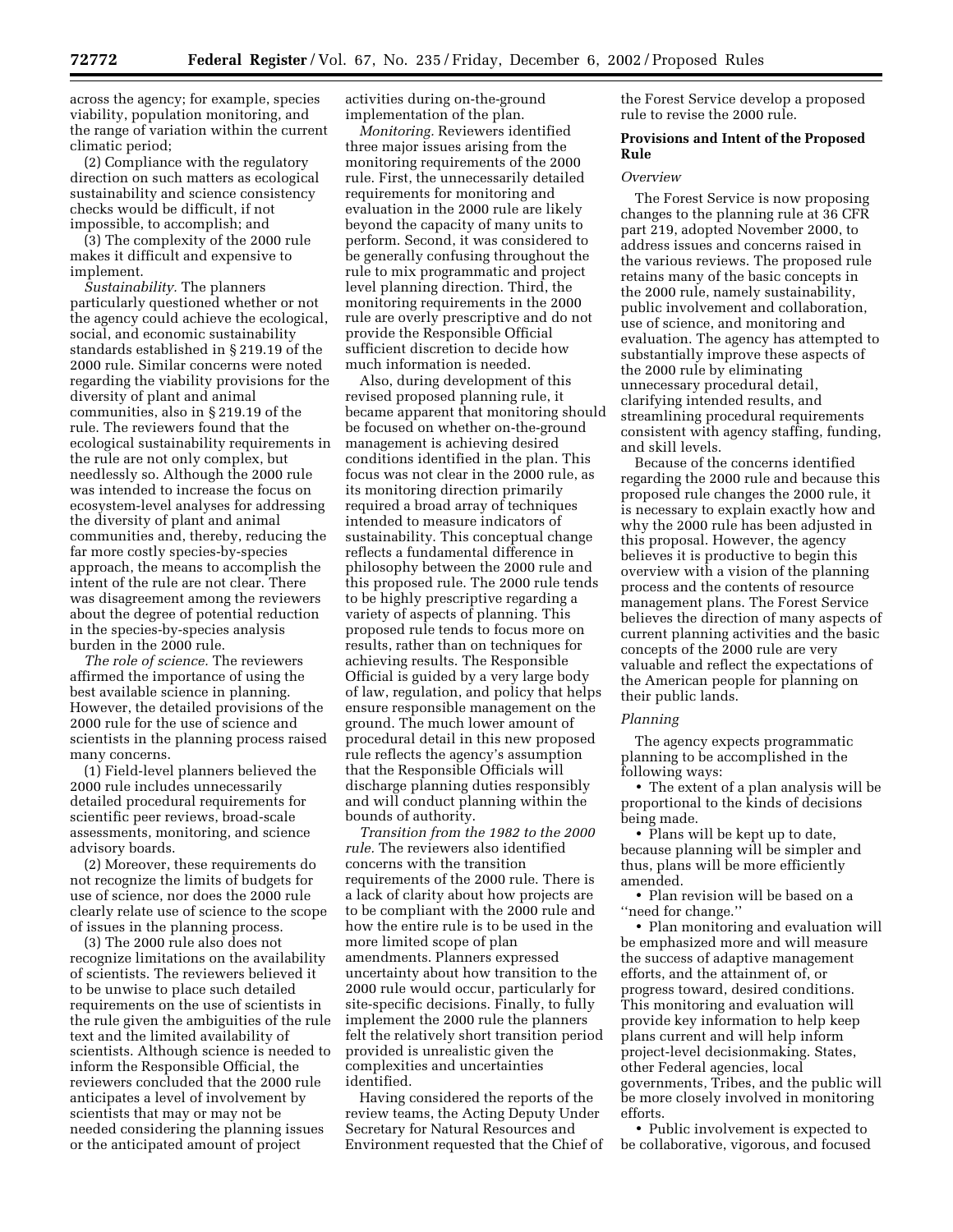across the agency; for example, species viability, population monitoring, and the range of variation within the current climatic period;

(2) Compliance with the regulatory direction on such matters as ecological sustainability and science consistency checks would be difficult, if not impossible, to accomplish; and

(3) The complexity of the 2000 rule makes it difficult and expensive to implement.

*Sustainability.* The planners particularly questioned whether or not the agency could achieve the ecological, social, and economic sustainability standards established in § 219.19 of the 2000 rule. Similar concerns were noted regarding the viability provisions for the diversity of plant and animal communities, also in § 219.19 of the rule. The reviewers found that the ecological sustainability requirements in the rule are not only complex, but needlessly so. Although the 2000 rule was intended to increase the focus on ecosystem-level analyses for addressing the diversity of plant and animal communities and, thereby, reducing the far more costly species-by-species approach, the means to accomplish the intent of the rule are not clear. There was disagreement among the reviewers about the degree of potential reduction in the species-by-species analysis burden in the 2000 rule.

*The role of science.* The reviewers affirmed the importance of using the best available science in planning. However, the detailed provisions of the 2000 rule for the use of science and scientists in the planning process raised many concerns.

(1) Field-level planners believed the 2000 rule includes unnecessarily detailed procedural requirements for scientific peer reviews, broad-scale assessments, monitoring, and science advisory boards.

(2) Moreover, these requirements do not recognize the limits of budgets for use of science, nor does the 2000 rule clearly relate use of science to the scope of issues in the planning process.

(3) The 2000 rule also does not recognize limitations on the availability of scientists. The reviewers believed it to be unwise to place such detailed requirements on the use of scientists in the rule given the ambiguities of the rule text and the limited availability of scientists. Although science is needed to inform the Responsible Official, the reviewers concluded that the 2000 rule anticipates a level of involvement by scientists that may or may not be needed considering the planning issues or the anticipated amount of project activities during on-the-ground implementation of the plan.

*Monitoring.* Reviewers identified three major issues arising from the monitoring requirements of the 2000 rule. First, the unnecessarily detailed requirements for monitoring and evaluation in the 2000 rule are likely beyond the capacity of many units to perform. Second, it was considered to be generally confusing throughout the rule to mix programmatic and project level planning direction. Third, the monitoring requirements in the 2000 rule are overly prescriptive and do not provide the Responsible Official sufficient discretion to decide how much information is needed.

Also, during development of this revised proposed planning rule, it became apparent that monitoring should be focused on whether on-the-ground management is achieving desired conditions identified in the plan. This focus was not clear in the 2000 rule, as its monitoring direction primarily required a broad array of techniques intended to measure indicators of sustainability. This conceptual change reflects a fundamental difference in philosophy between the 2000 rule and this proposed rule. The 2000 rule tends to be highly prescriptive regarding a variety of aspects of planning. This proposed rule tends to focus more on results, rather than on techniques for achieving results. The Responsible Official is guided by a very large body of law, regulation, and policy that helps ensure responsible management on the ground. The much lower amount of procedural detail in this new proposed rule reflects the agency's assumption that the Responsible Officials will discharge planning duties responsibly and will conduct planning within the bounds of authority.

*Transition from the 1982 to the 2000 rule.* The reviewers also identified concerns with the transition requirements of the 2000 rule. There is a lack of clarity about how projects are to be compliant with the 2000 rule and how the entire rule is to be used in the more limited scope of plan amendments. Planners expressed uncertainty about how transition to the 2000 rule would occur, particularly for site-specific decisions. Finally, to fully implement the 2000 rule the planners felt the relatively short transition period provided is unrealistic given the complexities and uncertainties identified.

Having considered the reports of the review teams, the Acting Deputy Under Secretary for Natural Resources and Environment requested that the Chief of the Forest Service develop a proposed rule to revise the 2000 rule.

## Provisions and Intent of the Proposed Rule

### *Overview*

The Forest Service is now proposing changes to the planning rule at 36 CFR part 219, adopted November 2000, to address issues and concerns raised in the various reviews. The proposed rule retains many of the basic concepts in the 2000 rule, namely sustainability, public involvement and collaboration, use of science, and monitoring and evaluation. The agency has attempted to substantially improve these aspects of the 2000 rule by eliminating unnecessary procedural detail, clarifying intended results, and streamlining procedural requirements consistent with agency staffing, funding, and skill levels.

Because of the concerns identified regarding the 2000 rule and because this proposed rule changes the 2000 rule, it is necessary to explain exactly how and why the 2000 rule has been adjusted in this proposal. However, the agency believes it is productive to begin this overview with a vision of the planning process and the contents of resource management plans. The Forest Service believes the direction of many aspects of current planning activities and the basic concepts of the 2000 rule are very valuable and reflect the expectations of the American people for planning on their public lands.

### *Planning*

The agency expects programmatic planning to be accomplished in the following ways:

- The extent of a plan analysis will be proportional to the kinds of decisions being made.
- Plans will be kept up to date, because planning will be simpler and thus, plans will be more efficiently amended.
- Plan revision will be based on a ''need for change.''
- Plan monitoring and evaluation will be emphasized more and will measure the success of adaptive management efforts, and the attainment of, or progress toward, desired conditions. This monitoring and evaluation will provide key information to help keep plans current and will help inform project-level decisionmaking. States, other Federal agencies, local governments, Tribes, and the public will be more closely involved in monitoring efforts.
- Public involvement is expected to be collaborative, vigorous, and focused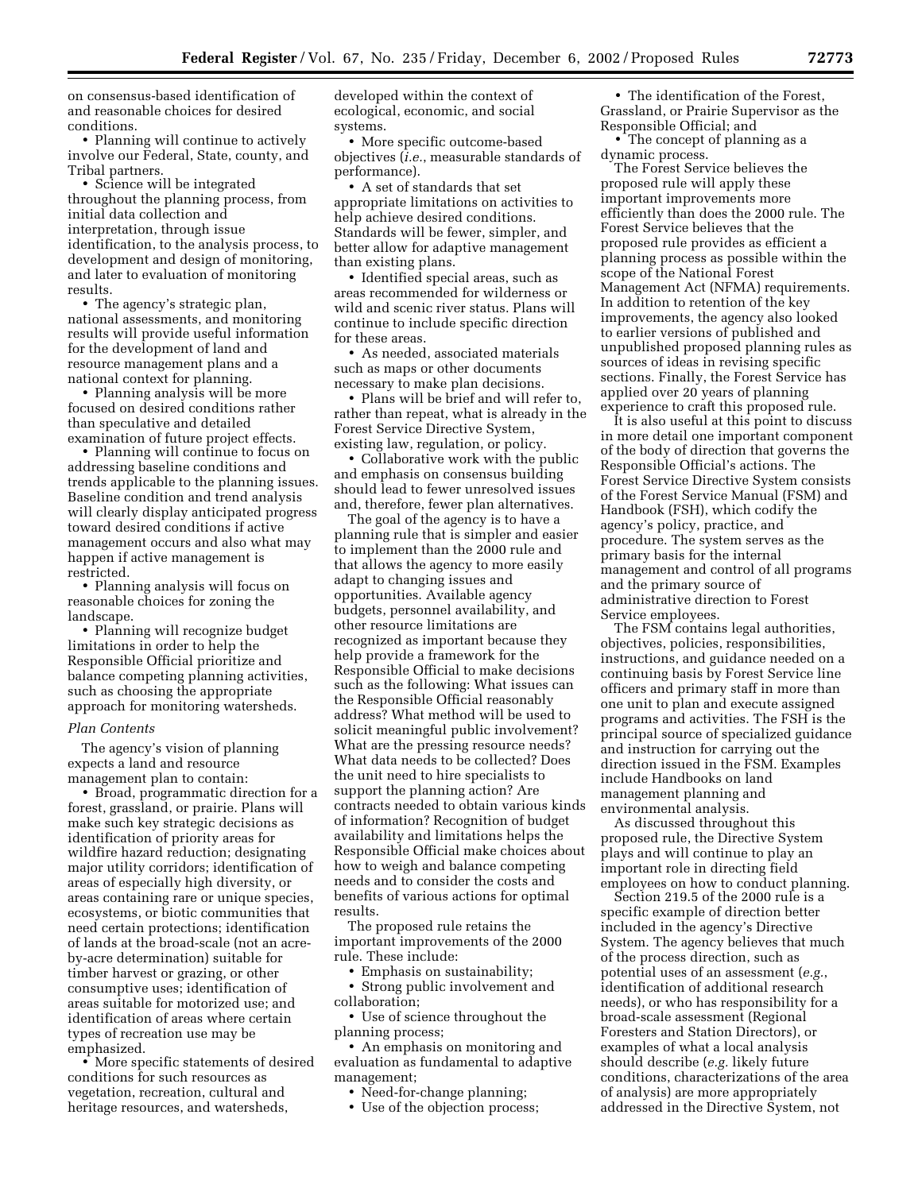on consensus-based identification of and reasonable choices for desired conditions.

- Planning will continue to actively involve our Federal, State, county, and Tribal partners.
- Science will be integrated throughout the planning process, from initial data collection and interpretation, through issue identification, to the analysis process, to development and design of monitoring, and later to evaluation of monitoring results.
- The agency's strategic plan, national assessments, and monitoring results will provide useful information for the development of land and resource management plans and a national context for planning.
- Planning analysis will be more focused on desired conditions rather than speculative and detailed examination of future project effects.
- Planning will continue to focus on addressing baseline conditions and trends applicable to the planning issues. Baseline condition and trend analysis will clearly display anticipated progress toward desired conditions if active management occurs and also what may happen if active management is restricted.
- Planning analysis will focus on reasonable choices for zoning the landscape.
- Planning will recognize budget limitations in order to help the Responsible Official prioritize and balance competing planning activities, such as choosing the appropriate approach for monitoring watersheds.

*Plan Contents*

The agency's vision of planning expects a land and resource management plan to contain:

- Broad, programmatic direction for a forest, grassland, or prairie. Plans will make such key strategic decisions as identification of priority areas for wildfire hazard reduction; designating major utility corridors; identification of areas of especially high diversity, or areas containing rare or unique species, ecosystems, or biotic communities that need certain protections; identification of lands at the broad-scale (not an acre-by-acre determination) suitable for timber harvest or grazing, or other consumptive uses; identification of areas suitable for motorized use; and identification of areas where certain types of recreation use may be emphasized.
- More specific statements of desired conditions for such resources as vegetation, recreation, cultural and heritage resources, and watersheds, developed within the context of ecological, economic, and social systems.
- More specific outcome-based objectives (*i.e.*, measurable standards of performance).
- A set of standards that set appropriate limitations on activities to help achieve desired conditions. Standards will be fewer, simpler, and better allow for adaptive management than existing plans.
- Identified special areas, such as areas recommended for wilderness or wild and scenic river status. Plans will continue to include specific direction for these areas.
- As needed, associated materials such as maps or other documents necessary to make plan decisions.
- Plans will be brief and will refer to, rather than repeat, what is already in the Forest Service Directive System, existing law, regulation, or policy.
- Collaborative work with the public and emphasis on consensus building should lead to fewer unresolved issues and, therefore, fewer plan alternatives.

The goal of the agency is to have a planning rule that is simpler and easier to implement than the 2000 rule and that allows the agency to more easily adapt to changing issues and opportunities. Available agency budgets, personnel availability, and other resource limitations are recognized as important because they help provide a framework for the Responsible Official to make decisions such as the following: What issues can the Responsible Official reasonably address? What method will be used to solicit meaningful public involvement? What are the pressing resource needs? What data needs to be collected? Does the unit need to hire specialists to support the planning action? Are contracts needed to obtain various kinds of information? Recognition of budget availability and limitations helps the Responsible Official make choices about how to weigh and balance competing needs and to consider the costs and benefits of various actions for optimal results.

The proposed rule retains the important improvements of the 2000 rule. These include:

- Emphasis on sustainability;
- Strong public involvement and collaboration;
- Use of science throughout the planning process;
- An emphasis on monitoring and evaluation as fundamental to adaptive management;
- Need-for-change planning;
- Use of the objection process;
- The identification of the Forest, Grassland, or Prairie Supervisor as the Responsible Official; and
- The concept of planning as a dynamic process.

The Forest Service believes the proposed rule will apply these important improvements more efficiently than does the 2000 rule. The Forest Service believes that the proposed rule provides as efficient a planning process as possible within the scope of the National Forest Management Act (NFMA) requirements. In addition to retention of the key improvements, the agency also looked to earlier versions of published and unpublished proposed planning rules as sources of ideas in revising specific sections. Finally, the Forest Service has applied over 20 years of planning experience to craft this proposed rule.

It is also useful at this point to discuss in more detail one important component of the body of direction that governs the Responsible Official's actions. The Forest Service Directive System consists of the Forest Service Manual (FSM) and Handbook (FSH), which codify the agency's policy, practice, and procedure. The system serves as the primary basis for the internal management and control of all programs and the primary source of administrative direction to Forest Service employees.

The FSM contains legal authorities, objectives, policies, responsibilities, instructions, and guidance needed on a continuing basis by Forest Service line officers and primary staff in more than one unit to plan and execute assigned programs and activities. The FSH is the principal source of specialized guidance and instruction for carrying out the direction issued in the FSM. Examples include Handbooks on land management planning and environmental analysis.

As discussed throughout this proposed rule, the Directive System plays and will continue to play an important role in directing field employees on how to conduct planning.

Section 219.5 of the 2000 rule is a specific example of direction better included in the agency's Directive System. The agency believes that much of the process direction, such as potential uses of an assessment (*e.g.*, identification of additional research needs), or who has responsibility for a broad-scale assessment (Regional Foresters and Station Directors), or examples of what a local analysis should describe (*e.g.* likely future conditions, characterizations of the area of analysis) are more appropriately addressed in the Directive System, not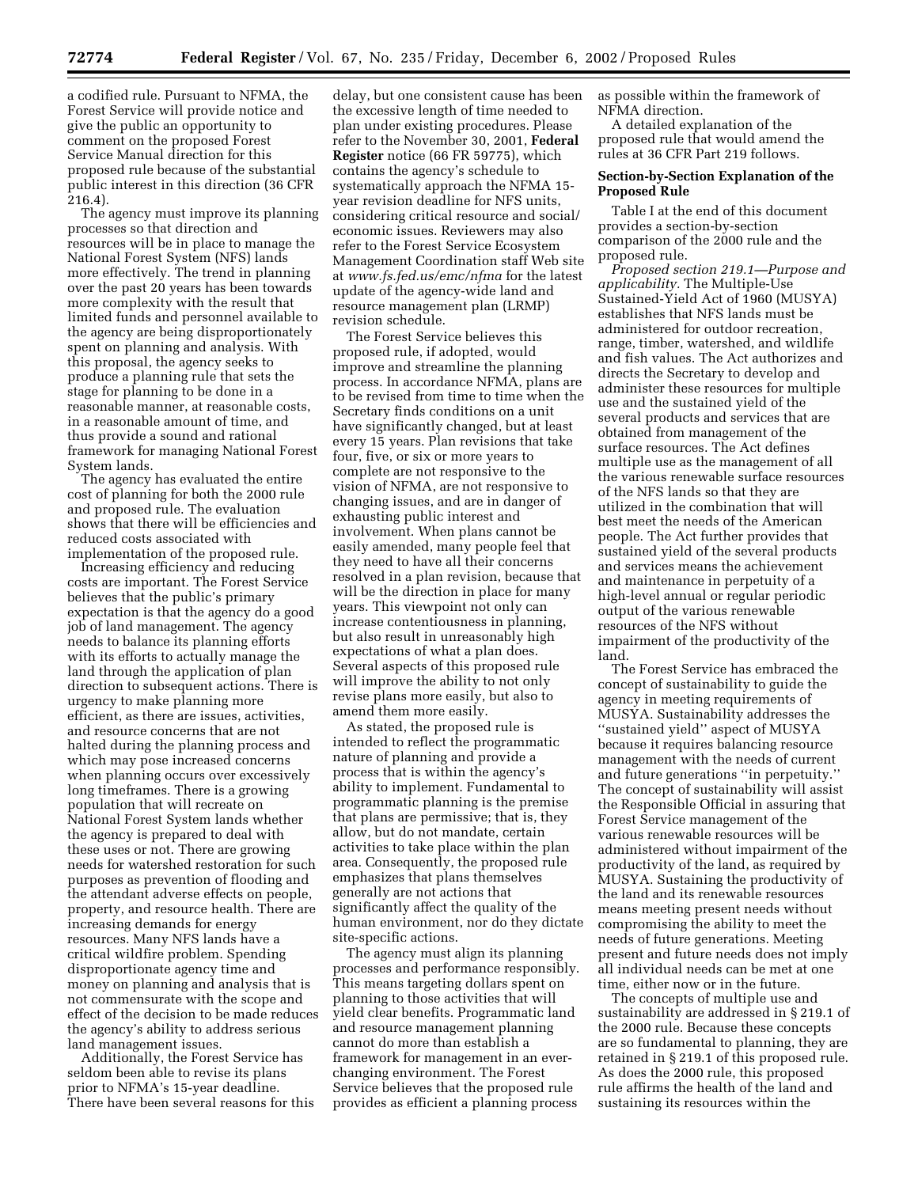a codified rule. Pursuant to NFMA, the Forest Service will provide notice and give the public an opportunity to comment on the proposed Forest Service Manual direction for this proposed rule because of the substantial public interest in this direction (36 CFR 216.4).

The agency must improve its planning processes so that direction and resources will be in place to manage the National Forest System (NFS) lands more effectively. The trend in planning over the past 20 years has been towards more complexity with the result that limited funds and personnel available to the agency are being disproportionately spent on planning and analysis. With this proposal, the agency seeks to produce a planning rule that sets the stage for planning to be done in a reasonable manner, at reasonable costs, in a reasonable amount of time, and thus provide a sound and rational framework for managing National Forest System lands.

The agency has evaluated the entire cost of planning for both the 2000 rule and proposed rule. The evaluation shows that there will be efficiencies and reduced costs associated with implementation of the proposed rule.

Increasing efficiency and reducing costs are important. The Forest Service believes that the public's primary expectation is that the agency do a good job of land management. The agency needs to balance its planning efforts with its efforts to actually manage the land through the application of plan direction to subsequent actions. There is urgency to make planning more efficient, as there are issues, activities, and resource concerns that are not halted during the planning process and which may pose increased concerns when planning occurs over excessively long timeframes. There is a growing population that will recreate on National Forest System lands whether the agency is prepared to deal with these uses or not. There are growing needs for watershed restoration for such purposes as prevention of flooding and the attendant adverse effects on people, property, and resource health. There are increasing demands for energy resources. Many NFS lands have a critical wildfire problem. Spending disproportionate agency time and money on planning and analysis that is not commensurate with the scope and effect of the decision to be made reduces the agency's ability to address serious land management issues.

Additionally, the Forest Service has seldom been able to revise its plans prior to NFMA's 15-year deadline. There have been several reasons for this delay, but one consistent cause has been the excessive length of time needed to plan under existing procedures. Please refer to the November 30, 2001, **Federal Register** notice (66 FR 59775), which contains the agency's schedule to systematically approach the NFMA 15-year revision deadline for NFS units, considering critical resource and social/economic issues. Reviewers may also refer to the Forest Service Ecosystem Management Coordination staff Web site at *www.fs.fed.us/emc/nfma* for the latest update of the agency-wide land and resource management plan (LRMP) revision schedule.

The Forest Service believes this proposed rule, if adopted, would improve and streamline the planning process. In accordance NFMA, plans are to be revised from time to time when the Secretary finds conditions on a unit have significantly changed, but at least every 15 years. Plan revisions that take four, five, or six or more years to complete are not responsive to the vision of NFMA, are not responsive to changing issues, and are in danger of exhausting public interest and involvement. When plans cannot be easily amended, many people feel that they need to have all their concerns resolved in a plan revision, because that will be the direction in place for many years. This viewpoint not only can increase contentiousness in planning, but also result in unreasonably high expectations of what a plan does. Several aspects of this proposed rule will improve the ability to not only revise plans more easily, but also to amend them more easily.

As stated, the proposed rule is intended to reflect the programmatic nature of planning and provide a process that is within the agency's ability to implement. Fundamental to programmatic planning is the premise that plans are permissive; that is, they allow, but do not mandate, certain activities to take place within the plan area. Consequently, the proposed rule emphasizes that plans themselves generally are not actions that significantly affect the quality of the human environment, nor do they dictate site-specific actions.

The agency must align its planning processes and performance responsibly. This means targeting dollars spent on planning to those activities that will yield clear benefits. Programmatic land and resource management planning cannot do more than establish a framework for management in an ever-changing environment. The Forest Service believes that the proposed rule provides as efficient a planning process as possible within the framework of NFMA direction.

A detailed explanation of the proposed rule that would amend the rules at 36 CFR Part 219 follows.

## Section-by-Section Explanation of the Proposed Rule

Table I at the end of this document provides a section-by-section comparison of the 2000 rule and the proposed rule.

*Proposed section 219.1—Purpose and applicability.* The Multiple-Use Sustained-Yield Act of 1960 (MUSYA) establishes that NFS lands must be administered for outdoor recreation, range, timber, watershed, and wildlife and fish values. The Act authorizes and directs the Secretary to develop and administer these resources for multiple use and the sustained yield of the several products and services that are obtained from management of the surface resources. The Act defines multiple use as the management of all the various renewable surface resources of the NFS lands so that they are utilized in the combination that will best meet the needs of the American people. The Act further provides that sustained yield of the several products and services means the achievement and maintenance in perpetuity of a high-level annual or regular periodic output of the various renewable resources of the NFS without impairment of the productivity of the land.

The Forest Service has embraced the concept of sustainability to guide the agency in meeting requirements of MUSYA. Sustainability addresses the "sustained yield" aspect of MUSYA because it requires balancing resource management with the needs of current and future generations "in perpetuity." The concept of sustainability will assist the Responsible Official in assuring that Forest Service management of the various renewable resources will be administered without impairment of the productivity of the land, as required by MUSYA. Sustaining the productivity of the land and its renewable resources means meeting present needs without compromising the ability to meet the needs of future generations. Meeting present and future needs does not imply all individual needs can be met at one time, either now or in the future.

The concepts of multiple use and sustainability are addressed in § 219.1 of the 2000 rule. Because these concepts are so fundamental to planning, they are retained in § 219.1 of this proposed rule. As does the 2000 rule, this proposed rule affirms the health of the land and sustaining its resources within the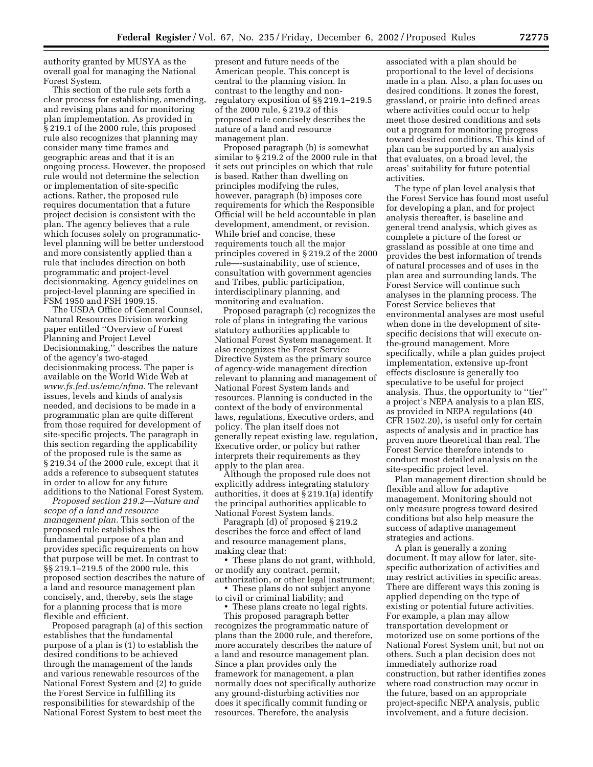authority granted by MUSYA as the overall goal for managing the National Forest System.

This section of the rule sets forth a clear process for establishing, amending, and revising plans and for monitoring plan implementation. As provided in § 219.1 of the 2000 rule, this proposed rule also recognizes that planning may consider many time frames and geographic areas and that it is an ongoing process. However, the proposed rule would not determine the selection or implementation of site-specific actions. Rather, the proposed rule requires documentation that a future project decision is consistent with the plan. The agency believes that a rule which focuses solely on programmatic-level planning will be better understood and more consistently applied than a rule that includes direction on both programmatic and project-level decisionmaking. Agency guidelines on project-level planning are specified in FSM 1950 and FSH 1909.15.

The USDA Office of General Counsel, Natural Resources Division working paper entitled ''Overview of Forest Planning and Project Level Decisionmaking,'' describes the nature of the agency's two-staged decisionmaking process. The paper is available on the World Wide Web at *www.fs.fed.us/emc/nfma.* The relevant issues, levels and kinds of analysis needed, and decisions to be made in a programmatic plan are quite different from those required for development of site-specific projects. The paragraph in this section regarding the applicability of the proposed rule is the same as § 219.34 of the 2000 rule, except that it adds a reference to subsequent statutes in order to allow for any future additions to the National Forest System.

*Proposed section 219.2—Nature and scope of a land and resource management plan.* This section of the proposed rule establishes the fundamental purpose of a plan and provides specific requirements on how that purpose will be met. In contrast to §§ 219.1–219.5 of the 2000 rule, this proposed section describes the nature of a land and resource management plan concisely, and, thereby, sets the stage for a planning process that is more flexible and efficient.

Proposed paragraph (a) of this section establishes that the fundamental purpose of a plan is (1) to establish the desired conditions to be achieved through the management of the lands and various renewable resources of the National Forest System and (2) to guide the Forest Service in fulfilling its responsibilities for stewardship of the National Forest System to best meet the present and future needs of the American people. This concept is central to the planning vision. In contrast to the lengthy and non-regulatory exposition of §§ 219.1–219.5 of the 2000 rule, § 219.2 of this proposed rule concisely describes the nature of a land and resource management plan.

Proposed paragraph (b) is somewhat similar to § 219.2 of the 2000 rule in that it sets out principles on which that rule is based. Rather than dwelling on principles modifying the rules, however, paragraph (b) imposes core requirements for which the Responsible Official will be held accountable in plan development, amendment, or revision. While brief and concise, these requirements touch all the major principles covered in § 219.2 of the 2000 rule—-sustainability, use of science, consultation with government agencies and Tribes, public participation, interdisciplinary planning, and monitoring and evaluation.

Proposed paragraph (c) recognizes the role of plans in integrating the various statutory authorities applicable to National Forest System management. It also recognizes the Forest Service Directive System as the primary source of agency-wide management direction relevant to planning and management of National Forest System lands and resources. Planning is conducted in the context of the body of environmental laws, regulations, Executive orders, and policy. The plan itself does not generally repeat existing law, regulation, Executive order, or policy but rather interprets their requirements as they apply to the plan area.

Although the proposed rule does not explicitly address integrating statutory authorities, it does at § 219.1(a) identify the principal authorities applicable to National Forest System lands.

Paragraph (d) of proposed § 219.2 describes the force and effect of land and resource management plans, making clear that:

- These plans do not grant, withhold, or modify any contract, permit, authorization, or other legal instrument;
- These plans do not subject anyone to civil or criminal liability; and
- These plans create no legal rights.

This proposed paragraph better recognizes the programmatic nature of plans than the 2000 rule, and therefore, more accurately describes the nature of a land and resource management plan. Since a plan provides only the framework for management, a plan normally does not specifically authorize any ground-disturbing activities nor does it specifically commit funding or resources. Therefore, the analysis associated with a plan should be proportional to the level of decisions made in a plan. Also, a plan focuses on desired conditions. It zones the forest, grassland, or prairie into defined areas where activities could occur to help meet those desired conditions and sets out a program for monitoring progress toward desired conditions. This kind of plan can be supported by an analysis that evaluates, on a broad level, the areas' suitability for future potential activities.

The type of plan level analysis that the Forest Service has found most useful for developing a plan, and for project analysis thereafter, is baseline and general trend analysis, which gives as complete a picture of the forest or grassland as possible at one time and provides the best information of trends of natural processes and of uses in the plan area and surrounding lands. The Forest Service will continue such analyses in the planning process. The Forest Service believes that environmental analyses are most useful when done in the development of site-specific decisions that will execute on-the-ground management. More specifically, while a plan guides project implementation, extensive up-front effects disclosure is generally too speculative to be useful for project analysis. Thus, the opportunity to ''tier'' a project's NEPA analysis to a plan EIS, as provided in NEPA regulations (40 CFR 1502.20), is useful only for certain aspects of analysis and in practice has proven more theoretical than real. The Forest Service therefore intends to conduct most detailed analysis on the site-specific project level.

Plan management direction should be flexible and allow for adaptive management. Monitoring should not only measure progress toward desired conditions but also help measure the success of adaptive management strategies and actions.

A plan is generally a zoning document. It may allow for later, site-specific authorization of activities and may restrict activities in specific areas. There are different ways this zoning is applied depending on the type of existing or potential future activities. For example, a plan may allow transportation development or motorized use on some portions of the National Forest System unit, but not on others. Such a plan decision does not immediately authorize road construction, but rather identifies zones where road construction may occur in the future, based on an appropriate project-specific NEPA analysis, public involvement, and a future decision.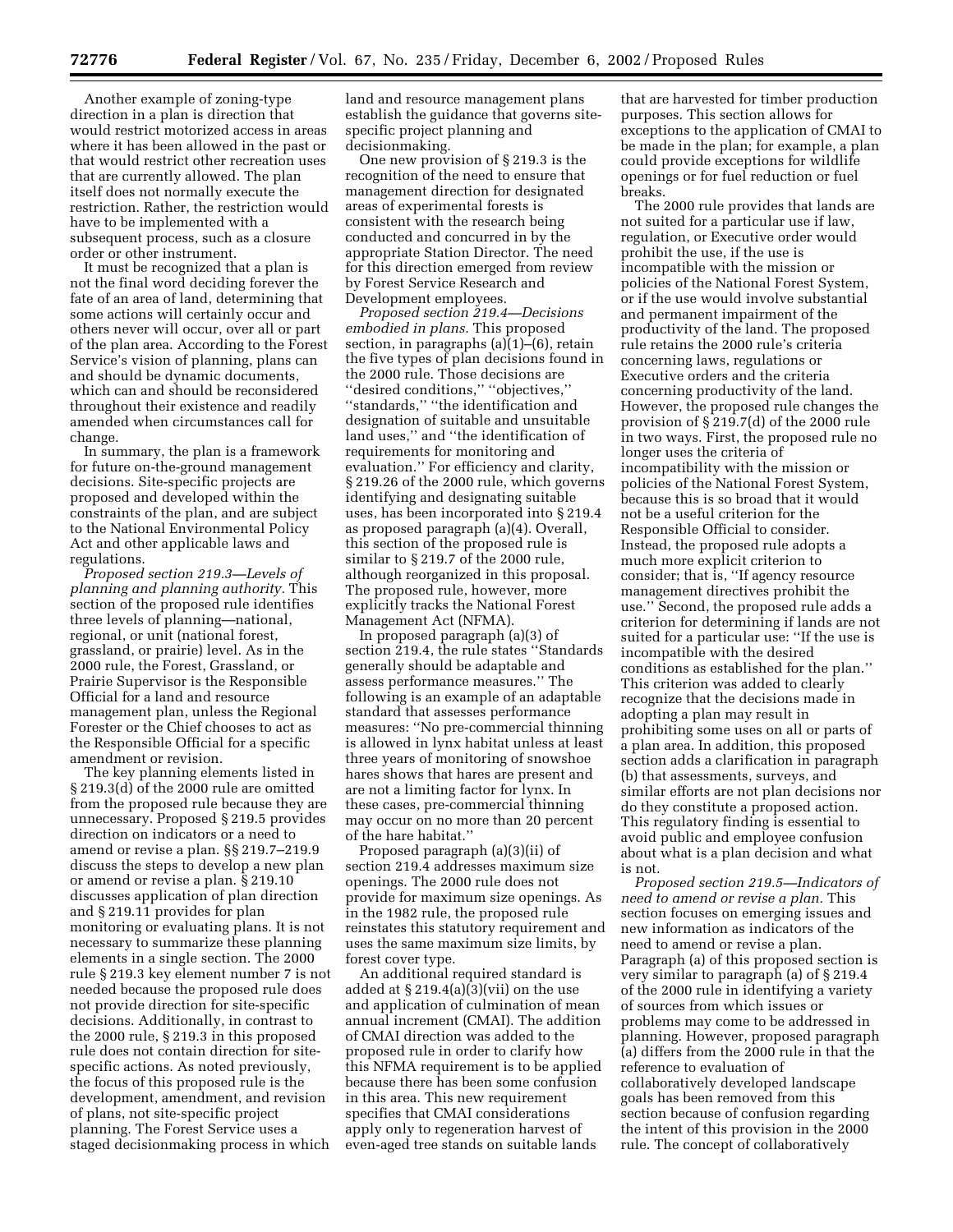Another example of zoning-type direction in a plan is direction that would restrict motorized access in areas where it has been allowed in the past or that would restrict other recreation uses that are currently allowed. The plan itself does not normally execute the restriction. Rather, the restriction would have to be implemented with a subsequent process, such as a closure order or other instrument.

It must be recognized that a plan is not the final word deciding forever the fate of an area of land, determining that some actions will certainly occur and others never will occur, over all or part of the plan area. According to the Forest Service's vision of planning, plans can and should be dynamic documents, which can and should be reconsidered throughout their existence and readily amended when circumstances call for change.

In summary, the plan is a framework for future on-the-ground management decisions. Site-specific projects are proposed and developed within the constraints of the plan, and are subject to the National Environmental Policy Act and other applicable laws and regulations.

*Proposed section 219.3—Levels of planning and planning authority.* This section of the proposed rule identifies three levels of planning—national, regional, or unit (national forest, grassland, or prairie) level. As in the 2000 rule, the Forest, Grassland, or Prairie Supervisor is the Responsible Official for a land and resource management plan, unless the Regional Forester or the Chief chooses to act as the Responsible Official for a specific amendment or revision.

The key planning elements listed in § 219.3(d) of the 2000 rule are omitted from the proposed rule because they are unnecessary. Proposed § 219.5 provides direction on indicators or a need to amend or revise a plan. §§ 219.7–219.9 discuss the steps to develop a new plan or amend or revise a plan. § 219.10 discusses application of plan direction and § 219.11 provides for plan monitoring or evaluating plans. It is not necessary to summarize these planning elements in a single section. The 2000 rule § 219.3 key element number 7 is not needed because the proposed rule does not provide direction for site-specific decisions. Additionally, in contrast to the 2000 rule, § 219.3 in this proposed rule does not contain direction for site-specific actions. As noted previously, the focus of this proposed rule is the development, amendment, and revision of plans, not site-specific project planning. The Forest Service uses a staged decisionmaking process in which land and resource management plans establish the guidance that governs site-specific project planning and decisionmaking.

One new provision of § 219.3 is the recognition of the need to ensure that management direction for designated areas of experimental forests is consistent with the research being conducted and concurred in by the appropriate Station Director. The need for this direction emerged from review by Forest Service Research and Development employees.

*Proposed section 219.4—Decisions embodied in plans.* This proposed section, in paragraphs (a)(1)–(6), retain the five types of plan decisions found in the 2000 rule. Those decisions are ''desired conditions,'' ''objectives,'' ''standards,'' ''the identification and designation of suitable and unsuitable land uses,'' and ''the identification of requirements for monitoring and evaluation.'' For efficiency and clarity, § 219.26 of the 2000 rule, which governs identifying and designating suitable uses, has been incorporated into § 219.4 as proposed paragraph (a)(4). Overall, this section of the proposed rule is similar to § 219.7 of the 2000 rule, although reorganized in this proposal. The proposed rule, however, more explicitly tracks the National Forest Management Act (NFMA).

In proposed paragraph (a)(3) of section 219.4, the rule states ''Standards generally should be adaptable and assess performance measures.'' The following is an example of an adaptable standard that assesses performance measures: ''No pre-commercial thinning is allowed in lynx habitat unless at least three years of monitoring of snowshoe hares shows that hares are present and are not a limiting factor for lynx. In these cases, pre-commercial thinning may occur on no more than 20 percent of the hare habitat.''

Proposed paragraph (a)(3)(ii) of section 219.4 addresses maximum size openings. The 2000 rule does not provide for maximum size openings. As in the 1982 rule, the proposed rule reinstates this statutory requirement and uses the same maximum size limits, by forest cover type.

An additional required standard is added at § 219.4(a)(3)(vii) on the use and application of culmination of mean annual increment (CMAI). The addition of CMAI direction was added to the proposed rule in order to clarify how this NFMA requirement is to be applied because there has been some confusion in this area. This new requirement specifies that CMAI considerations apply only to regeneration harvest of even-aged tree stands on suitable lands that are harvested for timber production purposes. This section allows for exceptions to the application of CMAI to be made in the plan; for example, a plan could provide exceptions for wildlife openings or for fuel reduction or fuel breaks.

The 2000 rule provides that lands are not suited for a particular use if law, regulation, or Executive order would prohibit the use, if the use is incompatible with the mission or policies of the National Forest System, or if the use would involve substantial and permanent impairment of the productivity of the land. The proposed rule retains the 2000 rule's criteria concerning laws, regulations or Executive orders and the criteria concerning productivity of the land. However, the proposed rule changes the provision of § 219.7(d) of the 2000 rule in two ways. First, the proposed rule no longer uses the criteria of incompatibility with the mission or policies of the National Forest System, because this is so broad that it would not be a useful criterion for the Responsible Official to consider. Instead, the proposed rule adopts a much more explicit criterion to consider; that is, ''If agency resource management directives prohibit the use.'' Second, the proposed rule adds a criterion for determining if lands are not suited for a particular use: ''If the use is incompatible with the desired conditions as established for the plan.'' This criterion was added to clearly recognize that the decisions made in adopting a plan may result in prohibiting some uses on all or parts of a plan area. In addition, this proposed section adds a clarification in paragraph (b) that assessments, surveys, and similar efforts are not plan decisions nor do they constitute a proposed action. This regulatory finding is essential to avoid public and employee confusion about what is a plan decision and what is not.

*Proposed section 219.5—Indicators of need to amend or revise a plan.* This section focuses on emerging issues and new information as indicators of the need to amend or revise a plan. Paragraph (a) of this proposed section is very similar to paragraph (a) of § 219.4 of the 2000 rule in identifying a variety of sources from which issues or problems may come to be addressed in planning. However, proposed paragraph (a) differs from the 2000 rule in that the reference to evaluation of collaboratively developed landscape goals has been removed from this section because of confusion regarding the intent of this provision in the 2000 rule. The concept of collaboratively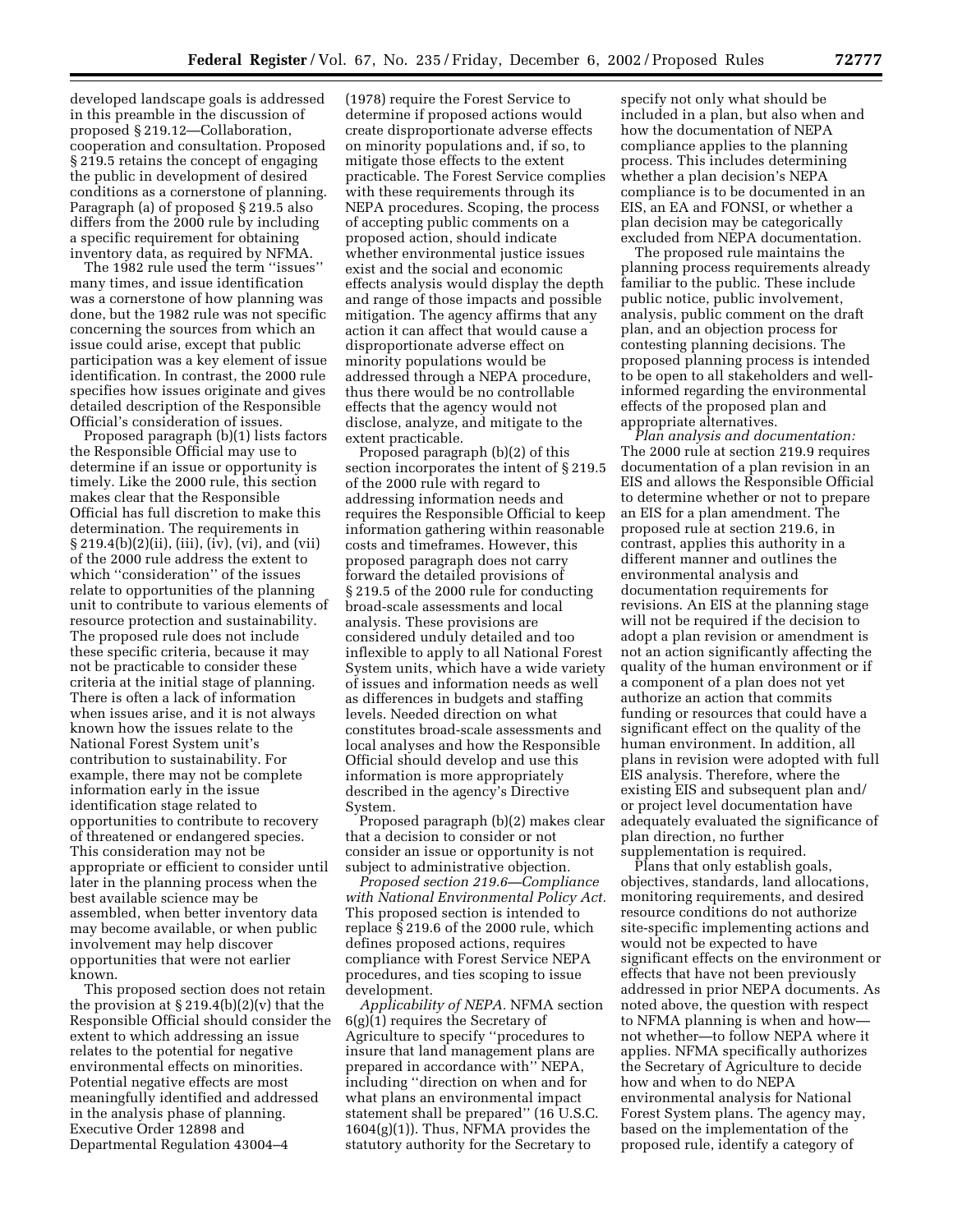developed landscape goals is addressed in this preamble in the discussion of proposed § 219.12—Collaboration, cooperation and consultation. Proposed § 219.5 retains the concept of engaging the public in development of desired conditions as a cornerstone of planning. Paragraph (a) of proposed § 219.5 also differs from the 2000 rule by including a specific requirement for obtaining inventory data, as required by NFMA.

The 1982 rule used the term ''issues'' many times, and issue identification was a cornerstone of how planning was done, but the 1982 rule was not specific concerning the sources from which an issue could arise, except that public participation was a key element of issue identification. In contrast, the 2000 rule specifies how issues originate and gives detailed description of the Responsible Official's consideration of issues.

Proposed paragraph (b)(1) lists factors the Responsible Official may use to determine if an issue or opportunity is timely. Like the 2000 rule, this section makes clear that the Responsible Official has full discretion to make this determination. The requirements in § 219.4(b)(2)(ii), (iii), (iv), (vi), and (vii) of the 2000 rule address the extent to which ''consideration'' of the issues relate to opportunities of the planning unit to contribute to various elements of resource protection and sustainability. The proposed rule does not include these specific criteria, because it may not be practicable to consider these criteria at the initial stage of planning. There is often a lack of information when issues arise, and it is not always known how the issues relate to the National Forest System unit's contribution to sustainability. For example, there may not be complete information early in the issue identification stage related to opportunities to contribute to recovery of threatened or endangered species. This consideration may not be appropriate or efficient to consider until later in the planning process when the best available science may be assembled, when better inventory data may become available, or when public involvement may help discover opportunities that were not earlier known.

This proposed section does not retain the provision at § 219.4(b)(2)(v) that the Responsible Official should consider the extent to which addressing an issue relates to the potential for negative environmental effects on minorities. Potential negative effects are most meaningfully identified and addressed in the analysis phase of planning. Executive Order 12898 and Departmental Regulation 43004–4 (1978) require the Forest Service to determine if proposed actions would create disproportionate adverse effects on minority populations and, if so, to mitigate those effects to the extent practicable. The Forest Service complies with these requirements through its NEPA procedures. Scoping, the process of accepting public comments on a proposed action, should indicate whether environmental justice issues exist and the social and economic effects analysis would display the depth and range of those impacts and possible mitigation. The agency affirms that any action it can affect that would cause a disproportionate adverse effect on minority populations would be addressed through a NEPA procedure, thus there would be no controllable effects that the agency would not disclose, analyze, and mitigate to the extent practicable.

Proposed paragraph (b)(2) of this section incorporates the intent of § 219.5 of the 2000 rule with regard to addressing information needs and requires the Responsible Official to keep information gathering within reasonable costs and timeframes. However, this proposed paragraph does not carry forward the detailed provisions of § 219.5 of the 2000 rule for conducting broad-scale assessments and local analysis. These provisions are considered unduly detailed and too inflexible to apply to all National Forest System units, which have a wide variety of issues and information needs as well as differences in budgets and staffing levels. Needed direction on what constitutes broad-scale assessments and local analyses and how the Responsible Official should develop and use this information is more appropriately described in the agency's Directive System.

Proposed paragraph (b)(2) makes clear that a decision to consider or not consider an issue or opportunity is not subject to administrative objection.

*Proposed section 219.6—Compliance with National Environmental Policy Act.* This proposed section is intended to replace § 219.6 of the 2000 rule, which defines proposed actions, requires compliance with Forest Service NEPA procedures, and ties scoping to issue development.

*Applicability of NEPA.* NFMA section 6(g)(1) requires the Secretary of Agriculture to specify ''procedures to insure that land management plans are prepared in accordance with'' NEPA, including ''direction on when and for what plans an environmental impact statement shall be prepared'' (16 U.S.C. 1604(g)(1)). Thus, NFMA provides the statutory authority for the Secretary to specify not only what should be included in a plan, but also when and how the documentation of NEPA compliance applies to the planning process. This includes determining whether a plan decision's NEPA compliance is to be documented in an EIS, an EA and FONSI, or whether a plan decision may be categorically excluded from NEPA documentation.

The proposed rule maintains the planning process requirements already familiar to the public. These include public notice, public involvement, analysis, public comment on the draft plan, and an objection process for contesting planning decisions. The proposed planning process is intended to be open to all stakeholders and well-informed regarding the environmental effects of the proposed plan and appropriate alternatives.

*Plan analysis and documentation:* The 2000 rule at section 219.9 requires documentation of a plan revision in an EIS and allows the Responsible Official to determine whether or not to prepare an EIS for a plan amendment. The proposed rule at section 219.6, in contrast, applies this authority in a different manner and outlines the environmental analysis and documentation requirements for revisions. An EIS at the planning stage will not be required if the decision to adopt a plan revision or amendment is not an action significantly affecting the quality of the human environment or if a component of a plan does not yet authorize an action that commits funding or resources that could have a significant effect on the quality of the human environment. In addition, all plans in revision were adopted with full EIS analysis. Therefore, where the existing EIS and subsequent plan and/or project level documentation have adequately evaluated the significance of plan direction, no further supplementation is required.

Plans that only establish goals, objectives, standards, land allocations, monitoring requirements, and desired resource conditions do not authorize site-specific implementing actions and would not be expected to have significant effects on the environment or effects that have not been previously addressed in prior NEPA documents. As noted above, the question with respect to NFMA planning is when and how—not whether—to follow NEPA where it applies. NFMA specifically authorizes the Secretary of Agriculture to decide how and when to do NEPA environmental analysis for National Forest System plans. The agency may, based on the implementation of the proposed rule, identify a category of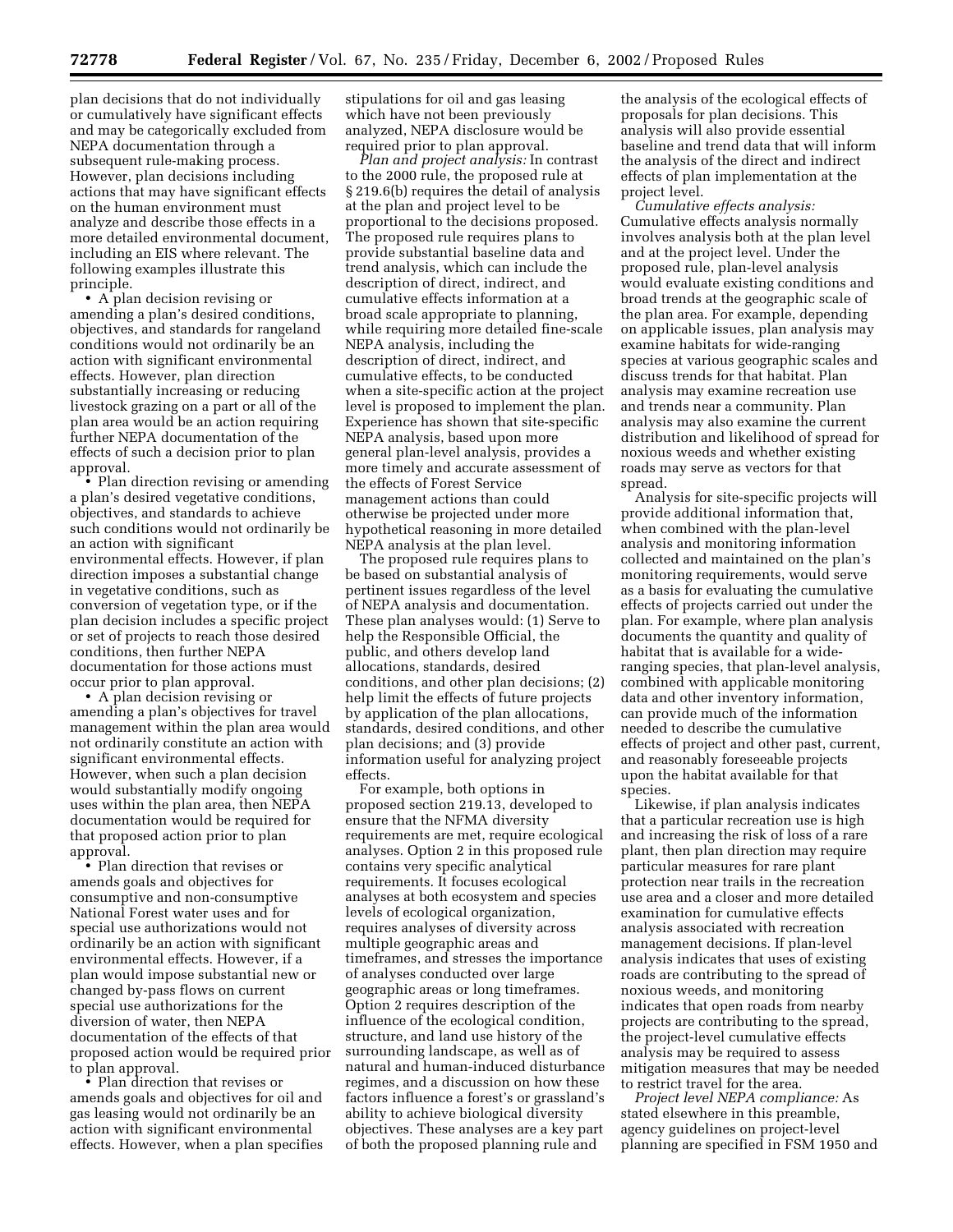plan decisions that do not individually or cumulatively have significant effects and may be categorically excluded from NEPA documentation through a subsequent rule-making process. However, plan decisions including actions that may have significant effects on the human environment must analyze and describe those effects in a more detailed environmental document, including an EIS where relevant. The following examples illustrate this principle.

- A plan decision revising or amending a plan's desired conditions, objectives, and standards for rangeland conditions would not ordinarily be an action with significant environmental effects. However, plan direction substantially increasing or reducing livestock grazing on a part or all of the plan area would be an action requiring further NEPA documentation of the effects of such a decision prior to plan approval.
- Plan direction revising or amending a plan's desired vegetative conditions, objectives, and standards to achieve such conditions would not ordinarily be an action with significant environmental effects. However, if plan direction imposes a substantial change in vegetative conditions, such as conversion of vegetation type, or if the plan decision includes a specific project or set of projects to reach those desired conditions, then further NEPA documentation for those actions must occur prior to plan approval.
- A plan decision revising or amending a plan's objectives for travel management within the plan area would not ordinarily constitute an action with significant environmental effects. However, when such a plan decision would substantially modify ongoing uses within the plan area, then NEPA documentation would be required for that proposed action prior to plan approval.
- Plan direction that revises or amends goals and objectives for consumptive and non-consumptive National Forest water uses and for special use authorizations would not ordinarily be an action with significant environmental effects. However, if a plan would impose substantial new or changed by-pass flows on current special use authorizations for the diversion of water, then NEPA documentation of the effects of that proposed action would be required prior to plan approval.
- Plan direction that revises or amends goals and objectives for oil and gas leasing would not ordinarily be an action with significant environmental effects. However, when a plan specifies stipulations for oil and gas leasing which have not been previously analyzed, NEPA disclosure would be required prior to plan approval.

*Plan and project analysis:* In contrast to the 2000 rule, the proposed rule at § 219.6(b) requires the detail of analysis at the plan and project level to be proportional to the decisions proposed. The proposed rule requires plans to provide substantial baseline data and trend analysis, which can include the description of direct, indirect, and cumulative effects information at a broad scale appropriate to planning, while requiring more detailed fine-scale NEPA analysis, including the description of direct, indirect, and cumulative effects, to be conducted when a site-specific action at the project level is proposed to implement the plan. Experience has shown that site-specific NEPA analysis, based upon more general plan-level analysis, provides a more timely and accurate assessment of the effects of Forest Service management actions than could otherwise be projected under more hypothetical reasoning in more detailed NEPA analysis at the plan level.

The proposed rule requires plans to be based on substantial analysis of pertinent issues regardless of the level of NEPA analysis and documentation. These plan analyses would: (1) Serve to help the Responsible Official, the public, and others develop land allocations, standards, desired conditions, and other plan decisions; (2) help limit the effects of future projects by application of the plan allocations, standards, desired conditions, and other plan decisions; and (3) provide information useful for analyzing project effects.

For example, both options in proposed section 219.13, developed to ensure that the NFMA diversity requirements are met, require ecological analyses. Option 2 in this proposed rule contains very specific analytical requirements. It focuses ecological analyses at both ecosystem and species levels of ecological organization, requires analyses of diversity across multiple geographic areas and timeframes, and stresses the importance of analyses conducted over large geographic areas or long timeframes. Option 2 requires description of the influence of the ecological condition, structure, and land use history of the surrounding landscape, as well as of natural and human-induced disturbance regimes, and a discussion on how these factors influence a forest's or grassland's ability to achieve biological diversity objectives. These analyses are a key part of both the proposed planning rule and the analysis of the ecological effects of proposals for plan decisions. This analysis will also provide essential baseline and trend data that will inform the analysis of the direct and indirect effects of plan implementation at the project level.

*Cumulative effects analysis:* Cumulative effects analysis normally involves analysis both at the plan level and at the project level. Under the proposed rule, plan-level analysis would evaluate existing conditions and broad trends at the geographic scale of the plan area. For example, depending on applicable issues, plan analysis may examine habitats for wide-ranging species at various geographic scales and discuss trends for that habitat. Plan analysis may examine recreation use and trends near a community. Plan analysis may also examine the current distribution and likelihood of spread for noxious weeds and whether existing roads may serve as vectors for that spread.

Analysis for site-specific projects will provide additional information that, when combined with the plan-level analysis and monitoring information collected and maintained on the plan's monitoring requirements, would serve as a basis for evaluating the cumulative effects of projects carried out under the plan. For example, where plan analysis documents the quantity and quality of habitat that is available for a wide-ranging species, that plan-level analysis, combined with applicable monitoring data and other inventory information, can provide much of the information needed to describe the cumulative effects of project and other past, current, and reasonably foreseeable projects upon the habitat available for that species.

Likewise, if plan analysis indicates that a particular recreation use is high and increasing the risk of loss of a rare plant, then plan direction may require particular measures for rare plant protection near trails in the recreation use area and a closer and more detailed examination for cumulative effects analysis associated with recreation management decisions. If plan-level analysis indicates that uses of existing roads are contributing to the spread of noxious weeds, and monitoring indicates that open roads from nearby projects are contributing to the spread, the project-level cumulative effects analysis may be required to assess mitigation measures that may be needed to restrict travel for the area.

*Project level NEPA compliance:* As stated elsewhere in this preamble, agency guidelines on project-level planning are specified in FSM 1950 and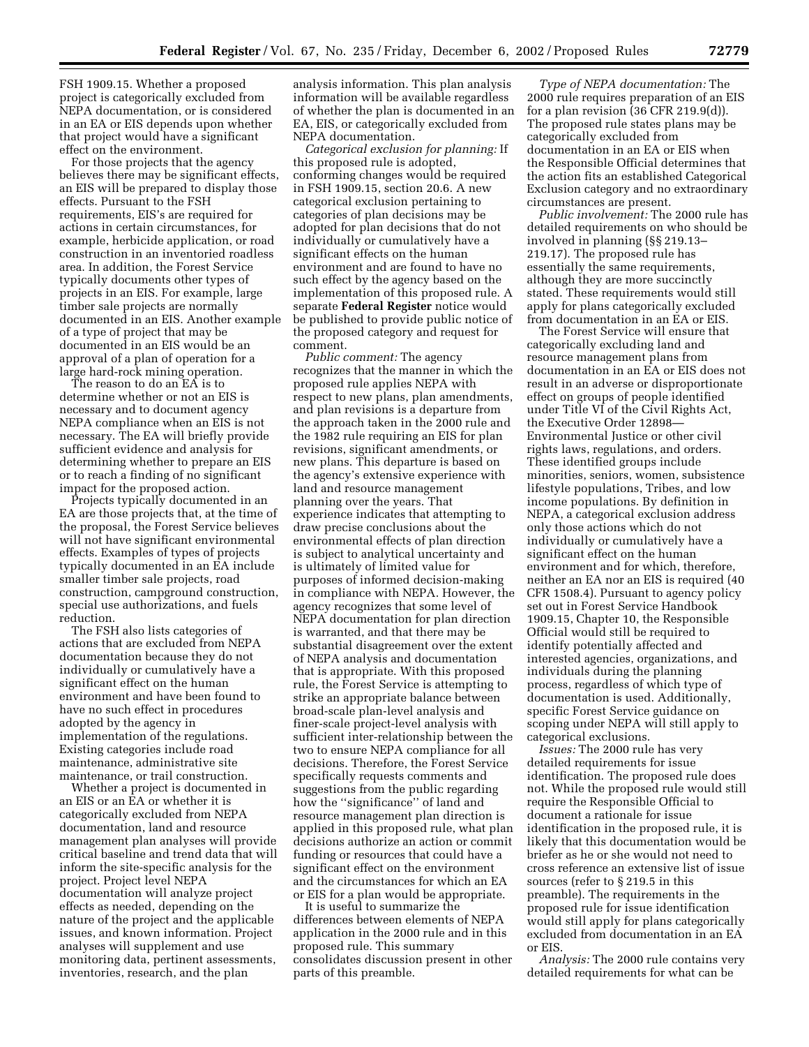FSH 1909.15. Whether a proposed project is categorically excluded from NEPA documentation, or is considered in an EA or EIS depends upon whether that project would have a significant effect on the environment.

For those projects that the agency believes there may be significant effects, an EIS will be prepared to display those effects. Pursuant to the FSH requirements, EIS's are required for actions in certain circumstances, for example, herbicide application, or road construction in an inventoried roadless area. In addition, the Forest Service typically documents other types of projects in an EIS. For example, large timber sale projects are normally documented in an EIS. Another example of a type of project that may be documented in an EIS would be an approval of a plan of operation for a large hard-rock mining operation.

The reason to do an EA is to determine whether or not an EIS is necessary and to document agency NEPA compliance when an EIS is not necessary. The EA will briefly provide sufficient evidence and analysis for determining whether to prepare an EIS or to reach a finding of no significant impact for the proposed action.

Projects typically documented in an EA are those projects that, at the time of the proposal, the Forest Service believes will not have significant environmental effects. Examples of types of projects typically documented in an EA include smaller timber sale projects, road construction, campground construction, special use authorizations, and fuels reduction.

The FSH also lists categories of actions that are excluded from NEPA documentation because they do not individually or cumulatively have a significant effect on the human environment and have been found to have no such effect in procedures adopted by the agency in implementation of the regulations. Existing categories include road maintenance, administrative site maintenance, or trail construction.

Whether a project is documented in an EIS or an EA or whether it is categorically excluded from NEPA documentation, land and resource management plan analyses will provide critical baseline and trend data that will inform the site-specific analysis for the project. Project level NEPA documentation will analyze project effects as needed, depending on the nature of the project and the applicable issues, and known information. Project analyses will supplement and use monitoring data, pertinent assessments, inventories, research, and the plan analysis information. This plan analysis information will be available regardless of whether the plan is documented in an EA, EIS, or categorically excluded from NEPA documentation.

*Categorical exclusion for planning:* If this proposed rule is adopted, conforming changes would be required in FSH 1909.15, section 20.6. A new categorical exclusion pertaining to categories of plan decisions may be adopted for plan decisions that do not individually or cumulatively have a significant effects on the human environment and are found to have no such effect by the agency based on the implementation of this proposed rule. A separate **Federal Register** notice would be published to provide public notice of the proposed category and request for comment.

*Public comment:* The agency recognizes that the manner in which the proposed rule applies NEPA with respect to new plans, plan amendments, and plan revisions is a departure from the approach taken in the 2000 rule and the 1982 rule requiring an EIS for plan revisions, significant amendments, or new plans. This departure is based on the agency's extensive experience with land and resource management planning over the years. That experience indicates that attempting to draw precise conclusions about the environmental effects of plan direction is subject to analytical uncertainty and is ultimately of limited value for purposes of informed decision-making in compliance with NEPA. However, the agency recognizes that some level of NEPA documentation for plan direction is warranted, and that there may be substantial disagreement over the extent of NEPA analysis and documentation that is appropriate. With this proposed rule, the Forest Service is attempting to strike an appropriate balance between broad-scale plan-level analysis and finer-scale project-level analysis with sufficient inter-relationship between the two to ensure NEPA compliance for all decisions. Therefore, the Forest Service specifically requests comments and suggestions from the public regarding how the "significance" of land and resource management plan direction is applied in this proposed rule, what plan decisions authorize an action or commit funding or resources that could have a significant effect on the environment and the circumstances for which an EA or EIS for a plan would be appropriate.

It is useful to summarize the differences between elements of NEPA application in the 2000 rule and in this proposed rule. This summary consolidates discussion present in other parts of this preamble.

*Type of NEPA documentation:* The 2000 rule requires preparation of an EIS for a plan revision (36 CFR 219.9(d)). The proposed rule states plans may be categorically excluded from documentation in an EA or EIS when the Responsible Official determines that the action fits an established Categorical Exclusion category and no extraordinary circumstances are present.

*Public involvement:* The 2000 rule has detailed requirements on who should be involved in planning (§§ 219.13–219.17). The proposed rule has essentially the same requirements, although they are more succinctly stated. These requirements would still apply for plans categorically excluded from documentation in an EA or EIS.

The Forest Service will ensure that categorically excluding land and resource management plans from documentation in an EA or EIS does not result in an adverse or disproportionate effect on groups of people identified under Title VI of the Civil Rights Act, the Executive Order 12898—Environmental Justice or other civil rights laws, regulations, and orders. These identified groups include minorities, seniors, women, subsistence lifestyle populations, Tribes, and low income populations. By definition in NEPA, a categorical exclusion address only those actions which do not individually or cumulatively have a significant effect on the human environment and for which, therefore, neither an EA nor an EIS is required (40 CFR 1508.4). Pursuant to agency policy set out in Forest Service Handbook 1909.15, Chapter 10, the Responsible Official would still be required to identify potentially affected and interested agencies, organizations, and individuals during the planning process, regardless of which type of documentation is used. Additionally, specific Forest Service guidance on scoping under NEPA will still apply to categorical exclusions.

*Issues:* The 2000 rule has very detailed requirements for issue identification. The proposed rule does not. While the proposed rule would still require the Responsible Official to document a rationale for issue identification in the proposed rule, it is likely that this documentation would be briefer as he or she would not need to cross reference an extensive list of issue sources (refer to § 219.5 in this preamble). The requirements in the proposed rule for issue identification would still apply for plans categorically excluded from documentation in an EA or EIS.

*Analysis:* The 2000 rule contains very detailed requirements for what can be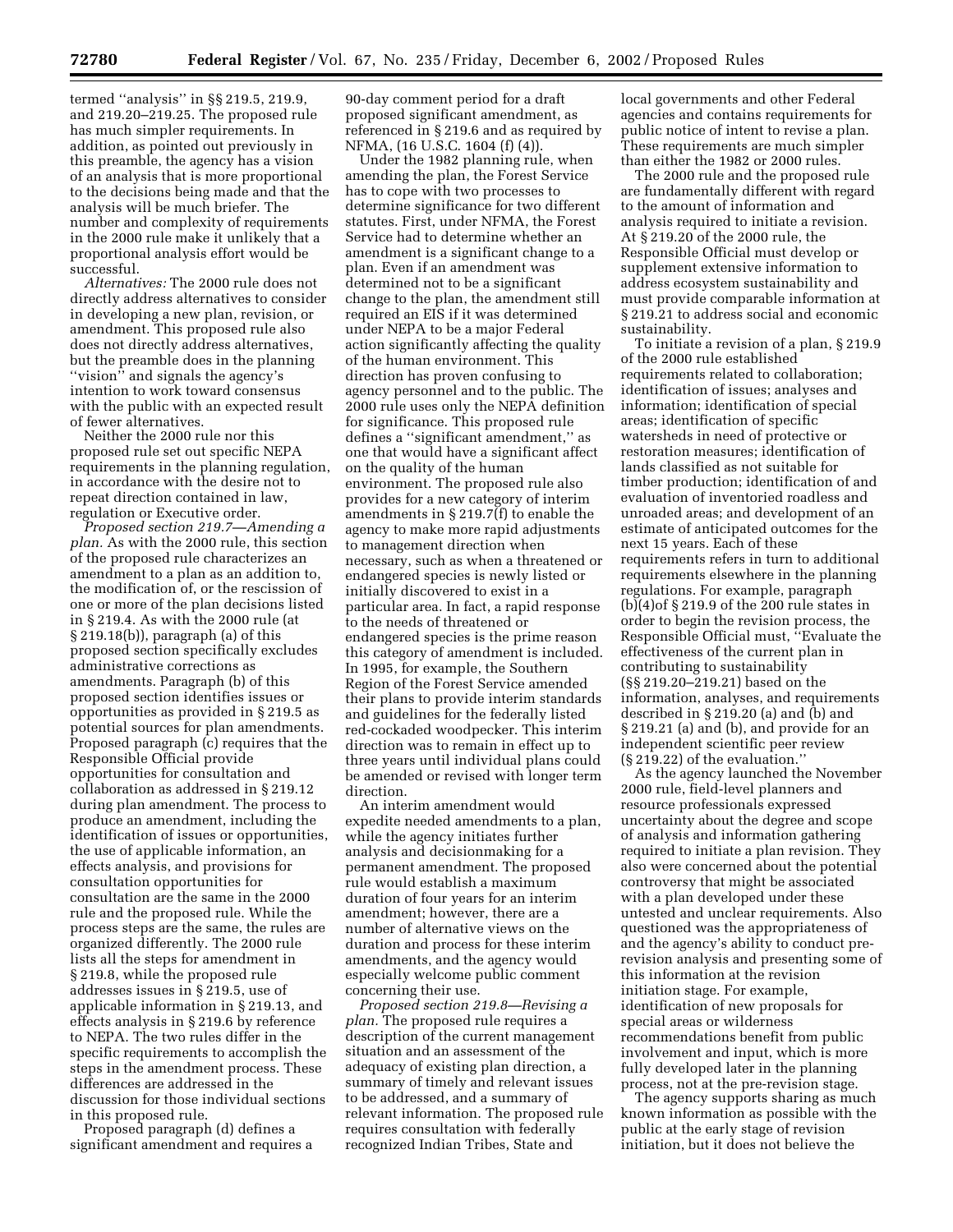termed ''analysis'' in §§ 219.5, 219.9, and 219.20–219.25. The proposed rule has much simpler requirements. In addition, as pointed out previously in this preamble, the agency has a vision of an analysis that is more proportional to the decisions being made and that the analysis will be much briefer. The number and complexity of requirements in the 2000 rule make it unlikely that a proportional analysis effort would be successful.

*Alternatives:* The 2000 rule does not directly address alternatives to consider in developing a new plan, revision, or amendment. This proposed rule also does not directly address alternatives, but the preamble does in the planning ''vision'' and signals the agency's intention to work toward consensus with the public with an expected result of fewer alternatives.

Neither the 2000 rule nor this proposed rule set out specific NEPA requirements in the planning regulation, in accordance with the desire not to repeat direction contained in law, regulation or Executive order.

*Proposed section 219.7—Amending a plan.* As with the 2000 rule, this section of the proposed rule characterizes an amendment to a plan as an addition to, the modification of, or the rescission of one or more of the plan decisions listed in § 219.4. As with the 2000 rule (at § 219.18(b)), paragraph (a) of this proposed section specifically excludes administrative corrections as amendments. Paragraph (b) of this proposed section identifies issues or opportunities as provided in § 219.5 as potential sources for plan amendments. Proposed paragraph (c) requires that the Responsible Official provide opportunities for consultation and collaboration as addressed in § 219.12 during plan amendment. The process to produce an amendment, including the identification of issues or opportunities, the use of applicable information, an effects analysis, and provisions for consultation opportunities for consultation are the same in the 2000 rule and the proposed rule. While the process steps are the same, the rules are organized differently. The 2000 rule lists all the steps for amendment in § 219.8, while the proposed rule addresses issues in § 219.5, use of applicable information in § 219.13, and effects analysis in § 219.6 by reference to NEPA. The two rules differ in the specific requirements to accomplish the steps in the amendment process. These differences are addressed in the discussion for those individual sections in this proposed rule.

Proposed paragraph (d) defines a significant amendment and requires a 90-day comment period for a draft proposed significant amendment, as referenced in § 219.6 and as required by NFMA, (16 U.S.C. 1604 (f) (4)).

Under the 1982 planning rule, when amending the plan, the Forest Service has to cope with two processes to determine significance for two different statutes. First, under NFMA, the Forest Service had to determine whether an amendment is a significant change to a plan. Even if an amendment was determined not to be a significant change to the plan, the amendment still required an EIS if it was determined under NEPA to be a major Federal action significantly affecting the quality of the human environment. This direction has proven confusing to agency personnel and to the public. The 2000 rule uses only the NEPA definition for significance. This proposed rule defines a ''significant amendment,'' as one that would have a significant affect on the quality of the human environment. The proposed rule also provides for a new category of interim amendments in § 219.7(f) to enable the agency to make more rapid adjustments to management direction when necessary, such as when a threatened or endangered species is newly listed or initially discovered to exist in a particular area. In fact, a rapid response to the needs of threatened or endangered species is the prime reason this category of amendment is included. In 1995, for example, the Southern Region of the Forest Service amended their plans to provide interim standards and guidelines for the federally listed red-cockaded woodpecker. This interim direction was to remain in effect up to three years until individual plans could be amended or revised with longer term direction.

An interim amendment would expedite needed amendments to a plan, while the agency initiates further analysis and decisionmaking for a permanent amendment. The proposed rule would establish a maximum duration of four years for an interim amendment; however, there are a number of alternative views on the duration and process for these interim amendments, and the agency would especially welcome public comment concerning their use.

*Proposed section 219.8—Revising a plan.* The proposed rule requires a description of the current management situation and an assessment of the adequacy of existing plan direction, a summary of timely and relevant issues to be addressed, and a summary of relevant information. The proposed rule requires consultation with federally recognized Indian Tribes, State and local governments and other Federal agencies and contains requirements for public notice of intent to revise a plan. These requirements are much simpler than either the 1982 or 2000 rules.

The 2000 rule and the proposed rule are fundamentally different with regard to the amount of information and analysis required to initiate a revision. At § 219.20 of the 2000 rule, the Responsible Official must develop or supplement extensive information to address ecosystem sustainability and must provide comparable information at § 219.21 to address social and economic sustainability.

To initiate a revision of a plan, § 219.9 of the 2000 rule established requirements related to collaboration; identification of issues; analyses and information; identification of special areas; identification of specific watersheds in need of protective or restoration measures; identification of lands classified as not suitable for timber production; identification of and evaluation of inventoried roadless and unroaded areas; and development of an estimate of anticipated outcomes for the next 15 years. Each of these requirements refers in turn to additional requirements elsewhere in the planning regulations. For example, paragraph (b)(4)of § 219.9 of the 200 rule states in order to begin the revision process, the Responsible Official must, ''Evaluate the effectiveness of the current plan in contributing to sustainability (§§ 219.20–219.21) based on the information, analyses, and requirements described in § 219.20 (a) and (b) and § 219.21 (a) and (b), and provide for an independent scientific peer review (§ 219.22) of the evaluation.''

As the agency launched the November 2000 rule, field-level planners and resource professionals expressed uncertainty about the degree and scope of analysis and information gathering required to initiate a plan revision. They also were concerned about the potential controversy that might be associated with a plan developed under these untested and unclear requirements. Also questioned was the appropriateness of and the agency's ability to conduct pre-revision analysis and presenting some of this information at the revision initiation stage. For example, identification of new proposals for special areas or wilderness recommendations benefit from public involvement and input, which is more fully developed later in the planning process, not at the pre-revision stage.

The agency supports sharing as much known information as possible with the public at the early stage of revision initiation, but it does not believe the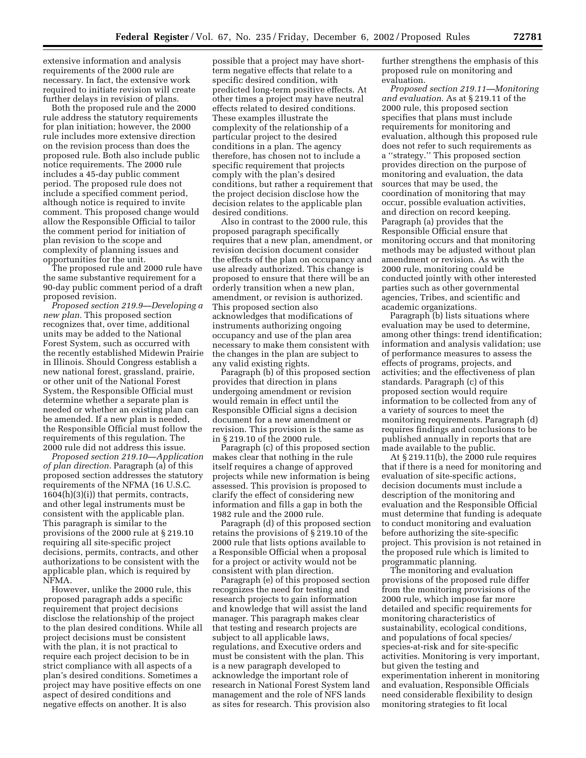extensive information and analysis requirements of the 2000 rule are necessary. In fact, the extensive work required to initiate revision will create further delays in revision of plans.

Both the proposed rule and the 2000 rule address the statutory requirements for plan initiation; however, the 2000 rule includes more extensive direction on the revision process than does the proposed rule. Both also include public notice requirements. The 2000 rule includes a 45-day public comment period. The proposed rule does not include a specified comment period, although notice is required to invite comment. This proposed change would allow the Responsible Official to tailor the comment period for initiation of plan revision to the scope and complexity of planning issues and opportunities for the unit.

The proposed rule and 2000 rule have the same substantive requirement for a 90-day public comment period of a draft proposed revision.

*Proposed section 219.9—Developing a new plan.* This proposed section recognizes that, over time, additional units may be added to the National Forest System, such as occurred with the recently established Midewin Prairie in Illinois. Should Congress establish a new national forest, grassland, prairie, or other unit of the National Forest System, the Responsible Official must determine whether a separate plan is needed or whether an existing plan can be amended. If a new plan is needed, the Responsible Official must follow the requirements of this regulation. The 2000 rule did not address this issue.

*Proposed section 219.10—Application of plan direction.* Paragraph (a) of this proposed section addresses the statutory requirements of the NFMA (16 U.S.C. 1604(h)(3)(i)) that permits, contracts, and other legal instruments must be consistent with the applicable plan. This paragraph is similar to the provisions of the 2000 rule at § 219.10 requiring all site-specific project decisions, permits, contracts, and other authorizations to be consistent with the applicable plan, which is required by NFMA.

However, unlike the 2000 rule, this proposed paragraph adds a specific requirement that project decisions disclose the relationship of the project to the plan desired conditions. While all project decisions must be consistent with the plan, it is not practical to require each project decision to be in strict compliance with all aspects of a plan's desired conditions. Sometimes a project may have positive effects on one aspect of desired conditions and negative effects on another. It is also possible that a project may have short-term negative effects that relate to a specific desired condition, with predicted long-term positive effects. At other times a project may have neutral effects related to desired conditions. These examples illustrate the complexity of the relationship of a particular project to the desired conditions in a plan. The agency therefore, has chosen not to include a specific requirement that projects comply with the plan's desired conditions, but rather a requirement that the project decision disclose how the decision relates to the applicable plan desired conditions.

Also in contrast to the 2000 rule, this proposed paragraph specifically requires that a new plan, amendment, or revision decision document consider the effects of the plan on occupancy and use already authorized. This change is proposed to ensure that there will be an orderly transition when a new plan, amendment, or revision is authorized. This proposed section also acknowledges that modifications of instruments authorizing ongoing occupancy and use of the plan area necessary to make them consistent with the changes in the plan are subject to any valid existing rights.

Paragraph (b) of this proposed section provides that direction in plans undergoing amendment or revision would remain in effect until the Responsible Official signs a decision document for a new amendment or revision. This provision is the same as in § 219.10 of the 2000 rule.

Paragraph (c) of this proposed section makes clear that nothing in the rule itself requires a change of approved projects while new information is being assessed. This provision is proposed to clarify the effect of considering new information and fills a gap in both the 1982 rule and the 2000 rule.

Paragraph (d) of this proposed section retains the provisions of § 219.10 of the 2000 rule that lists options available to a Responsible Official when a proposal for a project or activity would not be consistent with plan direction.

Paragraph (e) of this proposed section recognizes the need for testing and research projects to gain information and knowledge that will assist the land manager. This paragraph makes clear that testing and research projects are subject to all applicable laws, regulations, and Executive orders and must be consistent with the plan. This is a new paragraph developed to acknowledge the important role of research in National Forest System land management and the role of NFS lands as sites for research. This provision also further strengthens the emphasis of this proposed rule on monitoring and evaluation.

*Proposed section 219.11—Monitoring and evaluation.* As at § 219.11 of the 2000 rule, this proposed section specifies that plans must include requirements for monitoring and evaluation, although this proposed rule does not refer to such requirements as a ''strategy.'' This proposed section provides direction on the purpose of monitoring and evaluation, the data sources that may be used, the coordination of monitoring that may occur, possible evaluation activities, and direction on record keeping. Paragraph (a) provides that the Responsible Official ensure that monitoring occurs and that monitoring methods may be adjusted without plan amendment or revision. As with the 2000 rule, monitoring could be conducted jointly with other interested parties such as other governmental agencies, Tribes, and scientific and academic organizations.

Paragraph (b) lists situations where evaluation may be used to determine, among other things: trend identification; information and analysis validation; use of performance measures to assess the effects of programs, projects, and activities; and the effectiveness of plan standards. Paragraph (c) of this proposed section would require information to be collected from any of a variety of sources to meet the monitoring requirements. Paragraph (d) requires findings and conclusions to be published annually in reports that are made available to the public.

At § 219.11(b), the 2000 rule requires that if there is a need for monitoring and evaluation of site-specific actions, decision documents must include a description of the monitoring and evaluation and the Responsible Official must determine that funding is adequate to conduct monitoring and evaluation before authorizing the site-specific project. This provision is not retained in the proposed rule which is limited to programmatic planning.

The monitoring and evaluation provisions of the proposed rule differ from the monitoring provisions of the 2000 rule, which impose far more detailed and specific requirements for monitoring characteristics of sustainability, ecological conditions, and populations of focal species/species-at-risk and for site-specific activities. Monitoring is very important, but given the testing and experimentation inherent in monitoring and evaluation, Responsible Officials need considerable flexibility to design monitoring strategies to fit local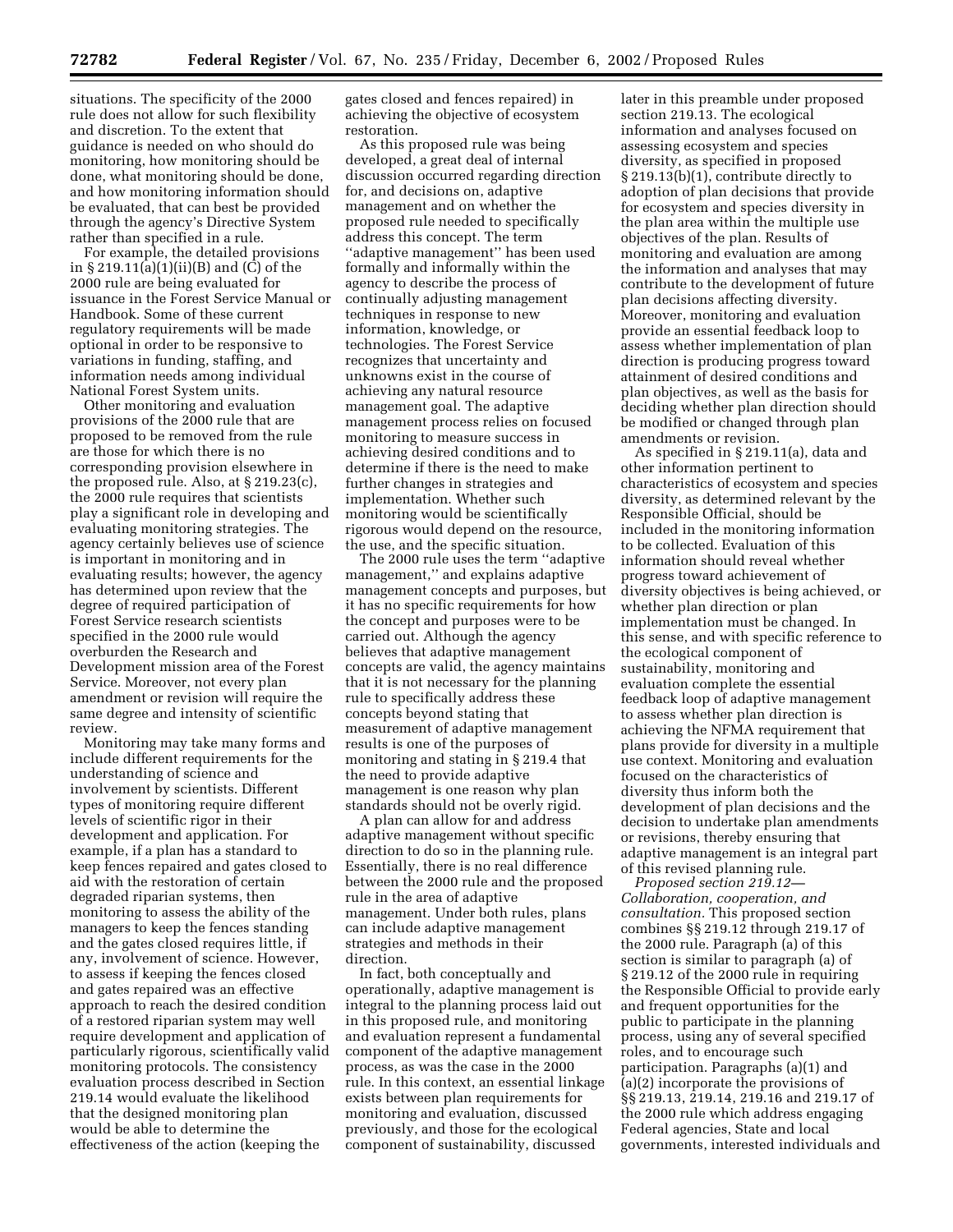situations. The specificity of the 2000 rule does not allow for such flexibility and discretion. To the extent that guidance is needed on who should do monitoring, how monitoring should be done, what monitoring should be done, and how monitoring information should be evaluated, that can best be provided through the agency's Directive System rather than specified in a rule.

For example, the detailed provisions in § 219.11(a)(1)(ii)(B) and (C) of the 2000 rule are being evaluated for issuance in the Forest Service Manual or Handbook. Some of these current regulatory requirements will be made optional in order to be responsive to variations in funding, staffing, and information needs among individual National Forest System units.

Other monitoring and evaluation provisions of the 2000 rule that are proposed to be removed from the rule are those for which there is no corresponding provision elsewhere in the proposed rule. Also, at § 219.23(c), the 2000 rule requires that scientists play a significant role in developing and evaluating monitoring strategies. The agency certainly believes use of science is important in monitoring and in evaluating results; however, the agency has determined upon review that the degree of required participation of Forest Service research scientists specified in the 2000 rule would overburden the Research and Development mission area of the Forest Service. Moreover, not every plan amendment or revision will require the same degree and intensity of scientific review.

Monitoring may take many forms and include different requirements for the understanding of science and involvement by scientists. Different types of monitoring require different levels of scientific rigor in their development and application. For example, if a plan has a standard to keep fences repaired and gates closed to aid with the restoration of certain degraded riparian systems, then monitoring to assess the ability of the managers to keep the fences standing and the gates closed requires little, if any, involvement of science. However, to assess if keeping the fences closed and gates repaired was an effective approach to reach the desired condition of a restored riparian system may well require development and application of particularly rigorous, scientifically valid monitoring protocols. The consistency evaluation process described in Section 219.14 would evaluate the likelihood that the designed monitoring plan would be able to determine the effectiveness of the action (keeping the gates closed and fences repaired) in achieving the objective of ecosystem restoration.

As this proposed rule was being developed, a great deal of internal discussion occurred regarding direction for, and decisions on, adaptive management and on whether the proposed rule needed to specifically address this concept. The term "adaptive management" has been used formally and informally within the agency to describe the process of continually adjusting management techniques in response to new information, knowledge, or technologies. The Forest Service recognizes that uncertainty and unknowns exist in the course of achieving any natural resource management goal. The adaptive management process relies on focused monitoring to measure success in achieving desired conditions and to determine if there is the need to make further changes in strategies and implementation. Whether such monitoring would be scientifically rigorous would depend on the resource, the use, and the specific situation.

The 2000 rule uses the term "adaptive management," and explains adaptive management concepts and purposes, but it has no specific requirements for how the concept and purposes were to be carried out. Although the agency believes that adaptive management concepts are valid, the agency maintains that it is not necessary for the planning rule to specifically address these concepts beyond stating that measurement of adaptive management results is one of the purposes of monitoring and stating in § 219.4 that the need to provide adaptive management is one reason why plan standards should not be overly rigid.

A plan can allow for and address adaptive management without specific direction to do so in the planning rule. Essentially, there is no real difference between the 2000 rule and the proposed rule in the area of adaptive management. Under both rules, plans can include adaptive management strategies and methods in their direction.

In fact, both conceptually and operationally, adaptive management is integral to the planning process laid out in this proposed rule, and monitoring and evaluation represent a fundamental component of the adaptive management process, as was the case in the 2000 rule. In this context, an essential linkage exists between plan requirements for monitoring and evaluation, discussed previously, and those for the ecological component of sustainability, discussed later in this preamble under proposed section 219.13. The ecological information and analyses focused on assessing ecosystem and species diversity, as specified in proposed § 219.13(b)(1), contribute directly to adoption of plan decisions that provide for ecosystem and species diversity in the plan area within the multiple use objectives of the plan. Results of monitoring and evaluation are among the information and analyses that may contribute to the development of future plan decisions affecting diversity. Moreover, monitoring and evaluation provide an essential feedback loop to assess whether implementation of plan direction is producing progress toward attainment of desired conditions and plan objectives, as well as the basis for deciding whether plan direction should be modified or changed through plan amendments or revision.

As specified in § 219.11(a), data and other information pertinent to characteristics of ecosystem and species diversity, as determined relevant by the Responsible Official, should be included in the monitoring information to be collected. Evaluation of this information should reveal whether progress toward achievement of diversity objectives is being achieved, or whether plan direction or plan implementation must be changed. In this sense, and with specific reference to the ecological component of sustainability, monitoring and evaluation complete the essential feedback loop of adaptive management to assess whether plan direction is achieving the NFMA requirement that plans provide for diversity in a multiple use context. Monitoring and evaluation focused on the characteristics of diversity thus inform both the development of plan decisions and the decision to undertake plan amendments or revisions, thereby ensuring that adaptive management is an integral part of this revised planning rule.

*Proposed section 219.12—Collaboration, cooperation, and consultation.* This proposed section combines §§ 219.12 through 219.17 of the 2000 rule. Paragraph (a) of this section is similar to paragraph (a) of § 219.12 of the 2000 rule in requiring the Responsible Official to provide early and frequent opportunities for the public to participate in the planning process, using any of several specified roles, and to encourage such participation. Paragraphs (a)(1) and (a)(2) incorporate the provisions of §§ 219.13, 219.14, 219.16 and 219.17 of the 2000 rule which address engaging Federal agencies, State and local governments, interested individuals and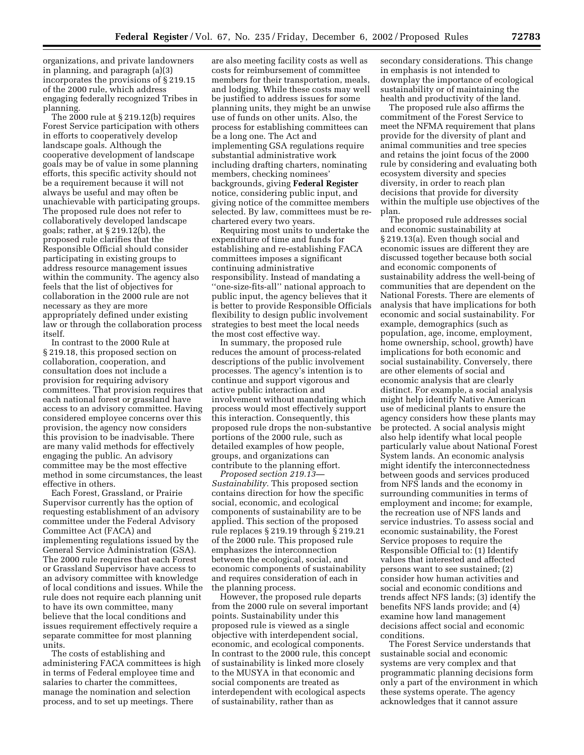organizations, and private landowners in planning, and paragraph (a)(3) incorporates the provisions of § 219.15 of the 2000 rule, which address engaging federally recognized Tribes in planning.

The 2000 rule at § 219.12(b) requires Forest Service participation with others in efforts to cooperatively develop landscape goals. Although the cooperative development of landscape goals may be of value in some planning efforts, this specific activity should not be a requirement because it will not always be useful and may often be unachievable with participating groups. The proposed rule does not refer to collaboratively developed landscape goals; rather, at § 219.12(b), the proposed rule clarifies that the Responsible Official should consider participating in existing groups to address resource management issues within the community. The agency also feels that the list of objectives for collaboration in the 2000 rule are not necessary as they are more appropriately defined under existing law or through the collaboration process itself.

In contrast to the 2000 Rule at § 219.18, this proposed section on collaboration, cooperation, and consultation does not include a provision for requiring advisory committees. That provision requires that each national forest or grassland have access to an advisory committee. Having considered employee concerns over this provision, the agency now considers this provision to be inadvisable. There are many valid methods for effectively engaging the public. An advisory committee may be the most effective method in some circumstances, the least effective in others.

Each Forest, Grassland, or Prairie Supervisor currently has the option of requesting establishment of an advisory committee under the Federal Advisory Committee Act (FACA) and implementing regulations issued by the General Service Administration (GSA). The 2000 rule requires that each Forest or Grassland Supervisor have access to an advisory committee with knowledge of local conditions and issues. While the rule does not require each planning unit to have its own committee, many believe that the local conditions and issues requirement effectively require a separate committee for most planning units.

The costs of establishing and administering FACA committees is high in terms of Federal employee time and salaries to charter the committees, manage the nomination and selection process, and to set up meetings. There are also meeting facility costs as well as costs for reimbursement of committee members for their transportation, meals, and lodging. While these costs may well be justified to address issues for some planning units, they might be an unwise use of funds on other units. Also, the process for establishing committees can be a long one. The Act and implementing GSA regulations require substantial administrative work including drafting charters, nominating members, checking nominees' backgrounds, giving **Federal Register** notice, considering public input, and giving notice of the committee members selected. By law, committees must be re-chartered every two years.

Requiring most units to undertake the expenditure of time and funds for establishing and re-establishing FACA committees imposes a significant continuing administrative responsibility. Instead of mandating a ''one-size-fits-all'' national approach to public input, the agency believes that it is better to provide Responsible Officials flexibility to design public involvement strategies to best meet the local needs the most cost effective way.

In summary, the proposed rule reduces the amount of process-related descriptions of the public involvement processes. The agency's intention is to continue and support vigorous and active public interaction and involvement without mandating which process would most effectively support this interaction. Consequently, this proposed rule drops the non-substantive portions of the 2000 rule, such as detailed examples of how people, groups, and organizations can contribute to the planning effort.

*Proposed section 219.13—Sustainability.* This proposed section contains direction for how the specific social, economic, and ecological components of sustainability are to be applied. This section of the proposed rule replaces § 219.19 through § 219.21 of the 2000 rule. This proposed rule emphasizes the interconnection between the ecological, social, and economic components of sustainability and requires consideration of each in the planning process.

However, the proposed rule departs from the 2000 rule on several important points. Sustainability under this proposed rule is viewed as a single objective with interdependent social, economic, and ecological components. In contrast to the 2000 rule, this concept of sustainability is linked more closely to the MUSYA in that economic and social components are treated as interdependent with ecological aspects of sustainability, rather than as secondary considerations. This change in emphasis is not intended to downplay the importance of ecological sustainability or of maintaining the health and productivity of the land.

The proposed rule also affirms the commitment of the Forest Service to meet the NFMA requirement that plans provide for the diversity of plant and animal communities and tree species and retains the joint focus of the 2000 rule by considering and evaluating both ecosystem diversity and species diversity, in order to reach plan decisions that provide for diversity within the multiple use objectives of the plan.

The proposed rule addresses social and economic sustainability at § 219.13(a). Even though social and economic issues are different they are discussed together because both social and economic components of sustainability address the well-being of communities that are dependent on the National Forests. There are elements of analysis that have implications for both economic and social sustainability. For example, demographics (such as population, age, income, employment, home ownership, school, growth) have implications for both economic and social sustainability. Conversely, there are other elements of social and economic analysis that are clearly distinct. For example, a social analysis might help identify Native American use of medicinal plants to ensure the agency considers how these plants may be protected. A social analysis might also help identify what local people particularly value about National Forest System lands. An economic analysis might identify the interconnectedness between goods and services produced from NFS lands and the economy in surrounding communities in terms of employment and income; for example, the recreation use of NFS lands and service industries. To assess social and economic sustainability, the Forest Service proposes to require the Responsible Official to: (1) Identify values that interested and affected persons want to see sustained; (2) consider how human activities and social and economic conditions and trends affect NFS lands; (3) identify the benefits NFS lands provide; and (4) examine how land management decisions affect social and economic conditions.

The Forest Service understands that sustainable social and economic systems are very complex and that programmatic planning decisions form only a part of the environment in which these systems operate. The agency acknowledges that it cannot assure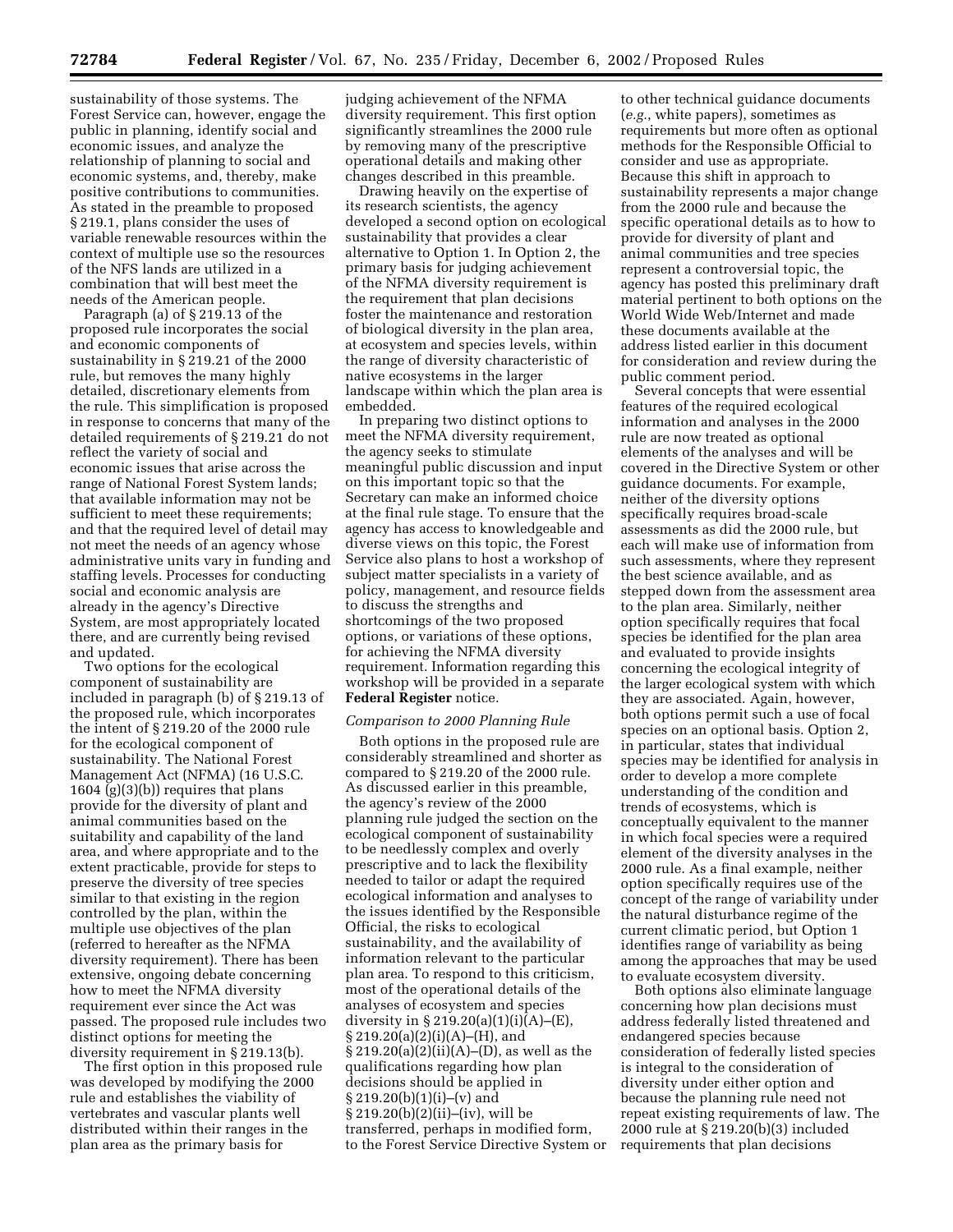sustainability of those systems. The Forest Service can, however, engage the public in planning, identify social and economic issues, and analyze the relationship of planning to social and economic systems, and, thereby, make positive contributions to communities. As stated in the preamble to proposed § 219.1, plans consider the uses of variable renewable resources within the context of multiple use so the resources of the NFS lands are utilized in a combination that will best meet the needs of the American people.

Paragraph (a) of § 219.13 of the proposed rule incorporates the social and economic components of sustainability in § 219.21 of the 2000 rule, but removes the many highly detailed, discretionary elements from the rule. This simplification is proposed in response to concerns that many of the detailed requirements of § 219.21 do not reflect the variety of social and economic issues that arise across the range of National Forest System lands; that available information may not be sufficient to meet these requirements; and that the required level of detail may not meet the needs of an agency whose administrative units vary in funding and staffing levels. Processes for conducting social and economic analysis are already in the agency's Directive System, are most appropriately located there, and are currently being revised and updated.

Two options for the ecological component of sustainability are included in paragraph (b) of § 219.13 of the proposed rule, which incorporates the intent of § 219.20 of the 2000 rule for the ecological component of sustainability. The National Forest Management Act (NFMA) (16 U.S.C. 1604 (g)(3)(b)) requires that plans provide for the diversity of plant and animal communities based on the suitability and capability of the land area, and where appropriate and to the extent practicable, provide for steps to preserve the diversity of tree species similar to that existing in the region controlled by the plan, within the multiple use objectives of the plan (referred to hereafter as the NFMA diversity requirement). There has been extensive, ongoing debate concerning how to meet the NFMA diversity requirement ever since the Act was passed. The proposed rule includes two distinct options for meeting the diversity requirement in § 219.13(b).

The first option in this proposed rule was developed by modifying the 2000 rule and establishes the viability of vertebrates and vascular plants well distributed within their ranges in the plan area as the primary basis for judging achievement of the NFMA diversity requirement. This first option significantly streamlines the 2000 rule by removing many of the prescriptive operational details and making other changes described in this preamble.

Drawing heavily on the expertise of its research scientists, the agency developed a second option on ecological sustainability that provides a clear alternative to Option 1. In Option 2, the primary basis for judging achievement of the NFMA diversity requirement is the requirement that plan decisions foster the maintenance and restoration of biological diversity in the plan area, at ecosystem and species levels, within the range of diversity characteristic of native ecosystems in the larger landscape within which the plan area is embedded.

In preparing two distinct options to meet the NFMA diversity requirement, the agency seeks to stimulate meaningful public discussion and input on this important topic so that the Secretary can make an informed choice at the final rule stage. To ensure that the agency has access to knowledgeable and diverse views on this topic, the Forest Service also plans to host a workshop of subject matter specialists in a variety of policy, management, and resource fields to discuss the strengths and shortcomings of the two proposed options, or variations of these options, for achieving the NFMA diversity requirement. Information regarding this workshop will be provided in a separate **Federal Register** notice.

*Comparison to 2000 Planning Rule*

Both options in the proposed rule are considerably streamlined and shorter as compared to § 219.20 of the 2000 rule. As discussed earlier in this preamble, the agency's review of the 2000 planning rule judged the section on the ecological component of sustainability to be needlessly complex and overly prescriptive and to lack the flexibility needed to tailor or adapt the required ecological information and analyses to the issues identified by the Responsible Official, the risks to ecological sustainability, and the availability of information relevant to the particular plan area. To respond to this criticism, most of the operational details of the analyses of ecosystem and species diversity in § 219.20(a)(1)(i)(A)–(E), § 219.20(a)(2)(i)(A)–(H), and § 219.20(a)(2)(ii)(A)–(D), as well as the qualifications regarding how plan decisions should be applied in § 219.20(b)(1)(i)–(v) and § 219.20(b)(2)(ii)–(iv), will be transferred, perhaps in modified form, to the Forest Service Directive System or to other technical guidance documents (*e.g.*, white papers), sometimes as requirements but more often as optional methods for the Responsible Official to consider and use as appropriate. Because this shift in approach to sustainability represents a major change from the 2000 rule and because the specific operational details as to how to provide for diversity of plant and animal communities and tree species represent a controversial topic, the agency has posted this preliminary draft material pertinent to both options on the World Wide Web/Internet and made these documents available at the address listed earlier in this document for consideration and review during the public comment period.

Several concepts that were essential features of the required ecological information and analyses in the 2000 rule are now treated as optional elements of the analyses and will be covered in the Directive System or other guidance documents. For example, neither of the diversity options specifically requires broad-scale assessments as did the 2000 rule, but each will make use of information from such assessments, where they represent the best science available, and as stepped down from the assessment area to the plan area. Similarly, neither option specifically requires that focal species be identified for the plan area and evaluated to provide insights concerning the ecological integrity of the larger ecological system with which they are associated. Again, however, both options permit such a use of focal species on an optional basis. Option 2, in particular, states that individual species may be identified for analysis in order to develop a more complete understanding of the condition and trends of ecosystems, which is conceptually equivalent to the manner in which focal species were a required element of the diversity analyses in the 2000 rule. As a final example, neither option specifically requires use of the concept of the range of variability under the natural disturbance regime of the current climatic period, but Option 1 identifies range of variability as being among the approaches that may be used to evaluate ecosystem diversity.

Both options also eliminate language concerning how plan decisions must address federally listed threatened and endangered species because consideration of federally listed species is integral to the consideration of diversity under either option and because the planning rule need not repeat existing requirements of law. The 2000 rule at § 219.20(b)(3) included requirements that plan decisions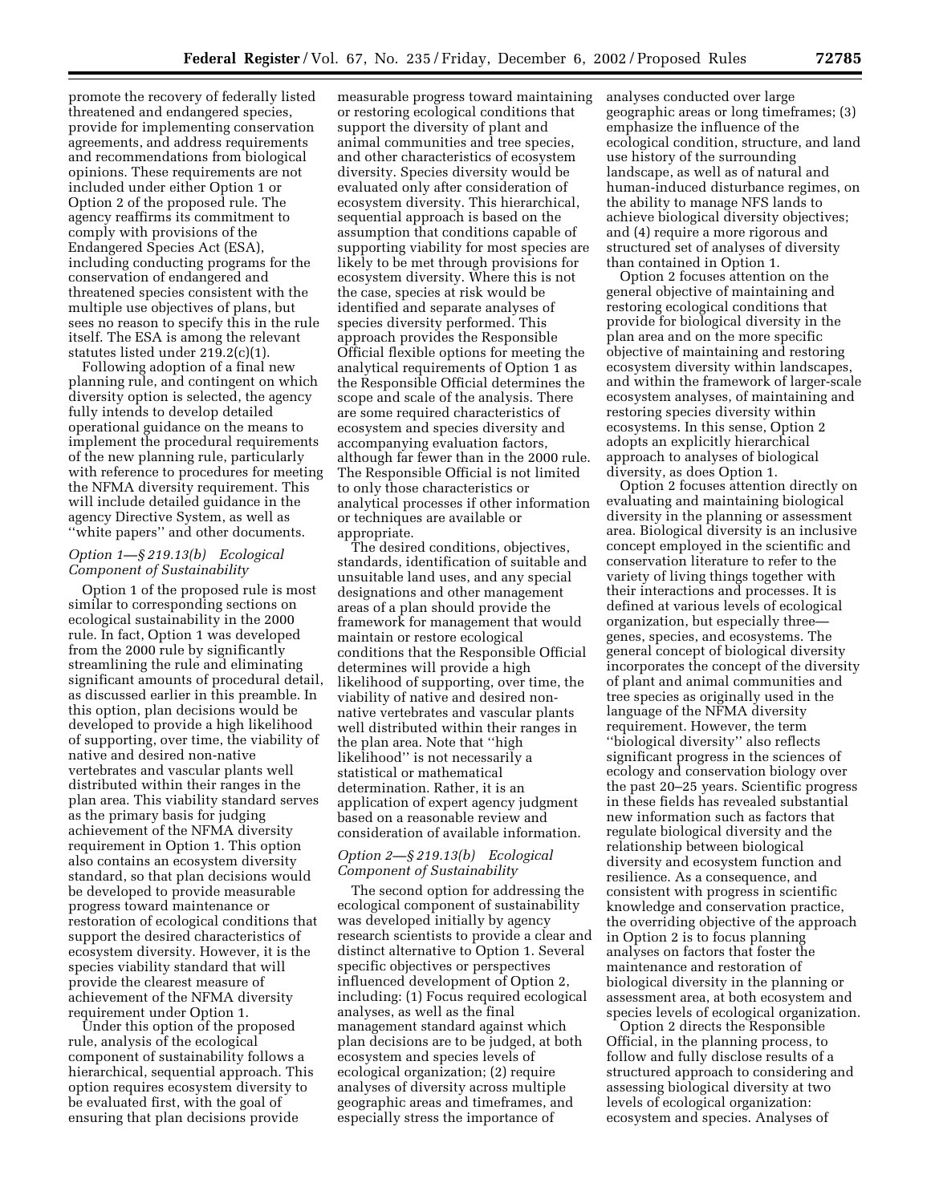promote the recovery of federally listed threatened and endangered species, provide for implementing conservation agreements, and address requirements and recommendations from biological opinions. These requirements are not included under either Option 1 or Option 2 of the proposed rule. The agency reaffirms its commitment to comply with provisions of the Endangered Species Act (ESA), including conducting programs for the conservation of endangered and threatened species consistent with the multiple use objectives of plans, but sees no reason to specify this in the rule itself. The ESA is among the relevant statutes listed under 219.2(c)(1).

Following adoption of a final new planning rule, and contingent on which diversity option is selected, the agency fully intends to develop detailed operational guidance on the means to implement the procedural requirements of the new planning rule, particularly with reference to procedures for meeting the NFMA diversity requirement. This will include detailed guidance in the agency Directive System, as well as ''white papers'' and other documents.

### *Option 1—§ 219.13(b) Ecological Component of Sustainability*

Option 1 of the proposed rule is most similar to corresponding sections on ecological sustainability in the 2000 rule. In fact, Option 1 was developed from the 2000 rule by significantly streamlining the rule and eliminating significant amounts of procedural detail, as discussed earlier in this preamble. In this option, plan decisions would be developed to provide a high likelihood of supporting, over time, the viability of native and desired non-native vertebrates and vascular plants well distributed within their ranges in the plan area. This viability standard serves as the primary basis for judging achievement of the NFMA diversity requirement in Option 1. This option also contains an ecosystem diversity standard, so that plan decisions would be developed to provide measurable progress toward maintenance or restoration of ecological conditions that support the desired characteristics of ecosystem diversity. However, it is the species viability standard that will provide the clearest measure of achievement of the NFMA diversity requirement under Option 1.

Under this option of the proposed rule, analysis of the ecological component of sustainability follows a hierarchical, sequential approach. This option requires ecosystem diversity to be evaluated first, with the goal of ensuring that plan decisions provide measurable progress toward maintaining or restoring ecological conditions that support the diversity of plant and animal communities and tree species, and other characteristics of ecosystem diversity. Species diversity would be evaluated only after consideration of ecosystem diversity. This hierarchical, sequential approach is based on the assumption that conditions capable of supporting viability for most species are likely to be met through provisions for ecosystem diversity. Where this is not the case, species at risk would be identified and separate analyses of species diversity performed. This approach provides the Responsible Official flexible options for meeting the analytical requirements of Option 1 as the Responsible Official determines the scope and scale of the analysis. There are some required characteristics of ecosystem and species diversity and accompanying evaluation factors, although far fewer than in the 2000 rule. The Responsible Official is not limited to only those characteristics or analytical processes if other information or techniques are available or appropriate.

The desired conditions, objectives, standards, identification of suitable and unsuitable land uses, and any special designations and other management areas of a plan should provide the framework for management that would maintain or restore ecological conditions that the Responsible Official determines will provide a high likelihood of supporting, over time, the viability of native and desired non-native vertebrates and vascular plants well distributed within their ranges in the plan area. Note that ''high likelihood'' is not necessarily a statistical or mathematical determination. Rather, it is an application of expert agency judgment based on a reasonable review and consideration of available information.

### *Option 2—§ 219.13(b) Ecological Component of Sustainability*

The second option for addressing the ecological component of sustainability was developed initially by agency research scientists to provide a clear and distinct alternative to Option 1. Several specific objectives or perspectives influenced development of Option 2, including: (1) Focus required ecological analyses, as well as the final management standard against which plan decisions are to be judged, at both ecosystem and species levels of ecological organization; (2) require analyses of diversity across multiple geographic areas and timeframes, and especially stress the importance of analyses conducted over large geographic areas or long timeframes; (3) emphasize the influence of the ecological condition, structure, and land use history of the surrounding landscape, as well as of natural and human-induced disturbance regimes, on the ability to manage NFS lands to achieve biological diversity objectives; and (4) require a more rigorous and structured set of analyses of diversity than contained in Option 1.

Option 2 focuses attention on the general objective of maintaining and restoring ecological conditions that provide for biological diversity in the plan area and on the more specific objective of maintaining and restoring ecosystem diversity within landscapes, and within the framework of larger-scale ecosystem analyses, of maintaining and restoring species diversity within ecosystems. In this sense, Option 2 adopts an explicitly hierarchical approach to analyses of biological diversity, as does Option 1.

Option 2 focuses attention directly on evaluating and maintaining biological diversity in the planning or assessment area. Biological diversity is an inclusive concept employed in the scientific and conservation literature to refer to the variety of living things together with their interactions and processes. It is defined at various levels of ecological organization, but especially three—genes, species, and ecosystems. The general concept of biological diversity incorporates the concept of the diversity of plant and animal communities and tree species as originally used in the language of the NFMA diversity requirement. However, the term ''biological diversity'' also reflects significant progress in the sciences of ecology and conservation biology over the past 20–25 years. Scientific progress in these fields has revealed substantial new information such as factors that regulate biological diversity and the relationship between biological diversity and ecosystem function and resilience. As a consequence, and consistent with progress in scientific knowledge and conservation practice, the overriding objective of the approach in Option 2 is to focus planning analyses on factors that foster the maintenance and restoration of biological diversity in the planning or assessment area, at both ecosystem and species levels of ecological organization.

Option 2 directs the Responsible Official, in the planning process, to follow and fully disclose results of a structured approach to considering and assessing biological diversity at two levels of ecological organization: ecosystem and species. Analyses of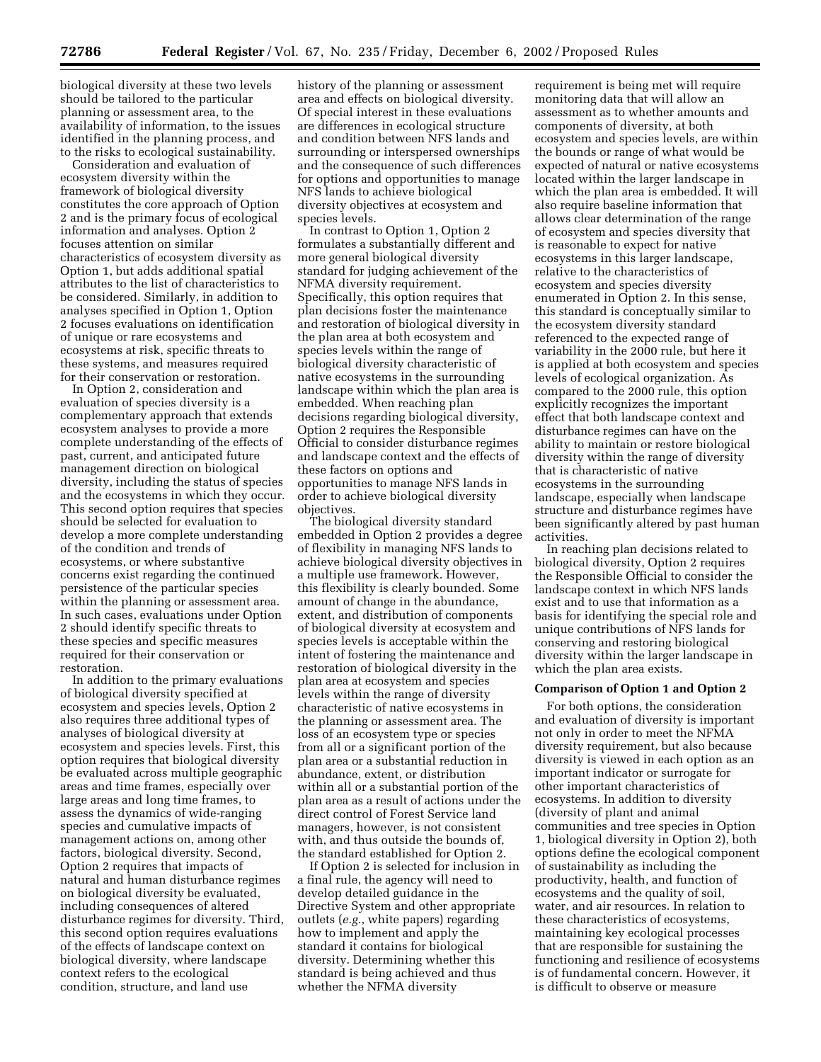biological diversity at these two levels should be tailored to the particular planning or assessment area, to the availability of information, to the issues identified in the planning process, and to the risks to ecological sustainability.

Consideration and evaluation of ecosystem diversity within the framework of biological diversity constitutes the core approach of Option 2 and is the primary focus of ecological information and analyses. Option 2 focuses attention on similar characteristics of ecosystem diversity as Option 1, but adds additional spatial attributes to the list of characteristics to be considered. Similarly, in addition to analyses specified in Option 1, Option 2 focuses evaluations on identification of unique or rare ecosystems and ecosystems at risk, specific threats to these systems, and measures required for their conservation or restoration.

In Option 2, consideration and evaluation of species diversity is a complementary approach that extends ecosystem analyses to provide a more complete understanding of the effects of past, current, and anticipated future management direction on biological diversity, including the status of species and the ecosystems in which they occur. This second option requires that species should be selected for evaluation to develop a more complete understanding of the condition and trends of ecosystems, or where substantive concerns exist regarding the continued persistence of the particular species within the planning or assessment area. In such cases, evaluations under Option 2 should identify specific threats to these species and specific measures required for their conservation or restoration.

In addition to the primary evaluations of biological diversity specified at ecosystem and species levels, Option 2 also requires three additional types of analyses of biological diversity at ecosystem and species levels. First, this option requires that biological diversity be evaluated across multiple geographic areas and time frames, especially over large areas and long time frames, to assess the dynamics of wide-ranging species and cumulative impacts of management actions on, among other factors, biological diversity. Second, Option 2 requires that impacts of natural and human disturbance regimes on biological diversity be evaluated, including consequences of altered disturbance regimes for diversity. Third, this second option requires evaluations of the effects of landscape context on biological diversity, where landscape context refers to the ecological condition, structure, and land use history of the planning or assessment area and effects on biological diversity. Of special interest in these evaluations are differences in ecological structure and condition between NFS lands and surrounding or interspersed ownerships and the consequence of such differences for options and opportunities to manage NFS lands to achieve biological diversity objectives at ecosystem and species levels.

In contrast to Option 1, Option 2 formulates a substantially different and more general biological diversity standard for judging achievement of the NFMA diversity requirement. Specifically, this option requires that plan decisions foster the maintenance and restoration of biological diversity in the plan area at both ecosystem and species levels within the range of biological diversity characteristic of native ecosystems in the surrounding landscape within which the plan area is embedded. When reaching plan decisions regarding biological diversity, Option 2 requires the Responsible Official to consider disturbance regimes and landscape context and the effects of these factors on options and opportunities to manage NFS lands in order to achieve biological diversity objectives.

The biological diversity standard embedded in Option 2 provides a degree of flexibility in managing NFS lands to achieve biological diversity objectives in a multiple use framework. However, this flexibility is clearly bounded. Some amount of change in the abundance, extent, and distribution of components of biological diversity at ecosystem and species levels is acceptable within the intent of fostering the maintenance and restoration of biological diversity in the plan area at ecosystem and species levels within the range of diversity characteristic of native ecosystems in the planning or assessment area. The loss of an ecosystem type or species from all or a significant portion of the plan area or a substantial reduction in abundance, extent, or distribution within all or a substantial portion of the plan area as a result of actions under the direct control of Forest Service land managers, however, is not consistent with, and thus outside the bounds of, the standard established for Option 2.

If Option 2 is selected for inclusion in a final rule, the agency will need to develop detailed guidance in the Directive System and other appropriate outlets (*e.g.*, white papers) regarding how to implement and apply the standard it contains for biological diversity. Determining whether this standard is being achieved and thus whether the NFMA diversity requirement is being met will require monitoring data that will allow an assessment as to whether amounts and components of diversity, at both ecosystem and species levels, are within the bounds or range of what would be expected of natural or native ecosystems located within the larger landscape in which the plan area is embedded. It will also require baseline information that allows clear determination of the range of ecosystem and species diversity that is reasonable to expect for native ecosystems in this larger landscape, relative to the characteristics of ecosystem and species diversity enumerated in Option 2. In this sense, this standard is conceptually similar to the ecosystem diversity standard referenced to the expected range of variability in the 2000 rule, but here it is applied at both ecosystem and species levels of ecological organization. As compared to the 2000 rule, this option explicitly recognizes the important effect that both landscape context and disturbance regimes can have on the ability to maintain or restore biological diversity within the range of diversity that is characteristic of native ecosystems in the surrounding landscape, especially when landscape structure and disturbance regimes have been significantly altered by past human activities.

In reaching plan decisions related to biological diversity, Option 2 requires the Responsible Official to consider the landscape context in which NFS lands exist and to use that information as a basis for identifying the special role and unique contributions of NFS lands for conserving and restoring biological diversity within the larger landscape in which the plan area exists.

**Comparison of Option 1 and Option 2**

For both options, the consideration and evaluation of diversity is important not only in order to meet the NFMA diversity requirement, but also because diversity is viewed in each option as an important indicator or surrogate for other important characteristics of ecosystems. In addition to diversity (diversity of plant and animal communities and tree species in Option 1, biological diversity in Option 2), both options define the ecological component of sustainability as including the productivity, health, and function of ecosystems and the quality of soil, water, and air resources. In relation to these characteristics of ecosystems, maintaining key ecological processes that are responsible for sustaining the functioning and resilience of ecosystems is of fundamental concern. However, it is difficult to observe or measure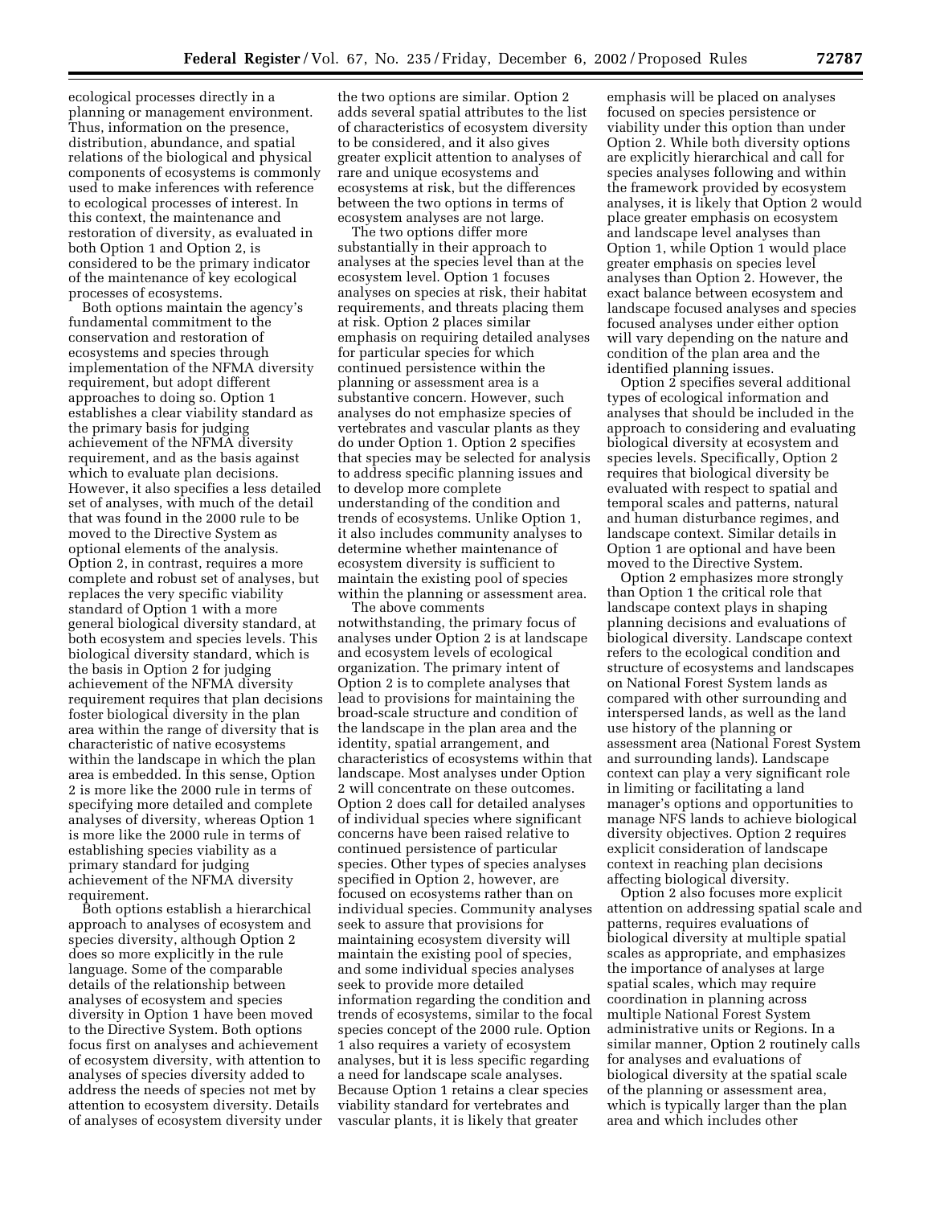ecological processes directly in a planning or management environment. Thus, information on the presence, distribution, abundance, and spatial relations of the biological and physical components of ecosystems is commonly used to make inferences with reference to ecological processes of interest. In this context, the maintenance and restoration of diversity, as evaluated in both Option 1 and Option 2, is considered to be the primary indicator of the maintenance of key ecological processes of ecosystems.

Both options maintain the agency's fundamental commitment to the conservation and restoration of ecosystems and species through implementation of the NFMA diversity requirement, but adopt different approaches to doing so. Option 1 establishes a clear viability standard as the primary basis for judging achievement of the NFMA diversity requirement, and as the basis against which to evaluate plan decisions. However, it also specifies a less detailed set of analyses, with much of the detail that was found in the 2000 rule to be moved to the Directive System as optional elements of the analysis. Option 2, in contrast, requires a more complete and robust set of analyses, but replaces the very specific viability standard of Option 1 with a more general biological diversity standard, at both ecosystem and species levels. This biological diversity standard, which is the basis in Option 2 for judging achievement of the NFMA diversity requirement requires that plan decisions foster biological diversity in the plan area within the range of diversity that is characteristic of native ecosystems within the landscape in which the plan area is embedded. In this sense, Option 2 is more like the 2000 rule in terms of specifying more detailed and complete analyses of diversity, whereas Option 1 is more like the 2000 rule in terms of establishing species viability as a primary standard for judging achievement of the NFMA diversity requirement.

Both options establish a hierarchical approach to analyses of ecosystem and species diversity, although Option 2 does so more explicitly in the rule language. Some of the comparable details of the relationship between analyses of ecosystem and species diversity in Option 1 have been moved to the Directive System. Both options focus first on analyses and achievement of ecosystem diversity, with attention to analyses of species diversity added to address the needs of species not met by attention to ecosystem diversity. Details of analyses of ecosystem diversity under the two options are similar. Option 2 adds several spatial attributes to the list of characteristics of ecosystem diversity to be considered, and it also gives greater explicit attention to analyses of rare and unique ecosystems and ecosystems at risk, but the differences between the two options in terms of ecosystem analyses are not large.

The two options differ more substantially in their approach to analyses at the species level than at the ecosystem level. Option 1 focuses analyses on species at risk, their habitat requirements, and threats placing them at risk. Option 2 places similar emphasis on requiring detailed analyses for particular species for which continued persistence within the planning or assessment area is a substantive concern. However, such analyses do not emphasize species of vertebrates and vascular plants as they do under Option 1. Option 2 specifies that species may be selected for analysis to address specific planning issues and to develop more complete understanding of the condition and trends of ecosystems. Unlike Option 1, it also includes community analyses to determine whether maintenance of ecosystem diversity is sufficient to maintain the existing pool of species within the planning or assessment area.

The above comments notwithstanding, the primary focus of analyses under Option 2 is at landscape and ecosystem levels of ecological organization. The primary intent of Option 2 is to complete analyses that lead to provisions for maintaining the broad-scale structure and condition of the landscape in the plan area and the identity, spatial arrangement, and characteristics of ecosystems within that landscape. Most analyses under Option 2 will concentrate on these outcomes. Option 2 does call for detailed analyses of individual species where significant concerns have been raised relative to continued persistence of particular species. Other types of species analyses specified in Option 2, however, are focused on ecosystems rather than on individual species. Community analyses seek to assure that provisions for maintaining ecosystem diversity will maintain the existing pool of species, and some individual species analyses seek to provide more detailed information regarding the condition and trends of ecosystems, similar to the focal species concept of the 2000 rule. Option 1 also requires a variety of ecosystem analyses, but it is less specific regarding a need for landscape scale analyses. Because Option 1 retains a clear species viability standard for vertebrates and vascular plants, it is likely that greater emphasis will be placed on analyses focused on species persistence or viability under this option than under Option 2. While both diversity options are explicitly hierarchical and call for species analyses following and within the framework provided by ecosystem analyses, it is likely that Option 2 would place greater emphasis on ecosystem and landscape level analyses than Option 1, while Option 1 would place greater emphasis on species level analyses than Option 2. However, the exact balance between ecosystem and landscape focused analyses and species focused analyses under either option will vary depending on the nature and condition of the plan area and the identified planning issues.

Option 2 specifies several additional types of ecological information and analyses that should be included in the approach to considering and evaluating biological diversity at ecosystem and species levels. Specifically, Option 2 requires that biological diversity be evaluated with respect to spatial and temporal scales and patterns, natural and human disturbance regimes, and landscape context. Similar details in Option 1 are optional and have been moved to the Directive System.

Option 2 emphasizes more strongly than Option 1 the critical role that landscape context plays in shaping planning decisions and evaluations of biological diversity. Landscape context refers to the ecological condition and structure of ecosystems and landscapes on National Forest System lands as compared with other surrounding and interspersed lands, as well as the land use history of the planning or assessment area (National Forest System and surrounding lands). Landscape context can play a very significant role in limiting or facilitating a land manager's options and opportunities to manage NFS lands to achieve biological diversity objectives. Option 2 requires explicit consideration of landscape context in reaching plan decisions affecting biological diversity.

Option 2 also focuses more explicit attention on addressing spatial scale and patterns, requires evaluations of biological diversity at multiple spatial scales as appropriate, and emphasizes the importance of analyses at large spatial scales, which may require coordination in planning across multiple National Forest System administrative units or Regions. In a similar manner, Option 2 routinely calls for analyses and evaluations of biological diversity at the spatial scale of the planning or assessment area, which is typically larger than the plan area and which includes other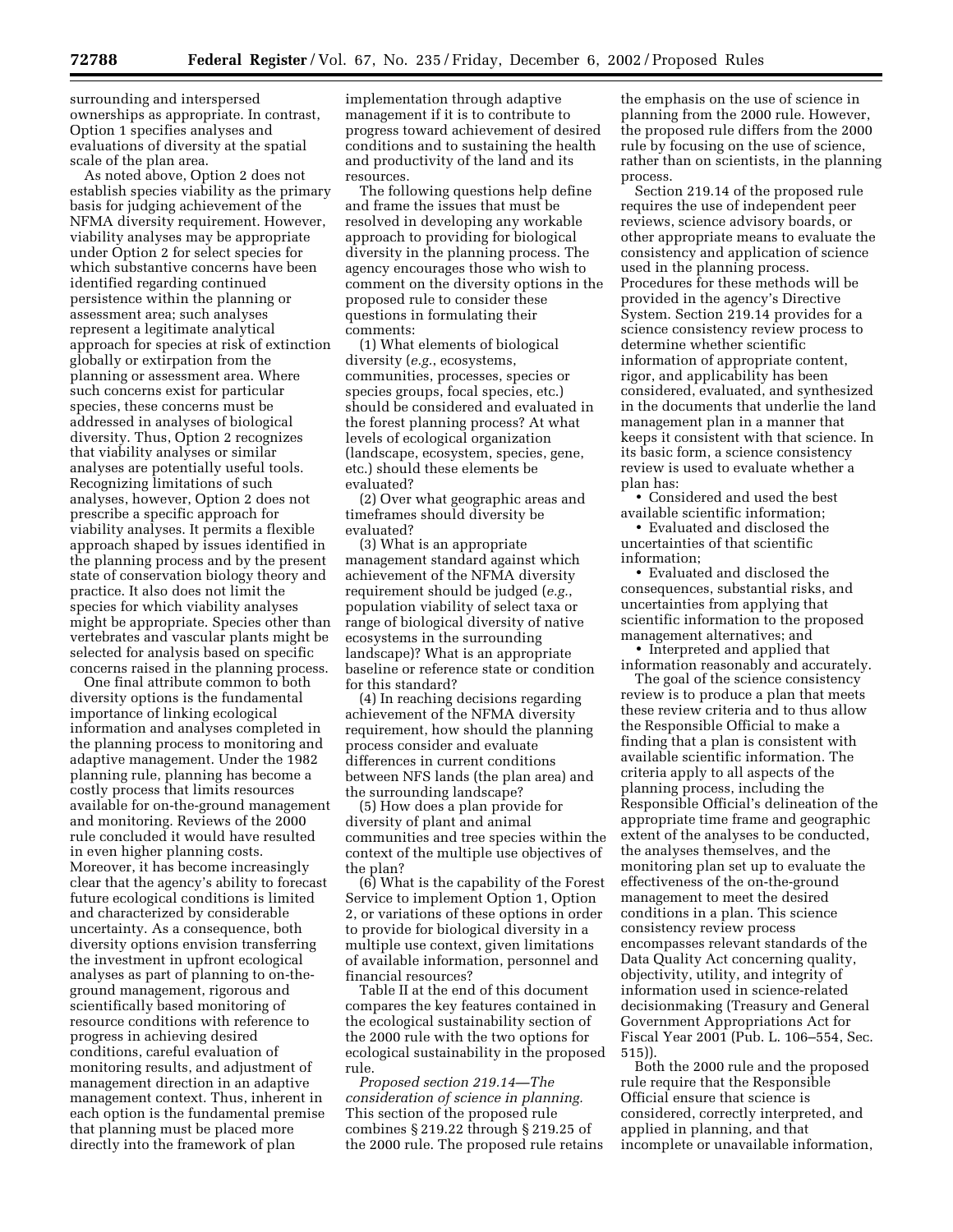surrounding and interspersed ownerships as appropriate. In contrast, Option 1 specifies analyses and evaluations of diversity at the spatial scale of the plan area.

As noted above, Option 2 does not establish species viability as the primary basis for judging achievement of the NFMA diversity requirement. However, viability analyses may be appropriate under Option 2 for select species for which substantive concerns have been identified regarding continued persistence within the planning or assessment area; such analyses represent a legitimate analytical approach for species at risk of extinction globally or extirpation from the planning or assessment area. Where such concerns exist for particular species, these concerns must be addressed in analyses of biological diversity. Thus, Option 2 recognizes that viability analyses or similar analyses are potentially useful tools. Recognizing limitations of such analyses, however, Option 2 does not prescribe a specific approach for viability analyses. It permits a flexible approach shaped by issues identified in the planning process and by the present state of conservation biology theory and practice. It also does not limit the species for which viability analyses might be appropriate. Species other than vertebrates and vascular plants might be selected for analysis based on specific concerns raised in the planning process.

One final attribute common to both diversity options is the fundamental importance of linking ecological information and analyses completed in the planning process to monitoring and adaptive management. Under the 1982 planning rule, planning has become a costly process that limits resources available for on-the-ground management and monitoring. Reviews of the 2000 rule concluded it would have resulted in even higher planning costs. Moreover, it has become increasingly clear that the agency's ability to forecast future ecological conditions is limited and characterized by considerable uncertainty. As a consequence, both diversity options envision transferring the investment in upfront ecological analyses as part of planning to on-the-ground management, rigorous and scientifically based monitoring of resource conditions with reference to progress in achieving desired conditions, careful evaluation of monitoring results, and adjustment of management direction in an adaptive management context. Thus, inherent in each option is the fundamental premise that planning must be placed more directly into the framework of plan implementation through adaptive management if it is to contribute to progress toward achievement of desired conditions and to sustaining the health and productivity of the land and its resources.

The following questions help define and frame the issues that must be resolved in developing any workable approach to providing for biological diversity in the planning process. The agency encourages those who wish to comment on the diversity options in the proposed rule to consider these questions in formulating their comments:

(1) What elements of biological diversity (*e.g.*, ecosystems, communities, processes, species or species groups, focal species, etc.) should be considered and evaluated in the forest planning process? At what levels of ecological organization (landscape, ecosystem, species, gene, etc.) should these elements be evaluated?

(2) Over what geographic areas and timeframes should diversity be evaluated?

(3) What is an appropriate management standard against which achievement of the NFMA diversity requirement should be judged (*e.g.*, population viability of select taxa or range of biological diversity of native ecosystems in the surrounding landscape)? What is an appropriate baseline or reference state or condition for this standard?

(4) In reaching decisions regarding achievement of the NFMA diversity requirement, how should the planning process consider and evaluate differences in current conditions between NFS lands (the plan area) and the surrounding landscape?

(5) How does a plan provide for diversity of plant and animal communities and tree species within the context of the multiple use objectives of the plan?

(6) What is the capability of the Forest Service to implement Option 1, Option 2, or variations of these options in order to provide for biological diversity in a multiple use context, given limitations of available information, personnel and financial resources?

Table II at the end of this document compares the key features contained in the ecological sustainability section of the 2000 rule with the two options for ecological sustainability in the proposed rule.

*Proposed section 219.14—The consideration of science in planning.* This section of the proposed rule combines § 219.22 through § 219.25 of the 2000 rule. The proposed rule retains the emphasis on the use of science in planning from the 2000 rule. However, the proposed rule differs from the 2000 rule by focusing on the use of science, rather than on scientists, in the planning process.

Section 219.14 of the proposed rule requires the use of independent peer reviews, science advisory boards, or other appropriate means to evaluate the consistency and application of science used in the planning process. Procedures for these methods will be provided in the agency's Directive System. Section 219.14 provides for a science consistency review process to determine whether scientific information of appropriate content, rigor, and applicability has been considered, evaluated, and synthesized in the documents that underlie the land management plan in a manner that keeps it consistent with that science. In its basic form, a science consistency review is used to evaluate whether a plan has:

- Considered and used the best available scientific information;
- Evaluated and disclosed the uncertainties of that scientific information;
- Evaluated and disclosed the consequences, substantial risks, and uncertainties from applying that scientific information to the proposed management alternatives; and
- Interpreted and applied that information reasonably and accurately.

The goal of the science consistency review is to produce a plan that meets these review criteria and to thus allow the Responsible Official to make a finding that a plan is consistent with available scientific information. The criteria apply to all aspects of the planning process, including the Responsible Official's delineation of the appropriate time frame and geographic extent of the analyses to be conducted, the analyses themselves, and the monitoring plan set up to evaluate the effectiveness of the on-the-ground management to meet the desired conditions in a plan. This science consistency review process encompasses relevant standards of the Data Quality Act concerning quality, objectivity, utility, and integrity of information used in science-related decisionmaking (Treasury and General Government Appropriations Act for Fiscal Year 2001 (Pub. L. 106–554, Sec. 515)).

Both the 2000 rule and the proposed rule require that the Responsible Official ensure that science is considered, correctly interpreted, and applied in planning, and that incomplete or unavailable information,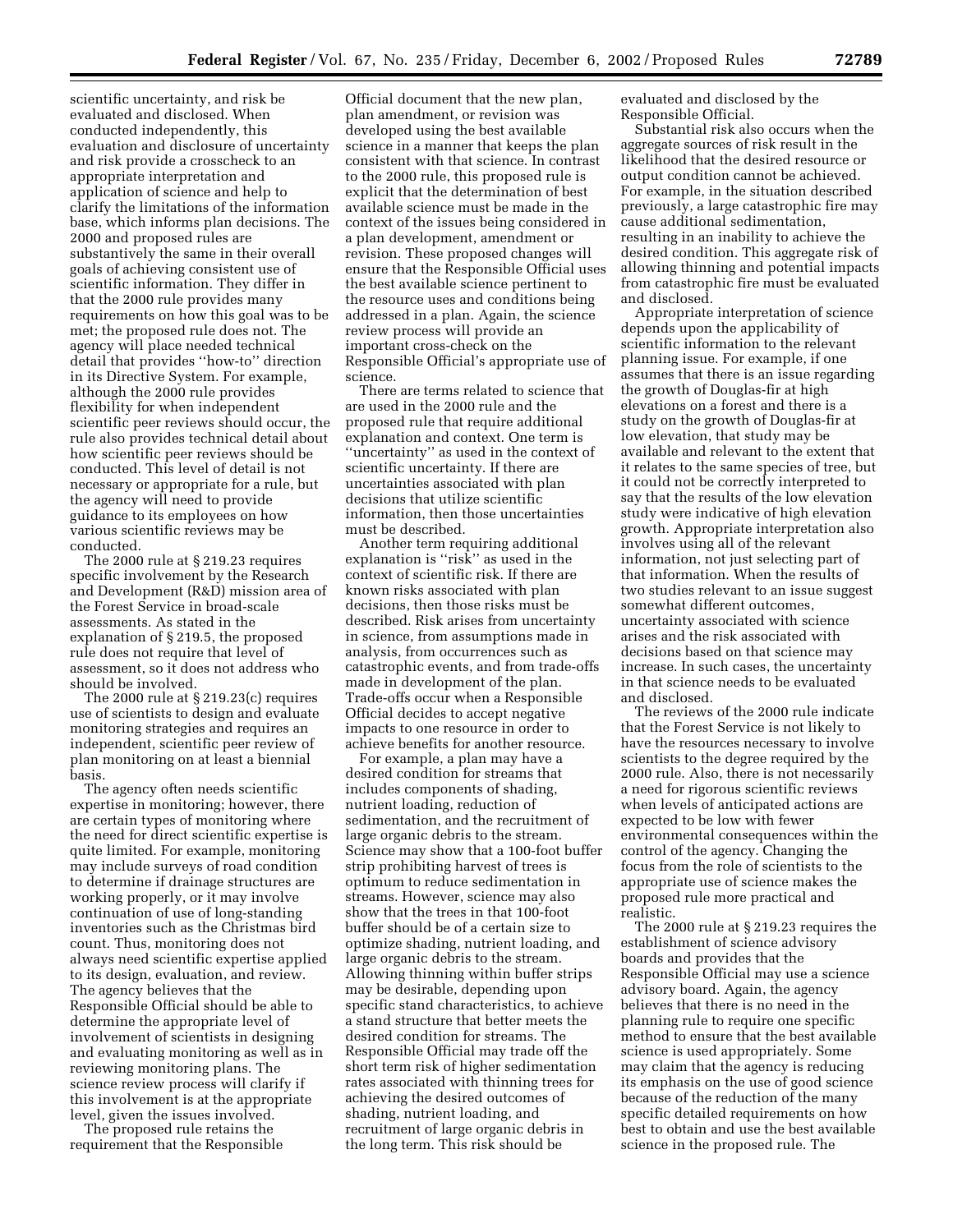scientific uncertainty, and risk be evaluated and disclosed. When conducted independently, this evaluation and disclosure of uncertainty and risk provide a crosscheck to an appropriate interpretation and application of science and help to clarify the limitations of the information base, which informs plan decisions. The 2000 and proposed rules are substantively the same in their overall goals of achieving consistent use of scientific information. They differ in that the 2000 rule provides many requirements on how this goal was to be met; the proposed rule does not. The agency will place needed technical detail that provides ''how-to'' direction in its Directive System. For example, although the 2000 rule provides flexibility for when independent scientific peer reviews should occur, the rule also provides technical detail about how scientific peer reviews should be conducted. This level of detail is not necessary or appropriate for a rule, but the agency will need to provide guidance to its employees on how various scientific reviews may be conducted.

The 2000 rule at § 219.23 requires specific involvement by the Research and Development (R&D) mission area of the Forest Service in broad-scale assessments. As stated in the explanation of § 219.5, the proposed rule does not require that level of assessment, so it does not address who should be involved.

The 2000 rule at § 219.23(c) requires use of scientists to design and evaluate monitoring strategies and requires an independent, scientific peer review of plan monitoring on at least a biennial basis.

The agency often needs scientific expertise in monitoring; however, there are certain types of monitoring where the need for direct scientific expertise is quite limited. For example, monitoring may include surveys of road condition to determine if drainage structures are working properly, or it may involve continuation of use of long-standing inventories such as the Christmas bird count. Thus, monitoring does not always need scientific expertise applied to its design, evaluation, and review. The agency believes that the Responsible Official should be able to determine the appropriate level of involvement of scientists in designing and evaluating monitoring as well as in reviewing monitoring plans. The science review process will clarify if this involvement is at the appropriate level, given the issues involved.

The proposed rule retains the requirement that the Responsible Official document that the new plan, plan amendment, or revision was developed using the best available science in a manner that keeps the plan consistent with that science. In contrast to the 2000 rule, this proposed rule is explicit that the determination of best available science must be made in the context of the issues being considered in a plan development, amendment or revision. These proposed changes will ensure that the Responsible Official uses the best available science pertinent to the resource uses and conditions being addressed in a plan. Again, the science review process will provide an important cross-check on the Responsible Official's appropriate use of science.

There are terms related to science that are used in the 2000 rule and the proposed rule that require additional explanation and context. One term is ''uncertainty'' as used in the context of scientific uncertainty. If there are uncertainties associated with plan decisions that utilize scientific information, then those uncertainties must be described.

Another term requiring additional explanation is ''risk'' as used in the context of scientific risk. If there are known risks associated with plan decisions, then those risks must be described. Risk arises from uncertainty in science, from assumptions made in analysis, from occurrences such as catastrophic events, and from trade-offs made in development of the plan. Trade-offs occur when a Responsible Official decides to accept negative impacts to one resource in order to achieve benefits for another resource.

For example, a plan may have a desired condition for streams that includes components of shading, nutrient loading, reduction of sedimentation, and the recruitment of large organic debris to the stream. Science may show that a 100-foot buffer strip prohibiting harvest of trees is optimum to reduce sedimentation in streams. However, science may also show that the trees in that 100-foot buffer should be of a certain size to optimize shading, nutrient loading, and large organic debris to the stream. Allowing thinning within buffer strips may be desirable, depending upon specific stand characteristics, to achieve a stand structure that better meets the desired condition for streams. The Responsible Official may trade off the short term risk of higher sedimentation rates associated with thinning trees for achieving the desired outcomes of shading, nutrient loading, and recruitment of large organic debris in the long term. This risk should be evaluated and disclosed by the Responsible Official.

Substantial risk also occurs when the aggregate sources of risk result in the likelihood that the desired resource or output condition cannot be achieved. For example, in the situation described previously, a large catastrophic fire may cause additional sedimentation, resulting in an inability to achieve the desired condition. This aggregate risk of allowing thinning and potential impacts from catastrophic fire must be evaluated and disclosed.

Appropriate interpretation of science depends upon the applicability of scientific information to the relevant planning issue. For example, if one assumes that there is an issue regarding the growth of Douglas-fir at high elevations on a forest and there is a study on the growth of Douglas-fir at low elevation, that study may be available and relevant to the extent that it relates to the same species of tree, but it could not be correctly interpreted to say that the results of the low elevation study were indicative of high elevation growth. Appropriate interpretation also involves using all of the relevant information, not just selecting part of that information. When the results of two studies relevant to an issue suggest somewhat different outcomes, uncertainty associated with science arises and the risk associated with decisions based on that science may increase. In such cases, the uncertainty in that science needs to be evaluated and disclosed.

The reviews of the 2000 rule indicate that the Forest Service is not likely to have the resources necessary to involve scientists to the degree required by the 2000 rule. Also, there is not necessarily a need for rigorous scientific reviews when levels of anticipated actions are expected to be low with fewer environmental consequences within the control of the agency. Changing the focus from the role of scientists to the appropriate use of science makes the proposed rule more practical and realistic.

The 2000 rule at § 219.23 requires the establishment of science advisory boards and provides that the Responsible Official may use a science advisory board. Again, the agency believes that there is no need in the planning rule to require one specific method to ensure that the best available science is used appropriately. Some may claim that the agency is reducing its emphasis on the use of good science because of the reduction of the many specific detailed requirements on how best to obtain and use the best available science in the proposed rule. The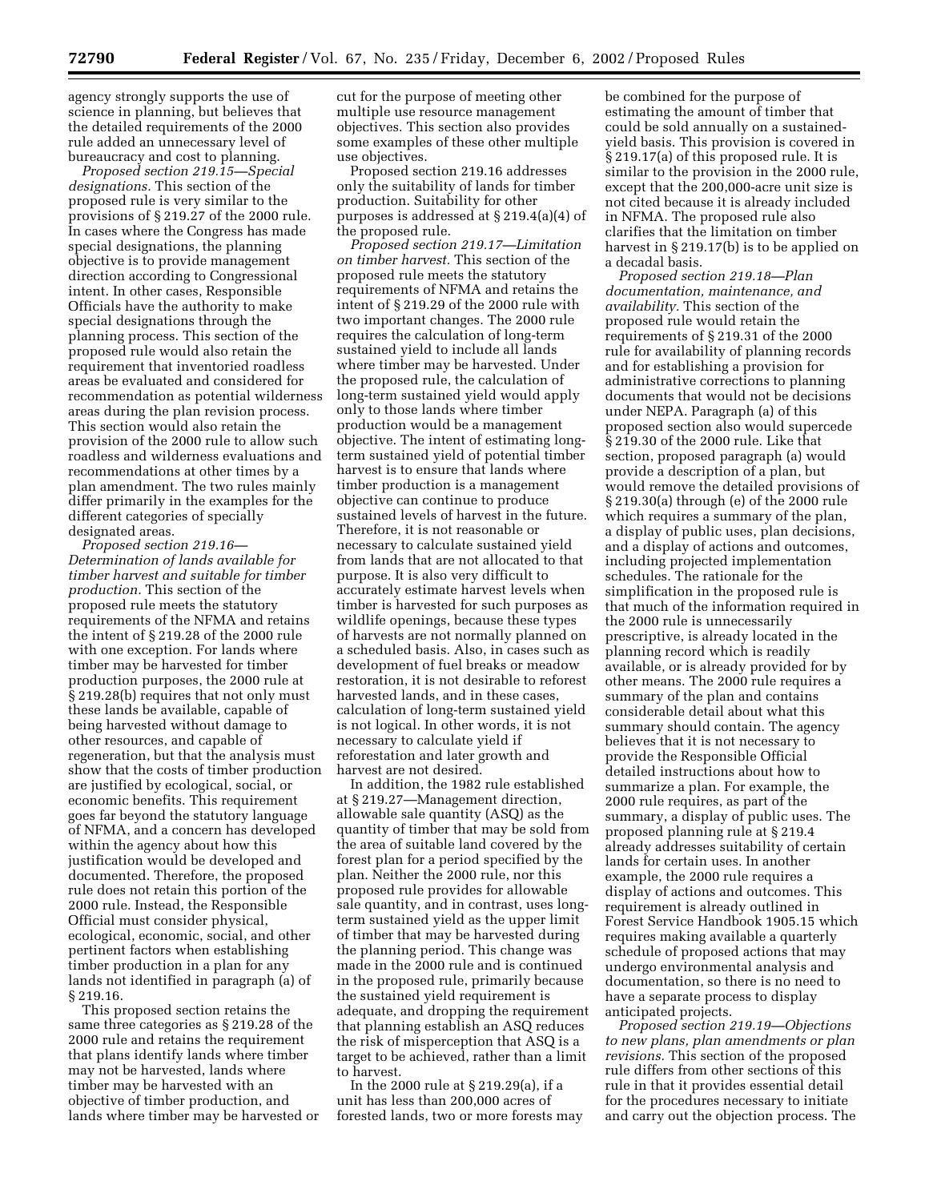agency strongly supports the use of science in planning, but believes that the detailed requirements of the 2000 rule added an unnecessary level of bureaucracy and cost to planning.

*Proposed section 219.15—Special designations.* This section of the proposed rule is very similar to the provisions of § 219.27 of the 2000 rule. In cases where the Congress has made special designations, the planning objective is to provide management direction according to Congressional intent. In other cases, Responsible Officials have the authority to make special designations through the planning process. This section of the proposed rule would also retain the requirement that inventoried roadless areas be evaluated and considered for recommendation as potential wilderness areas during the plan revision process. This section would also retain the provision of the 2000 rule to allow such roadless and wilderness evaluations and recommendations at other times by a plan amendment. The two rules mainly differ primarily in the examples for the different categories of specially designated areas.

*Proposed section 219.16—Determination of lands available for timber harvest and suitable for timber production.* This section of the proposed rule meets the statutory requirements of the NFMA and retains the intent of § 219.28 of the 2000 rule with one exception. For lands where timber may be harvested for timber production purposes, the 2000 rule at § 219.28(b) requires that not only must these lands be available, capable of being harvested without damage to other resources, and capable of regeneration, but that the analysis must show that the costs of timber production are justified by ecological, social, or economic benefits. This requirement goes far beyond the statutory language of NFMA, and a concern has developed within the agency about how this justification would be developed and documented. Therefore, the proposed rule does not retain this portion of the 2000 rule. Instead, the Responsible Official must consider physical, ecological, economic, social, and other pertinent factors when establishing timber production in a plan for any lands not identified in paragraph (a) of § 219.16.

This proposed section retains the same three categories as § 219.28 of the 2000 rule and retains the requirement that plans identify lands where timber may not be harvested, lands where timber may be harvested with an objective of timber production, and lands where timber may be harvested or cut for the purpose of meeting other multiple use resource management objectives. This section also provides some examples of these other multiple use objectives.

Proposed section 219.16 addresses only the suitability of lands for timber production. Suitability for other purposes is addressed at § 219.4(a)(4) of the proposed rule.

*Proposed section 219.17—Limitation on timber harvest.* This section of the proposed rule meets the statutory requirements of NFMA and retains the intent of § 219.29 of the 2000 rule with two important changes. The 2000 rule requires the calculation of long-term sustained yield to include all lands where timber may be harvested. Under the proposed rule, the calculation of long-term sustained yield would apply only to those lands where timber production would be a management objective. The intent of estimating long-term sustained yield of potential timber harvest is to ensure that lands where timber production is a management objective can continue to produce sustained levels of harvest in the future. Therefore, it is not reasonable or necessary to calculate sustained yield from lands that are not allocated to that purpose. It is also very difficult to accurately estimate harvest levels when timber is harvested for such purposes as wildlife openings, because these types of harvests are not normally planned on a scheduled basis. Also, in cases such as development of fuel breaks or meadow restoration, it is not desirable to reforest harvested lands, and in these cases, calculation of long-term sustained yield is not logical. In other words, it is not necessary to calculate yield if reforestation and later growth and harvest are not desired.

In addition, the 1982 rule established at § 219.27—Management direction, allowable sale quantity (ASQ) as the quantity of timber that may be sold from the area of suitable land covered by the forest plan for a period specified by the plan. Neither the 2000 rule, nor this proposed rule provides for allowable sale quantity, and in contrast, uses long-term sustained yield as the upper limit of timber that may be harvested during the planning period. This change was made in the 2000 rule and is continued in the proposed rule, primarily because the sustained yield requirement is adequate, and dropping the requirement that planning establish an ASQ reduces the risk of misperception that ASQ is a target to be achieved, rather than a limit to harvest.

In the 2000 rule at § 219.29(a), if a unit has less than 200,000 acres of forested lands, two or more forests may be combined for the purpose of estimating the amount of timber that could be sold annually on a sustained-yield basis. This provision is covered in § 219.17(a) of this proposed rule. It is similar to the provision in the 2000 rule, except that the 200,000-acre unit size is not cited because it is already included in NFMA. The proposed rule also clarifies that the limitation on timber harvest in § 219.17(b) is to be applied on a decadal basis.

*Proposed section 219.18—Plan documentation, maintenance, and availability.* This section of the proposed rule would retain the requirements of § 219.31 of the 2000 rule for availability of planning records and for establishing a provision for administrative corrections to planning documents that would not be decisions under NEPA. Paragraph (a) of this proposed section also would supercede § 219.30 of the 2000 rule. Like that section, proposed paragraph (a) would provide a description of a plan, but would remove the detailed provisions of § 219.30(a) through (e) of the 2000 rule which requires a summary of the plan, a display of public uses, plan decisions, and a display of actions and outcomes, including projected implementation schedules. The rationale for the simplification in the proposed rule is that much of the information required in the 2000 rule is unnecessarily prescriptive, is already located in the planning record which is readily available, or is already provided for by other means. The 2000 rule requires a summary of the plan and contains considerable detail about what this summary should contain. The agency believes that it is not necessary to provide the Responsible Official detailed instructions about how to summarize a plan. For example, the 2000 rule requires, as part of the summary, a display of public uses. The proposed planning rule at § 219.4 already addresses suitability of certain lands for certain uses. In another example, the 2000 rule requires a display of actions and outcomes. This requirement is already outlined in Forest Service Handbook 1905.15 which requires making available a quarterly schedule of proposed actions that may undergo environmental analysis and documentation, so there is no need to have a separate process to display anticipated projects.

*Proposed section 219.19—Objections to new plans, plan amendments or plan revisions.* This section of the proposed rule differs from other sections of this rule in that it provides essential detail for the procedures necessary to initiate and carry out the objection process. The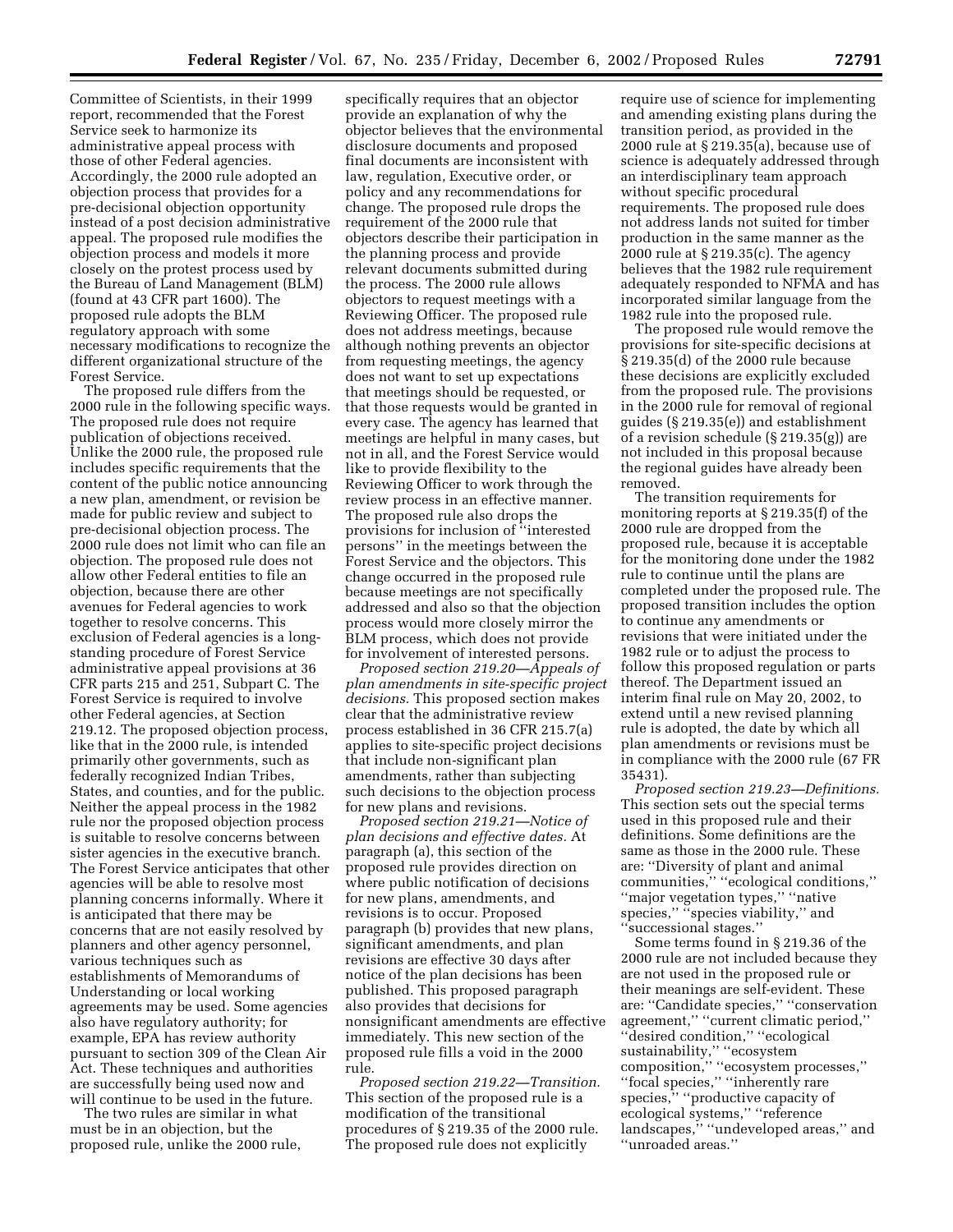Committee of Scientists, in their 1999 report, recommended that the Forest Service seek to harmonize its administrative appeal process with those of other Federal agencies. Accordingly, the 2000 rule adopted an objection process that provides for a pre-decisional objection opportunity instead of a post decision administrative appeal. The proposed rule modifies the objection process and models it more closely on the protest process used by the Bureau of Land Management (BLM) (found at 43 CFR part 1600). The proposed rule adopts the BLM regulatory approach with some necessary modifications to recognize the different organizational structure of the Forest Service.

The proposed rule differs from the 2000 rule in the following specific ways. The proposed rule does not require publication of objections received. Unlike the 2000 rule, the proposed rule includes specific requirements that the content of the public notice announcing a new plan, amendment, or revision be made for public review and subject to pre-decisional objection process. The 2000 rule does not limit who can file an objection. The proposed rule does not allow other Federal entities to file an objection, because there are other avenues for Federal agencies to work together to resolve concerns. This exclusion of Federal agencies is a long-standing procedure of Forest Service administrative appeal provisions at 36 CFR parts 215 and 251, Subpart C. The Forest Service is required to involve other Federal agencies, at Section 219.12. The proposed objection process, like that in the 2000 rule, is intended primarily other governments, such as federally recognized Indian Tribes, States, and counties, and for the public. Neither the appeal process in the 1982 rule nor the proposed objection process is suitable to resolve concerns between sister agencies in the executive branch. The Forest Service anticipates that other agencies will be able to resolve most planning concerns informally. Where it is anticipated that there may be concerns that are not easily resolved by planners and other agency personnel, various techniques such as establishments of Memorandums of Understanding or local working agreements may be used. Some agencies also have regulatory authority; for example, EPA has review authority pursuant to section 309 of the Clean Air Act. These techniques and authorities are successfully being used now and will continue to be used in the future.

The two rules are similar in what must be in an objection, but the proposed rule, unlike the 2000 rule, specifically requires that an objector provide an explanation of why the objector believes that the environmental disclosure documents and proposed final documents are inconsistent with law, regulation, Executive order, or policy and any recommendations for change. The proposed rule drops the requirement of the 2000 rule that objectors describe their participation in the planning process and provide relevant documents submitted during the process. The 2000 rule allows objectors to request meetings with a Reviewing Officer. The proposed rule does not address meetings, because although nothing prevents an objector from requesting meetings, the agency does not want to set up expectations that meetings should be requested, or that those requests would be granted in every case. The agency has learned that meetings are helpful in many cases, but not in all, and the Forest Service would like to provide flexibility to the Reviewing Officer to work through the review process in an effective manner. The proposed rule also drops the provisions for inclusion of "interested persons" in the meetings between the Forest Service and the objectors. This change occurred in the proposed rule because meetings are not specifically addressed and also so that the objection process would more closely mirror the BLM process, which does not provide for involvement of interested persons.

*Proposed section 219.20—Appeals of plan amendments in site-specific project decisions.* This proposed section makes clear that the administrative review process established in 36 CFR 215.7(a) applies to site-specific project decisions that include non-significant plan amendments, rather than subjecting such decisions to the objection process for new plans and revisions.

*Proposed section 219.21—Notice of plan decisions and effective dates.* At paragraph (a), this section of the proposed rule provides direction on where public notification of decisions for new plans, amendments, and revisions is to occur. Proposed paragraph (b) provides that new plans, significant amendments, and plan revisions are effective 30 days after notice of the plan decisions has been published. This proposed paragraph also provides that decisions for nonsignificant amendments are effective immediately. This new section of the proposed rule fills a void in the 2000 rule.

*Proposed section 219.22—Transition.* This section of the proposed rule is a modification of the transitional procedures of § 219.35 of the 2000 rule. The proposed rule does not explicitly require use of science for implementing and amending existing plans during the transition period, as provided in the 2000 rule at § 219.35(a), because use of science is adequately addressed through an interdisciplinary team approach without specific procedural requirements. The proposed rule does not address lands not suited for timber production in the same manner as the 2000 rule at § 219.35(c). The agency believes that the 1982 rule requirement adequately responded to NFMA and has incorporated similar language from the 1982 rule into the proposed rule.

The proposed rule would remove the provisions for site-specific decisions at § 219.35(d) of the 2000 rule because these decisions are explicitly excluded from the proposed rule. The provisions in the 2000 rule for removal of regional guides (§ 219.35(e)) and establishment of a revision schedule (§ 219.35(g)) are not included in this proposal because the regional guides have already been removed.

The transition requirements for monitoring reports at § 219.35(f) of the 2000 rule are dropped from the proposed rule, because it is acceptable for the monitoring done under the 1982 rule to continue until the plans are completed under the proposed rule. The proposed transition includes the option to continue any amendments or revisions that were initiated under the 1982 rule or to adjust the process to follow this proposed regulation or parts thereof. The Department issued an interim final rule on May 20, 2002, to extend until a new revised planning rule is adopted, the date by which all plan amendments or revisions must be in compliance with the 2000 rule (67 FR 35431).

*Proposed section 219.23—Definitions.* This section sets out the special terms used in this proposed rule and their definitions. Some definitions are the same as those in the 2000 rule. These are: "Diversity of plant and animal communities," "ecological conditions," "major vegetation types," "native species," "species viability," and "successional stages."

Some terms found in § 219.36 of the 2000 rule are not included because they are not used in the proposed rule or their meanings are self-evident. These are: "Candidate species," "conservation agreement," "current climatic period," "desired condition," "ecological sustainability," "ecosystem composition," "ecosystem processes," "focal species," "inherently rare species," "productive capacity of ecological systems," "reference landscapes," "undeveloped areas," and "unroaded areas."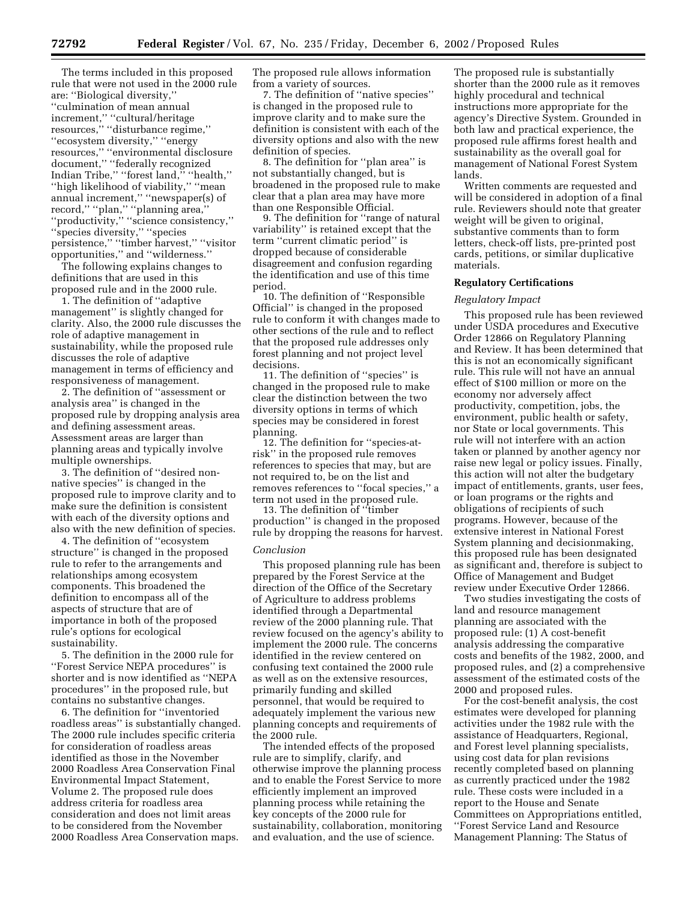The terms included in this proposed rule that were not used in the 2000 rule are: ''Biological diversity,'' ''culmination of mean annual increment,'' ''cultural/heritage resources,'' ''disturbance regime,'' ''ecosystem diversity,'' ''energy resources,'' ''environmental disclosure document,'' ''federally recognized Indian Tribe,'' ''forest land,'' ''health,'' ''high likelihood of viability,'' ''mean annual increment,'' ''newspaper(s) of record,'' ''plan,'' ''planning area,'' ''productivity,'' ''science consistency,'' ''species diversity,'' ''species persistence,'' ''timber harvest,'' ''visitor opportunities,'' and ''wilderness.''

The following explains changes to definitions that are used in this proposed rule and in the 2000 rule.

1. The definition of ''adaptive management'' is slightly changed for clarity. Also, the 2000 rule discusses the role of adaptive management in sustainability, while the proposed rule discusses the role of adaptive management in terms of efficiency and responsiveness of management.

2. The definition of ''assessment or analysis area'' is changed in the proposed rule by dropping analysis area and defining assessment areas. Assessment areas are larger than planning areas and typically involve multiple ownerships.

3. The definition of ''desired non-native species'' is changed in the proposed rule to improve clarity and to make sure the definition is consistent with each of the diversity options and also with the new definition of species.

4. The definition of ''ecosystem structure'' is changed in the proposed rule to refer to the arrangements and relationships among ecosystem components. This broadened the definition to encompass all of the aspects of structure that are of importance in both of the proposed rule's options for ecological sustainability.

5. The definition in the 2000 rule for ''Forest Service NEPA procedures'' is shorter and is now identified as ''NEPA procedures'' in the proposed rule, but contains no substantive changes.

6. The definition for ''inventoried roadless areas'' is substantially changed. The 2000 rule includes specific criteria for consideration of roadless areas identified as those in the November 2000 Roadless Area Conservation Final Environmental Impact Statement, Volume 2. The proposed rule does address criteria for roadless area consideration and does not limit areas to be considered from the November 2000 Roadless Area Conservation maps. The proposed rule allows information from a variety of sources.

7. The definition of ''native species'' is changed in the proposed rule to improve clarity and to make sure the definition is consistent with each of the diversity options and also with the new definition of species.

8. The definition for ''plan area'' is not substantially changed, but is broadened in the proposed rule to make clear that a plan area may have more than one Responsible Official.

9. The definition for ''range of natural variability'' is retained except that the term ''current climatic period'' is dropped because of considerable disagreement and confusion regarding the identification and use of this time period.

10. The definition of ''Responsible Official'' is changed in the proposed rule to conform it with changes made to other sections of the rule and to reflect that the proposed rule addresses only forest planning and not project level decisions.

11. The definition of ''species'' is changed in the proposed rule to make clear the distinction between the two diversity options in terms of which species may be considered in forest planning.

12. The definition for ''species-at-risk'' in the proposed rule removes references to species that may, but are not required to, be on the list and removes references to ''focal species,'' a term not used in the proposed rule.

13. The definition of ''timber production'' is changed in the proposed rule by dropping the reasons for harvest.

*Conclusion*

This proposed planning rule has been prepared by the Forest Service at the direction of the Office of the Secretary of Agriculture to address problems identified through a Departmental review of the 2000 planning rule. That review focused on the agency's ability to implement the 2000 rule. The concerns identified in the review centered on confusing text contained the 2000 rule as well as on the extensive resources, primarily funding and skilled personnel, that would be required to adequately implement the various new planning concepts and requirements of the 2000 rule.

The intended effects of the proposed rule are to simplify, clarify, and otherwise improve the planning process and to enable the Forest Service to more efficiently implement an improved planning process while retaining the key concepts of the 2000 rule for sustainability, collaboration, monitoring and evaluation, and the use of science.

The proposed rule is substantially shorter than the 2000 rule as it removes highly procedural and technical instructions more appropriate for the agency's Directive System. Grounded in both law and practical experience, the proposed rule affirms forest health and sustainability as the overall goal for management of National Forest System lands.

Written comments are requested and will be considered in adoption of a final rule. Reviewers should note that greater weight will be given to original, substantive comments than to form letters, check-off lists, pre-printed post cards, petitions, or similar duplicative materials.

**Regulatory Certifications**

*Regulatory Impact*

This proposed rule has been reviewed under USDA procedures and Executive Order 12866 on Regulatory Planning and Review. It has been determined that this is not an economically significant rule. This rule will not have an annual effect of $100 million or more on the economy nor adversely affect productivity, competition, jobs, the environment, public health or safety, nor State or local governments. This rule will not interfere with an action taken or planned by another agency nor raise new legal or policy issues. Finally, this action will not alter the budgetary impact of entitlements, grants, user fees, or loan programs or the rights and obligations of recipients of such programs. However, because of the extensive interest in National Forest System planning and decisionmaking, this proposed rule has been designated as significant and, therefore is subject to Office of Management and Budget review under Executive Order 12866.

Two studies investigating the costs of land and resource management planning are associated with the proposed rule: (1) A cost-benefit analysis addressing the comparative costs and benefits of the 1982, 2000, and proposed rules, and (2) a comprehensive assessment of the estimated costs of the 2000 and proposed rules.

For the cost-benefit analysis, the cost estimates were developed for planning activities under the 1982 rule with the assistance of Headquarters, Regional, and Forest level planning specialists, using cost data for plan revisions recently completed based on planning as currently practiced under the 1982 rule. These costs were included in a report to the House and Senate Committees on Appropriations entitled, ''Forest Service Land and Resource Management Planning: The Status of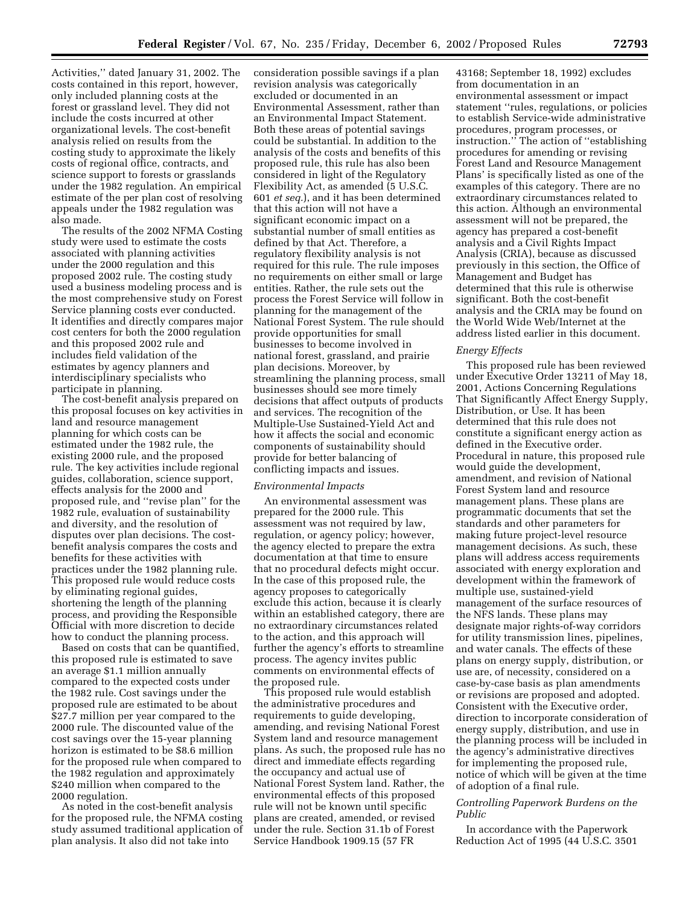Activities,'' dated January 31, 2002. The costs contained in this report, however, only included planning costs at the forest or grassland level. They did not include the costs incurred at other organizational levels. The cost-benefit analysis relied on results from the costing study to approximate the likely costs of regional office, contracts, and science support to forests or grasslands under the 1982 regulation. An empirical estimate of the per plan cost of resolving appeals under the 1982 regulation was also made.

The results of the 2002 NFMA Costing study were used to estimate the costs associated with planning activities under the 2000 regulation and this proposed 2002 rule. The costing study used a business modeling process and is the most comprehensive study on Forest Service planning costs ever conducted. It identifies and directly compares major cost centers for both the 2000 regulation and this proposed 2002 rule and includes field validation of the estimates by agency planners and interdisciplinary specialists who participate in planning.

The cost-benefit analysis prepared on this proposal focuses on key activities in land and resource management planning for which costs can be estimated under the 1982 rule, the existing 2000 rule, and the proposed rule. The key activities include regional guides, collaboration, science support, effects analysis for the 2000 and proposed rule, and ''revise plan'' for the 1982 rule, evaluation of sustainability and diversity, and the resolution of disputes over plan decisions. The cost-benefit analysis compares the costs and benefits for these activities with practices under the 1982 planning rule. This proposed rule would reduce costs by eliminating regional guides, shortening the length of the planning process, and providing the Responsible Official with more discretion to decide how to conduct the planning process.

Based on costs that can be quantified, this proposed rule is estimated to save an average $1.1 million annually compared to the expected costs under the 1982 rule. Cost savings under the proposed rule are estimated to be about $27.7 million per year compared to the 2000 rule. The discounted value of the cost savings over the 15-year planning horizon is estimated to be $8.6 million for the proposed rule when compared to the 1982 regulation and approximately $240 million when compared to the 2000 regulation.

As noted in the cost-benefit analysis for the proposed rule, the NFMA costing study assumed traditional application of plan analysis. It also did not take into consideration possible savings if a plan revision analysis was categorically excluded or documented in an Environmental Assessment, rather than an Environmental Impact Statement. Both these areas of potential savings could be substantial. In addition to the analysis of the costs and benefits of this proposed rule, this rule has also been considered in light of the Regulatory Flexibility Act, as amended (5 U.S.C. 601 *et seq.*), and it has been determined that this action will not have a significant economic impact on a substantial number of small entities as defined by that Act. Therefore, a regulatory flexibility analysis is not required for this rule. The rule imposes no requirements on either small or large entities. Rather, the rule sets out the process the Forest Service will follow in planning for the management of the National Forest System. The rule should provide opportunities for small businesses to become involved in national forest, grassland, and prairie plan decisions. Moreover, by streamlining the planning process, small businesses should see more timely decisions that affect outputs of products and services. The recognition of the Multiple-Use Sustained-Yield Act and how it affects the social and economic components of sustainability should provide for better balancing of conflicting impacts and issues.

### *Environmental Impacts*

An environmental assessment was prepared for the 2000 rule. This assessment was not required by law, regulation, or agency policy; however, the agency elected to prepare the extra documentation at that time to ensure that no procedural defects might occur. In the case of this proposed rule, the agency proposes to categorically exclude this action, because it is clearly within an established category, there are no extraordinary circumstances related to the action, and this approach will further the agency's efforts to streamline process. The agency invites public comments on environmental effects of the proposed rule.

This proposed rule would establish the administrative procedures and requirements to guide developing, amending, and revising National Forest System land and resource management plans. As such, the proposed rule has no direct and immediate effects regarding the occupancy and actual use of National Forest System land. Rather, the environmental effects of this proposed rule will not be known until specific plans are created, amended, or revised under the rule. Section 31.1b of Forest Service Handbook 1909.15 (57 FR 43168; September 18, 1992) excludes from documentation in an environmental assessment or impact statement ''rules, regulations, or policies to establish Service-wide administrative procedures, program processes, or instruction.'' The action of ''establishing procedures for amending or revising Forest Land and Resource Management Plans' is specifically listed as one of the examples of this category. There are no extraordinary circumstances related to this action. Although an environmental assessment will not be prepared, the agency has prepared a cost-benefit analysis and a Civil Rights Impact Analysis (CRIA), because as discussed previously in this section, the Office of Management and Budget has determined that this rule is otherwise significant. Both the cost-benefit analysis and the CRIA may be found on the World Wide Web/Internet at the address listed earlier in this document.

### *Energy Effects*

This proposed rule has been reviewed under Executive Order 13211 of May 18, 2001, Actions Concerning Regulations That Significantly Affect Energy Supply, Distribution, or Use. It has been determined that this rule does not constitute a significant energy action as defined in the Executive order. Procedural in nature, this proposed rule would guide the development, amendment, and revision of National Forest System land and resource management plans. These plans are programmatic documents that set the standards and other parameters for making future project-level resource management decisions. As such, these plans will address access requirements associated with energy exploration and development within the framework of multiple use, sustained-yield management of the surface resources of the NFS lands. These plans may designate major rights-of-way corridors for utility transmission lines, pipelines, and water canals. The effects of these plans on energy supply, distribution, or use are, of necessity, considered on a case-by-case basis as plan amendments or revisions are proposed and adopted. Consistent with the Executive order, direction to incorporate consideration of energy supply, distribution, and use in the planning process will be included in the agency's administrative directives for implementing the proposed rule, notice of which will be given at the time of adoption of a final rule.

### *Controlling Paperwork Burdens on the Public*

In accordance with the Paperwork Reduction Act of 1995 (44 U.S.C. 3501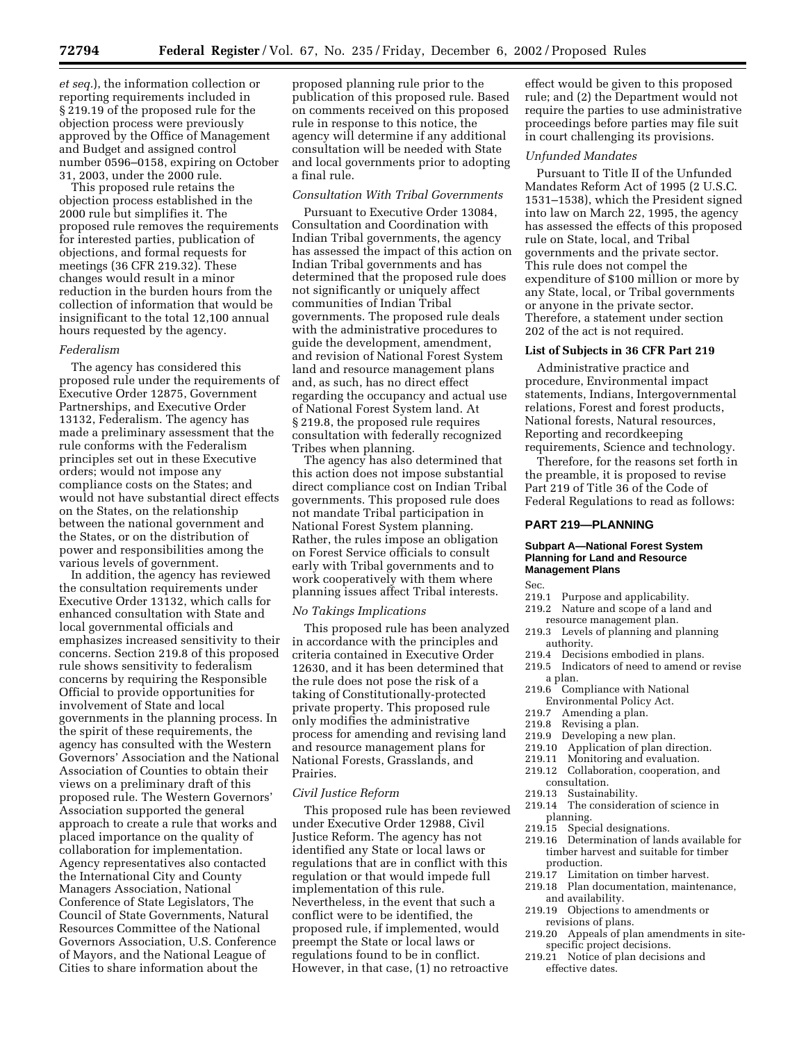*et seq.*), the information collection or reporting requirements included in § 219.19 of the proposed rule for the objection process were previously approved by the Office of Management and Budget and assigned control number 0596–0158, expiring on October 31, 2003, under the 2000 rule.

This proposed rule retains the objection process established in the 2000 rule but simplifies it. The proposed rule removes the requirements for interested parties, publication of objections, and formal requests for meetings (36 CFR 219.32). These changes would result in a minor reduction in the burden hours from the collection of information that would be insignificant to the total 12,100 annual hours requested by the agency.

*Federalism*

The agency has considered this proposed rule under the requirements of Executive Order 12875, Government Partnerships, and Executive Order 13132, Federalism. The agency has made a preliminary assessment that the rule conforms with the Federalism principles set out in these Executive orders; would not impose any compliance costs on the States; and would not have substantial direct effects on the States, on the relationship between the national government and the States, or on the distribution of power and responsibilities among the various levels of government.

In addition, the agency has reviewed the consultation requirements under Executive Order 13132, which calls for enhanced consultation with State and local governmental officials and emphasizes increased sensitivity to their concerns. Section 219.8 of this proposed rule shows sensitivity to federalism concerns by requiring the Responsible Official to provide opportunities for involvement of State and local governments in the planning process. In the spirit of these requirements, the agency has consulted with the Western Governors' Association and the National Association of Counties to obtain their views on a preliminary draft of this proposed rule. The Western Governors' Association supported the general approach to create a rule that works and placed importance on the quality of collaboration for implementation. Agency representatives also contacted the International City and County Managers Association, National Conference of State Legislators, The Council of State Governments, Natural Resources Committee of the National Governors Association, U.S. Conference of Mayors, and the National League of Cities to share information about the proposed planning rule prior to the publication of this proposed rule. Based on comments received on this proposed rule in response to this notice, the agency will determine if any additional consultation will be needed with State and local governments prior to adopting a final rule.

*Consultation With Tribal Governments*

Pursuant to Executive Order 13084, Consultation and Coordination with Indian Tribal governments, the agency has assessed the impact of this action on Indian Tribal governments and has determined that the proposed rule does not significantly or uniquely affect communities of Indian Tribal governments. The proposed rule deals with the administrative procedures to guide the development, amendment, and revision of National Forest System land and resource management plans and, as such, has no direct effect regarding the occupancy and actual use of National Forest System land. At § 219.8, the proposed rule requires consultation with federally recognized Tribes when planning.

The agency has also determined that this action does not impose substantial direct compliance cost on Indian Tribal governments. This proposed rule does not mandate Tribal participation in National Forest System planning. Rather, the rules impose an obligation on Forest Service officials to consult early with Tribal governments and to work cooperatively with them where planning issues affect Tribal interests.

*No Takings Implications*

This proposed rule has been analyzed in accordance with the principles and criteria contained in Executive Order 12630, and it has been determined that the rule does not pose the risk of a taking of Constitutionally-protected private property. This proposed rule only modifies the administrative process for amending and revising land and resource management plans for National Forests, Grasslands, and Prairies.

*Civil Justice Reform*

This proposed rule has been reviewed under Executive Order 12988, Civil Justice Reform. The agency has not identified any State or local laws or regulations that are in conflict with this regulation or that would impede full implementation of this rule. Nevertheless, in the event that such a conflict were to be identified, the proposed rule, if implemented, would preempt the State or local laws or regulations found to be in conflict. However, in that case, (1) no retroactive effect would be given to this proposed rule; and (2) the Department would not require the parties to use administrative proceedings before parties may file suit in court challenging its provisions.

*Unfunded Mandates*

Pursuant to Title II of the Unfunded Mandates Reform Act of 1995 (2 U.S.C. 1531–1538), which the President signed into law on March 22, 1995, the agency has assessed the effects of this proposed rule on State, local, and Tribal governments and the private sector. This rule does not compel the expenditure of $100 million or more by any State, local, or Tribal governments or anyone in the private sector. Therefore, a statement under section 202 of the act is not required.

**List of Subjects in 36 CFR Part 219**

Administrative practice and procedure, Environmental impact statements, Indians, Intergovernmental relations, Forest and forest products, National forests, Natural resources, Reporting and recordkeeping requirements, Science and technology.

Therefore, for the reasons set forth in the preamble, it is proposed to revise Part 219 of Title 36 of the Code of Federal Regulations to read as follows:

## PART 219—PLANNING

### Subpart A—National Forest System Planning for Land and Resource Management Plans

Sec.
219.1 Purpose and applicability.
219.2 Nature and scope of a land and resource management plan.
219.3 Levels of planning and planning authority.
219.4 Decisions embodied in plans.
219.5 Indicators of need to amend or revise a plan.
219.6 Compliance with National Environmental Policy Act.
219.7 Amending a plan.
219.8 Revising a plan.
219.9 Developing a new plan.
219.10 Application of plan direction.
219.11 Monitoring and evaluation.
219.12 Collaboration, cooperation, and consultation.
219.13 Sustainability.
219.14 The consideration of science in planning.
219.15 Special designations.
219.16 Determination of lands available for timber harvest and suitable for timber production.
219.17 Limitation on timber harvest.
219.18 Plan documentation, maintenance, and availability.
219.19 Objections to amendments or revisions of plans.
219.20 Appeals of plan amendments in site-specific project decisions.
219.21 Notice of plan decisions and effective dates.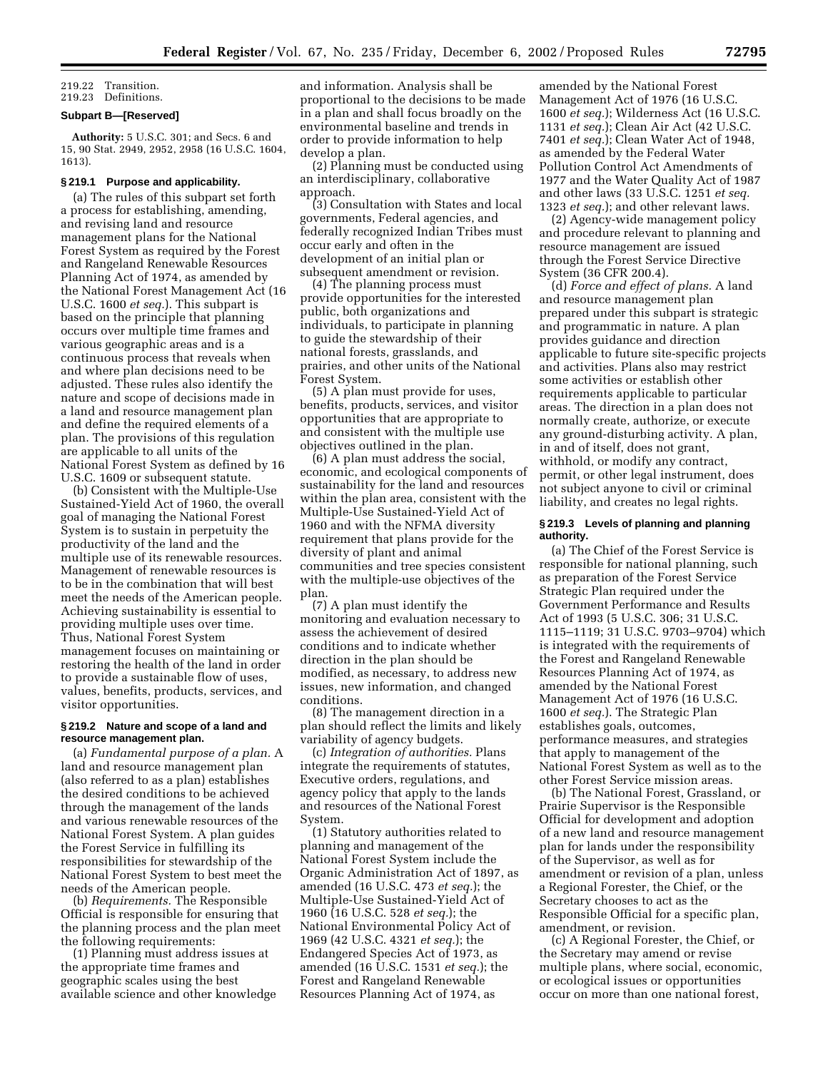219.22 Transition.
219.23 Definitions.

**Subpart B—[Reserved]**

**Authority:** 5 U.S.C. 301; and Secs. 6 and 15, 90 Stat. 2949, 2952, 2958 (16 U.S.C. 1604, 1613).

### § 219.1 Purpose and applicability.

(a) The rules of this subpart set forth a process for establishing, amending, and revising land and resource management plans for the National Forest System as required by the Forest and Rangeland Renewable Resources Planning Act of 1974, as amended by the National Forest Management Act (16 U.S.C. 1600 *et seq.*). This subpart is based on the principle that planning occurs over multiple time frames and various geographic areas and is a continuous process that reveals when and where plan decisions need to be adjusted. These rules also identify the nature and scope of decisions made in a land and resource management plan and define the required elements of a plan. The provisions of this regulation are applicable to all units of the National Forest System as defined by 16 U.S.C. 1609 or subsequent statute.

(b) Consistent with the Multiple-Use Sustained-Yield Act of 1960, the overall goal of managing the National Forest System is to sustain in perpetuity the productivity of the land and the multiple use of its renewable resources. Management of renewable resources is to be in the combination that will best meet the needs of the American people. Achieving sustainability is essential to providing multiple uses over time. Thus, National Forest System management focuses on maintaining or restoring the health of the land in order to provide a sustainable flow of uses, values, benefits, products, services, and visitor opportunities.

### § 219.2 Nature and scope of a land and resource management plan.

(a) *Fundamental purpose of a plan.* A land and resource management plan (also referred to as a plan) establishes the desired conditions to be achieved through the management of the lands and various renewable resources of the National Forest System. A plan guides the Forest Service in fulfilling its responsibilities for stewardship of the National Forest System to best meet the needs of the American people.

(b) *Requirements.* The Responsible Official is responsible for ensuring that the planning process and the plan meet the following requirements:

(1) Planning must address issues at the appropriate time frames and geographic scales using the best available science and other knowledge and information. Analysis shall be proportional to the decisions to be made in a plan and shall focus broadly on the environmental baseline and trends in order to provide information to help develop a plan.

(2) Planning must be conducted using an interdisciplinary, collaborative approach.

(3) Consultation with States and local governments, Federal agencies, and federally recognized Indian Tribes must occur early and often in the development of an initial plan or subsequent amendment or revision.

(4) The planning process must provide opportunities for the interested public, both organizations and individuals, to participate in planning to guide the stewardship of their national forests, grasslands, and prairies, and other units of the National Forest System.

(5) A plan must provide for uses, benefits, products, services, and visitor opportunities that are appropriate to and consistent with the multiple use objectives outlined in the plan.

(6) A plan must address the social, economic, and ecological components of sustainability for the land and resources within the plan area, consistent with the Multiple-Use Sustained-Yield Act of 1960 and with the NFMA diversity requirement that plans provide for the diversity of plant and animal communities and tree species consistent with the multiple-use objectives of the plan.

(7) A plan must identify the monitoring and evaluation necessary to assess the achievement of desired conditions and to indicate whether direction in the plan should be modified, as necessary, to address new issues, new information, and changed conditions.

(8) The management direction in a plan should reflect the limits and likely variability of agency budgets.

(c) *Integration of authorities.* Plans integrate the requirements of statutes, Executive orders, regulations, and agency policy that apply to the lands and resources of the National Forest System.

(1) Statutory authorities related to planning and management of the National Forest System include the Organic Administration Act of 1897, as amended (16 U.S.C. 473 *et seq.*); the Multiple-Use Sustained-Yield Act of 1960 (16 U.S.C. 528 *et seq.*); the National Environmental Policy Act of 1969 (42 U.S.C. 4321 *et seq.*); the Endangered Species Act of 1973, as amended (16 U.S.C. 1531 *et seq.*); the Forest and Rangeland Renewable Resources Planning Act of 1974, as amended by the National Forest Management Act of 1976 (16 U.S.C. 1600 *et seq.*); Wilderness Act (16 U.S.C. 1131 *et seq.*); Clean Air Act (42 U.S.C. 7401 *et seq.*); Clean Water Act of 1948, as amended by the Federal Water Pollution Control Act Amendments of 1977 and the Water Quality Act of 1987 and other laws (33 U.S.C. 1251 *et seq.* 1323 *et seq.*); and other relevant laws.

(2) Agency-wide management policy and procedure relevant to planning and resource management are issued through the Forest Service Directive System (36 CFR 200.4).

(d) *Force and effect of plans.* A land and resource management plan prepared under this subpart is strategic and programmatic in nature. A plan provides guidance and direction applicable to future site-specific projects and activities. Plans also may restrict some activities or establish other requirements applicable to particular areas. The direction in a plan does not normally create, authorize, or execute any ground-disturbing activity. A plan, in and of itself, does not grant, withhold, or modify any contract, permit, or other legal instrument, does not subject anyone to civil or criminal liability, and creates no legal rights.

### § 219.3 Levels of planning and planning authority.

(a) The Chief of the Forest Service is responsible for national planning, such as preparation of the Forest Service Strategic Plan required under the Government Performance and Results Act of 1993 (5 U.S.C. 306; 31 U.S.C. 1115–1119; 31 U.S.C. 9703–9704) which is integrated with the requirements of the Forest and Rangeland Renewable Resources Planning Act of 1974, as amended by the National Forest Management Act of 1976 (16 U.S.C. 1600 *et seq.*). The Strategic Plan establishes goals, outcomes, performance measures, and strategies that apply to management of the National Forest System as well as to the other Forest Service mission areas.

(b) The National Forest, Grassland, or Prairie Supervisor is the Responsible Official for development and adoption of a new land and resource management plan for lands under the responsibility of the Supervisor, as well as for amendment or revision of a plan, unless a Regional Forester, the Chief, or the Secretary chooses to act as the Responsible Official for a specific plan, amendment, or revision.

(c) A Regional Forester, the Chief, or the Secretary may amend or revise multiple plans, where social, economic, or ecological issues or opportunities occur on more than one national forest,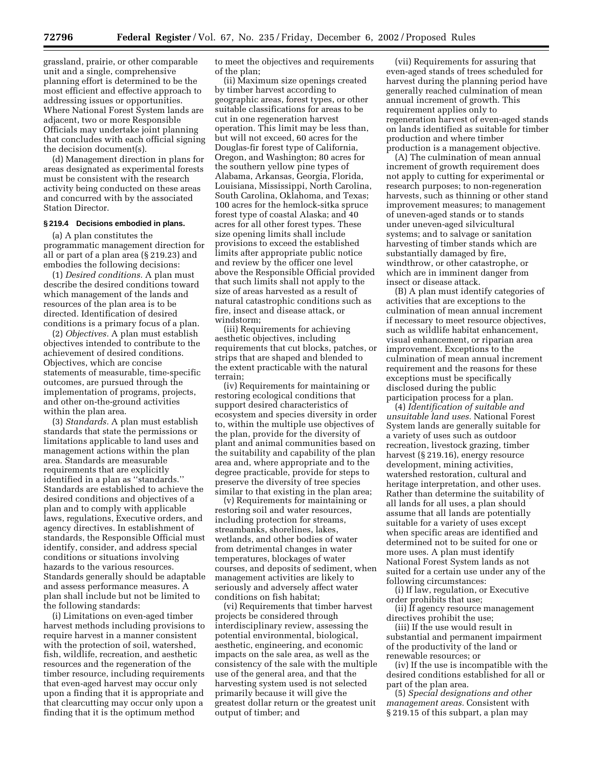grassland, prairie, or other comparable unit and a single, comprehensive planning effort is determined to be the most efficient and effective approach to addressing issues or opportunities. Where National Forest System lands are adjacent, two or more Responsible Officials may undertake joint planning that concludes with each official signing the decision document(s).

(d) Management direction in plans for areas designated as experimental forests must be consistent with the research activity being conducted on these areas and concurred with by the associated Station Director.

### § 219.4 Decisions embodied in plans.

(a) A plan constitutes the programmatic management direction for all or part of a plan area (§ 219.23) and embodies the following decisions:

(1) *Desired conditions.* A plan must describe the desired conditions toward which management of the lands and resources of the plan area is to be directed. Identification of desired conditions is a primary focus of a plan.

(2) *Objectives.* A plan must establish objectives intended to contribute to the achievement of desired conditions. Objectives, which are concise statements of measurable, time-specific outcomes, are pursued through the implementation of programs, projects, and other on-the-ground activities within the plan area.

(3) *Standards.* A plan must establish standards that state the permissions or limitations applicable to land uses and management actions within the plan area. Standards are measurable requirements that are explicitly identified in a plan as ''standards.'' Standards are established to achieve the desired conditions and objectives of a plan and to comply with applicable laws, regulations, Executive orders, and agency directives. In establishment of standards, the Responsible Official must identify, consider, and address special conditions or situations involving hazards to the various resources. Standards generally should be adaptable and assess performance measures. A plan shall include but not be limited to the following standards:

(i) Limitations on even-aged timber harvest methods including provisions to require harvest in a manner consistent with the protection of soil, watershed, fish, wildlife, recreation, and aesthetic resources and the regeneration of the timber resource, including requirements that even-aged harvest may occur only upon a finding that it is appropriate and that clearcutting may occur only upon a finding that it is the optimum method to meet the objectives and requirements of the plan;

(ii) Maximum size openings created by timber harvest according to geographic areas, forest types, or other suitable classifications for areas to be cut in one regeneration harvest operation. This limit may be less than, but will not exceed, 60 acres for the Douglas-fir forest type of California, Oregon, and Washington; 80 acres for the southern yellow pine types of Alabama, Arkansas, Georgia, Florida, Louisiana, Mississippi, North Carolina, South Carolina, Oklahoma, and Texas; 100 acres for the hemlock-sitka spruce forest type of coastal Alaska; and 40 acres for all other forest types. These size opening limits shall include provisions to exceed the established limits after appropriate public notice and review by the officer one level above the Responsible Official provided that such limits shall not apply to the size of areas harvested as a result of natural catastrophic conditions such as fire, insect and disease attack, or windstorm;

(iii) Requirements for achieving aesthetic objectives, including requirements that cut blocks, patches, or strips that are shaped and blended to the extent practicable with the natural terrain;

(iv) Requirements for maintaining or restoring ecological conditions that support desired characteristics of ecosystem and species diversity in order to, within the multiple use objectives of the plan, provide for the diversity of plant and animal communities based on the suitability and capability of the plan area and, where appropriate and to the degree practicable, provide for steps to preserve the diversity of tree species similar to that existing in the plan area;

(v) Requirements for maintaining or restoring soil and water resources, including protection for streams, streambanks, shorelines, lakes, wetlands, and other bodies of water from detrimental changes in water temperatures, blockages of water courses, and deposits of sediment, when management activities are likely to seriously and adversely affect water conditions on fish habitat;

(vi) Requirements that timber harvest projects be considered through interdisciplinary review, assessing the potential environmental, biological, aesthetic, engineering, and economic impacts on the sale area, as well as the consistency of the sale with the multiple use of the general area, and that the harvesting system used is not selected primarily because it will give the greatest dollar return or the greatest unit output of timber; and

(vii) Requirements for assuring that even-aged stands of trees scheduled for harvest during the planning period have generally reached culmination of mean annual increment of growth. This requirement applies only to regeneration harvest of even-aged stands on lands identified as suitable for timber production and where timber production is a management objective.

(A) The culmination of mean annual increment of growth requirement does not apply to cutting for experimental or research purposes; to non-regeneration harvests, such as thinning or other stand improvement measures; to management of uneven-aged stands or to stands under uneven-aged silvicultural systems; and to salvage or sanitation harvesting of timber stands which are substantially damaged by fire, windthrow, or other catastrophe, or which are in imminent danger from insect or disease attack.

(B) A plan must identify categories of activities that are exceptions to the culmination of mean annual increment if necessary to meet resource objectives, such as wildlife habitat enhancement, visual enhancement, or riparian area improvement. Exceptions to the culmination of mean annual increment requirement and the reasons for these exceptions must be specifically disclosed during the public participation process for a plan.

(4) *Identification of suitable and unsuitable land uses.* National Forest System lands are generally suitable for a variety of uses such as outdoor recreation, livestock grazing, timber harvest (§ 219.16), energy resource development, mining activities, watershed restoration, cultural and heritage interpretation, and other uses. Rather than determine the suitability of all lands for all uses, a plan should assume that all lands are potentially suitable for a variety of uses except when specific areas are identified and determined not to be suited for one or more uses. A plan must identify National Forest System lands as not suited for a certain use under any of the following circumstances:

(i) If law, regulation, or Executive order prohibits that use;

(ii) If agency resource management directives prohibit the use;

(iii) If the use would result in substantial and permanent impairment of the productivity of the land or renewable resources; or

(iv) If the use is incompatible with the desired conditions established for all or part of the plan area.

(5) *Special designations and other management areas.* Consistent with § 219.15 of this subpart, a plan may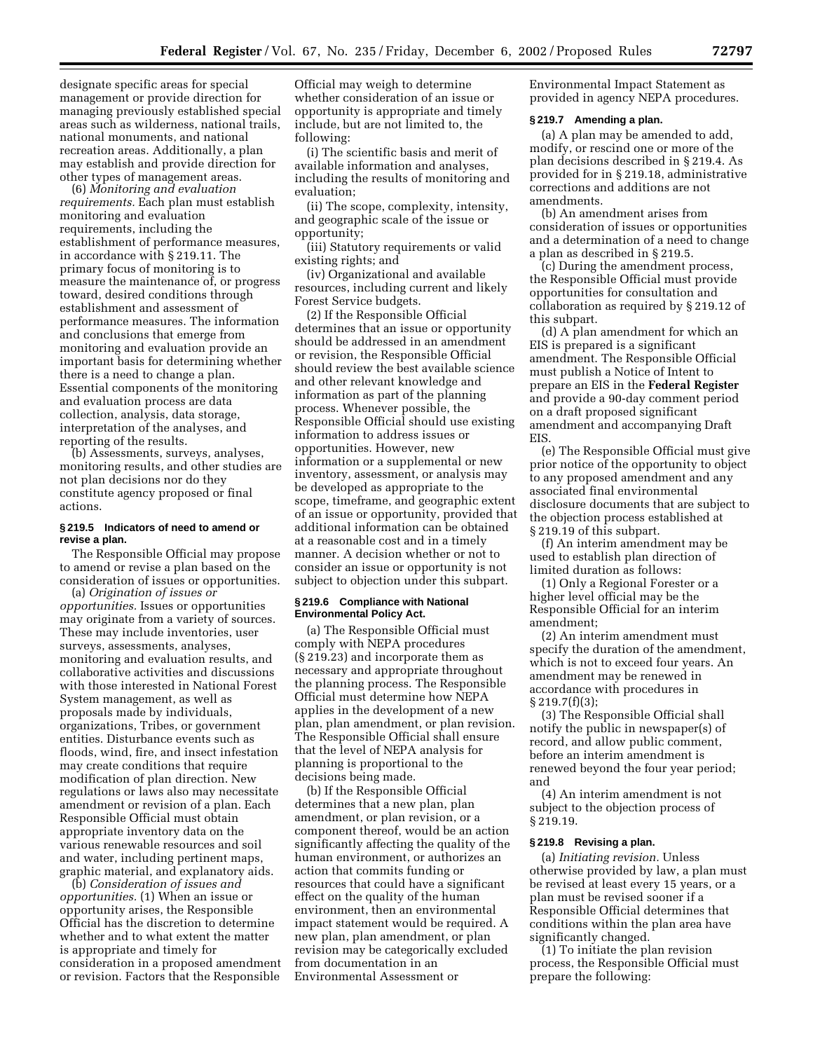designate specific areas for special management or provide direction for managing previously established special areas such as wilderness, national trails, national monuments, and national recreation areas. Additionally, a plan may establish and provide direction for other types of management areas.

(6) *Monitoring and evaluation requirements.* Each plan must establish monitoring and evaluation requirements, including the establishment of performance measures, in accordance with § 219.11. The primary focus of monitoring is to measure the maintenance of, or progress toward, desired conditions through establishment and assessment of performance measures. The information and conclusions that emerge from monitoring and evaluation provide an important basis for determining whether there is a need to change a plan. Essential components of the monitoring and evaluation process are data collection, analysis, data storage, interpretation of the analyses, and reporting of the results.

(b) Assessments, surveys, analyses, monitoring results, and other studies are not plan decisions nor do they constitute agency proposed or final actions.

#### § 219.5 Indicators of need to amend or revise a plan.

The Responsible Official may propose to amend or revise a plan based on the consideration of issues or opportunities.

(a) *Origination of issues or opportunities.* Issues or opportunities may originate from a variety of sources. These may include inventories, user surveys, assessments, analyses, monitoring and evaluation results, and collaborative activities and discussions with those interested in National Forest System management, as well as proposals made by individuals, organizations, Tribes, or government entities. Disturbance events such as floods, wind, fire, and insect infestation may create conditions that require modification of plan direction. New regulations or laws also may necessitate amendment or revision of a plan. Each Responsible Official must obtain appropriate inventory data on the various renewable resources and soil and water, including pertinent maps, graphic material, and explanatory aids.

(b) *Consideration of issues and opportunities.* (1) When an issue or opportunity arises, the Responsible Official has the discretion to determine whether and to what extent the matter is appropriate and timely for consideration in a proposed amendment or revision. Factors that the Responsible Official may weigh to determine whether consideration of an issue or opportunity is appropriate and timely include, but are not limited to, the following:

(i) The scientific basis and merit of available information and analyses, including the results of monitoring and evaluation;

(ii) The scope, complexity, intensity, and geographic scale of the issue or opportunity;

(iii) Statutory requirements or valid existing rights; and

(iv) Organizational and available resources, including current and likely Forest Service budgets.

(2) If the Responsible Official determines that an issue or opportunity should be addressed in an amendment or revision, the Responsible Official should review the best available science and other relevant knowledge and information as part of the planning process. Whenever possible, the Responsible Official should use existing information to address issues or opportunities. However, new information or a supplemental or new inventory, assessment, or analysis may be developed as appropriate to the scope, timeframe, and geographic extent of an issue or opportunity, provided that additional information can be obtained at a reasonable cost and in a timely manner. A decision whether or not to consider an issue or opportunity is not subject to objection under this subpart.

#### § 219.6 Compliance with National Environmental Policy Act.

(a) The Responsible Official must comply with NEPA procedures (§ 219.23) and incorporate them as necessary and appropriate throughout the planning process. The Responsible Official must determine how NEPA applies in the development of a new plan, plan amendment, or plan revision. The Responsible Official shall ensure that the level of NEPA analysis for planning is proportional to the decisions being made.

(b) If the Responsible Official determines that a new plan, plan amendment, or plan revision, or a component thereof, would be an action significantly affecting the quality of the human environment, or authorizes an action that commits funding or resources that could have a significant effect on the quality of the human environment, then an environmental impact statement would be required. A new plan, plan amendment, or plan revision may be categorically excluded from documentation in an Environmental Assessment or Environmental Impact Statement as provided in agency NEPA procedures.

#### § 219.7 Amending a plan.

(a) A plan may be amended to add, modify, or rescind one or more of the plan decisions described in § 219.4. As provided for in § 219.18, administrative corrections and additions are not amendments.

(b) An amendment arises from consideration of issues or opportunities and a determination of a need to change a plan as described in § 219.5.

(c) During the amendment process, the Responsible Official must provide opportunities for consultation and collaboration as required by § 219.12 of this subpart.

(d) A plan amendment for which an EIS is prepared is a significant amendment. The Responsible Official must publish a Notice of Intent to prepare an EIS in the **Federal Register** and provide a 90-day comment period on a draft proposed significant amendment and accompanying Draft EIS.

(e) The Responsible Official must give prior notice of the opportunity to object to any proposed amendment and any associated final environmental disclosure documents that are subject to the objection process established at § 219.19 of this subpart.

(f) An interim amendment may be used to establish plan direction of limited duration as follows:

(1) Only a Regional Forester or a higher level official may be the Responsible Official for an interim amendment;

(2) An interim amendment must specify the duration of the amendment, which is not to exceed four years. An amendment may be renewed in accordance with procedures in § 219.7(f)(3);

(3) The Responsible Official shall notify the public in newspaper(s) of record, and allow public comment, before an interim amendment is renewed beyond the four year period; and

(4) An interim amendment is not subject to the objection process of § 219.19.

#### § 219.8 Revising a plan.

(a) *Initiating revision.* Unless otherwise provided by law, a plan must be revised at least every 15 years, or a plan must be revised sooner if a Responsible Official determines that conditions within the plan area have significantly changed.

(1) To initiate the plan revision process, the Responsible Official must prepare the following: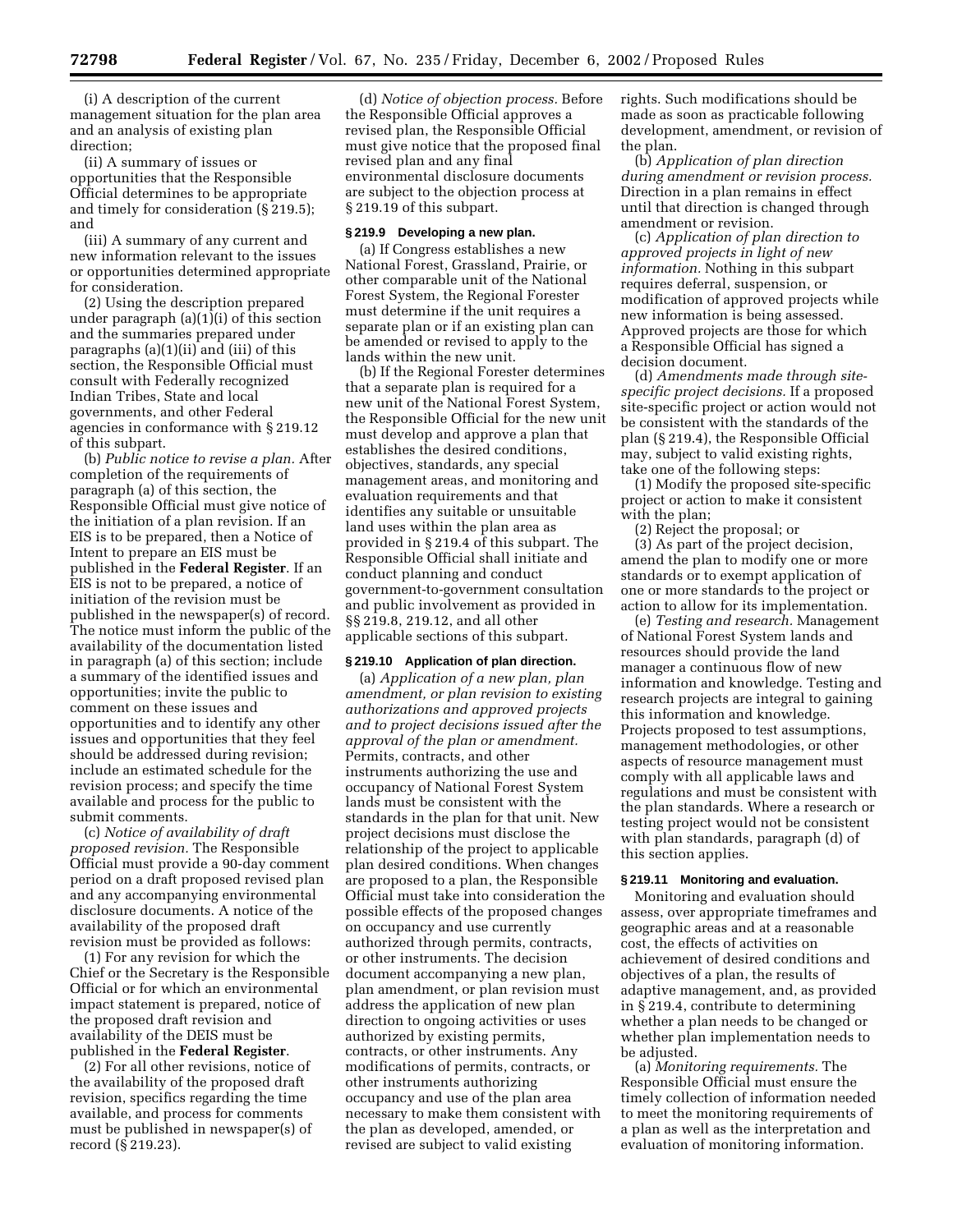(i) A description of the current management situation for the plan area and an analysis of existing plan direction;

(ii) A summary of issues or opportunities that the Responsible Official determines to be appropriate and timely for consideration (§ 219.5); and

(iii) A summary of any current and new information relevant to the issues or opportunities determined appropriate for consideration.

(2) Using the description prepared under paragraph (a)(1)(i) of this section and the summaries prepared under paragraphs (a)(1)(ii) and (iii) of this section, the Responsible Official must consult with Federally recognized Indian Tribes, State and local governments, and other Federal agencies in conformance with § 219.12 of this subpart.

(b) *Public notice to revise a plan.* After completion of the requirements of paragraph (a) of this section, the Responsible Official must give notice of the initiation of a plan revision. If an EIS is to be prepared, then a Notice of Intent to prepare an EIS must be published in the **Federal Register**. If an EIS is not to be prepared, a notice of initiation of the revision must be published in the newspaper(s) of record. The notice must inform the public of the availability of the documentation listed in paragraph (a) of this section; include a summary of the identified issues and opportunities; invite the public to comment on these issues and opportunities and to identify any other issues and opportunities that they feel should be addressed during revision; include an estimated schedule for the revision process; and specify the time available and process for the public to submit comments.

(c) *Notice of availability of draft proposed revision.* The Responsible Official must provide a 90-day comment period on a draft proposed revised plan and any accompanying environmental disclosure documents. A notice of the availability of the proposed draft revision must be provided as follows:

(1) For any revision for which the Chief or the Secretary is the Responsible Official or for which an environmental impact statement is prepared, notice of the proposed draft revision and availability of the DEIS must be published in the **Federal Register**.

(2) For all other revisions, notice of the availability of the proposed draft revision, specifics regarding the time available, and process for comments must be published in newspaper(s) of record (§ 219.23).

(d) *Notice of objection process.* Before the Responsible Official approves a revised plan, the Responsible Official must give notice that the proposed final revised plan and any final environmental disclosure documents are subject to the objection process at § 219.19 of this subpart.

### § 219.9 Developing a new plan.

(a) If Congress establishes a new National Forest, Grassland, Prairie, or other comparable unit of the National Forest System, the Regional Forester must determine if the unit requires a separate plan or if an existing plan can be amended or revised to apply to the lands within the new unit.

(b) If the Regional Forester determines that a separate plan is required for a new unit of the National Forest System, the Responsible Official for the new unit must develop and approve a plan that establishes the desired conditions, objectives, standards, any special management areas, and monitoring and evaluation requirements and that identifies any suitable or unsuitable land uses within the plan area as provided in § 219.4 of this subpart. The Responsible Official shall initiate and conduct planning and conduct government-to-government consultation and public involvement as provided in §§ 219.8, 219.12, and all other applicable sections of this subpart.

### § 219.10 Application of plan direction.

(a) *Application of a new plan, plan amendment, or plan revision to existing authorizations and approved projects and to project decisions issued after the approval of the plan or amendment.* Permits, contracts, and other instruments authorizing the use and occupancy of National Forest System lands must be consistent with the standards in the plan for that unit. New project decisions must disclose the relationship of the project to applicable plan desired conditions. When changes are proposed to a plan, the Responsible Official must take into consideration the possible effects of the proposed changes on occupancy and use currently authorized through permits, contracts, or other instruments. The decision document accompanying a new plan, plan amendment, or plan revision must address the application of new plan direction to ongoing activities or uses authorized by existing permits, contracts, or other instruments. Any modifications of permits, contracts, or other instruments authorizing occupancy and use of the plan area necessary to make them consistent with the plan as developed, amended, or revised are subject to valid existing rights. Such modifications should be made as soon as practicable following development, amendment, or revision of the plan.

(b) *Application of plan direction during amendment or revision process.* Direction in a plan remains in effect until that direction is changed through amendment or revision.

(c) *Application of plan direction to approved projects in light of new information.* Nothing in this subpart requires deferral, suspension, or modification of approved projects while new information is being assessed. Approved projects are those for which a Responsible Official has signed a decision document.

(d) *Amendments made through site-specific project decisions.* If a proposed site-specific project or action would not be consistent with the standards of the plan (§ 219.4), the Responsible Official may, subject to valid existing rights, take one of the following steps:

(1) Modify the proposed site-specific project or action to make it consistent with the plan;

(2) Reject the proposal; or

(3) As part of the project decision, amend the plan to modify one or more standards or to exempt application of one or more standards to the project or action to allow for its implementation.

(e) *Testing and research.* Management of National Forest System lands and resources should provide the land manager a continuous flow of new information and knowledge. Testing and research projects are integral to gaining this information and knowledge. Projects proposed to test assumptions, management methodologies, or other aspects of resource management must comply with all applicable laws and regulations and must be consistent with the plan standards. Where a research or testing project would not be consistent with plan standards, paragraph (d) of this section applies.

### § 219.11 Monitoring and evaluation.

Monitoring and evaluation should assess, over appropriate timeframes and geographic areas and at a reasonable cost, the effects of activities on achievement of desired conditions and objectives of a plan, the results of adaptive management, and, as provided in § 219.4, contribute to determining whether a plan needs to be changed or whether plan implementation needs to be adjusted.

(a) *Monitoring requirements.* The Responsible Official must ensure the timely collection of information needed to meet the monitoring requirements of a plan as well as the interpretation and evaluation of monitoring information.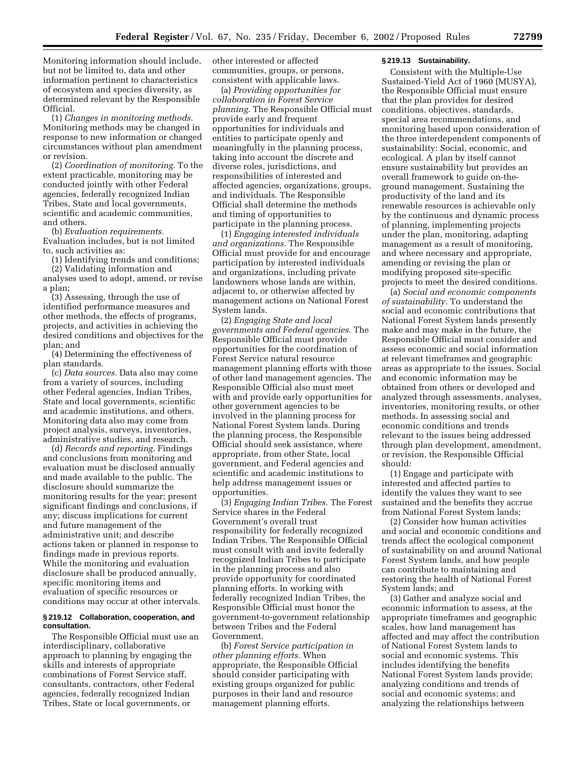Monitoring information should include, but not be limited to, data and other information pertinent to characteristics of ecosystem and species diversity, as determined relevant by the Responsible Official.

(1) *Changes in monitoring methods.* Monitoring methods may be changed in response to new information or changed circumstances without plan amendment or revision.

(2) *Coordination of monitoring.* To the extent practicable, monitoring may be conducted jointly with other Federal agencies, federally recognized Indian Tribes, State and local governments, scientific and academic communities, and others.

(b) *Evaluation requirements.* Evaluation includes, but is not limited to, such activities as:

(1) Identifying trends and conditions;

(2) Validating information and analyses used to adopt, amend, or revise a plan;

(3) Assessing, through the use of identified performance measures and other methods, the effects of programs, projects, and activities in achieving the desired conditions and objectives for the plan; and

(4) Determining the effectiveness of plan standards.

(c) *Data sources.* Data also may come from a variety of sources, including other Federal agencies, Indian Tribes, State and local governments, scientific and academic institutions, and others. Monitoring data also may come from project analysis, surveys, inventories, administrative studies, and research.

(d) *Records and reporting.* Findings and conclusions from monitoring and evaluation must be disclosed annually and made available to the public. The disclosure should summarize the monitoring results for the year; present significant findings and conclusions, if any; discuss implications for current and future management of the administrative unit; and describe actions taken or planned in response to findings made in previous reports. While the monitoring and evaluation disclosure shall be produced annually, specific monitoring items and evaluation of specific resources or conditions may occur at other intervals.

### § 219.12 Collaboration, cooperation, and consultation.

The Responsible Official must use an interdisciplinary, collaborative approach to planning by engaging the skills and interests of appropriate combinations of Forest Service staff, consultants, contractors, other Federal agencies, federally recognized Indian Tribes, State or local governments, or other interested or affected communities, groups, or persons, consistent with applicable laws.

(a) *Providing opportunities for collaboration in Forest Service planning.* The Responsible Official must provide early and frequent opportunities for individuals and entities to participate openly and meaningfully in the planning process, taking into account the discrete and diverse roles, jurisdictions, and responsibilities of interested and affected agencies, organizations, groups, and individuals. The Responsible Official shall determine the methods and timing of opportunities to participate in the planning process.

(1) *Engaging interested individuals and organizations.* The Responsible Official must provide for and encourage participation by interested individuals and organizations, including private landowners whose lands are within, adjacent to, or otherwise affected by management actions on National Forest System lands.

(2) *Engaging State and local governments and Federal agencies.* The Responsible Official must provide opportunities for the coordination of Forest Service natural resource management planning efforts with those of other land management agencies. The Responsible Official also must meet with and provide early opportunities for other government agencies to be involved in the planning process for National Forest System lands. During the planning process, the Responsible Official should seek assistance, where appropriate, from other State, local government, and Federal agencies and scientific and academic institutions to help address management issues or opportunities.

(3) *Engaging Indian Tribes.* The Forest Service shares in the Federal Government's overall trust responsibility for federally recognized Indian Tribes. The Responsible Official must consult with and invite federally recognized Indian Tribes to participate in the planning process and also provide opportunity for coordinated planning efforts. In working with federally recognized Indian Tribes, the Responsible Official must honor the government-to-government relationship between Tribes and the Federal Government.

(b) *Forest Service participation in other planning efforts.* When appropriate, the Responsible Official should consider participating with existing groups organized for public purposes in their land and resource management planning efforts.

### § 219.13 Sustainability.

Consistent with the Multiple-Use Sustained-Yield Act of 1960 (MUSYA), the Responsible Official must ensure that the plan provides for desired conditions, objectives, standards, special area recommendations, and monitoring based upon consideration of the three interdependent components of sustainability: Social, economic, and ecological. A plan by itself cannot ensure sustainability but provides an overall framework to guide on-the-ground management. Sustaining the productivity of the land and its renewable resources is achievable only by the continuous and dynamic process of planning, implementing projects under the plan, monitoring, adapting management as a result of monitoring, and where necessary and appropriate, amending or revising the plan or modifying proposed site-specific projects to meet the desired conditions.

(a) *Social and economic components of sustainability.* To understand the social and economic contributions that National Forest System lands presently make and may make in the future, the Responsible Official must consider and assess economic and social information at relevant timeframes and geographic areas as appropriate to the issues. Social and economic information may be obtained from others or developed and analyzed through assessments, analyses, inventories, monitoring results, or other methods. In assessing social and economic conditions and trends relevant to the issues being addressed through plan development, amendment, or revision, the Responsible Official should:

(1) Engage and participate with interested and affected parties to identify the values they want to see sustained and the benefits they accrue from National Forest System lands;

(2) Consider how human activities and social and economic conditions and trends affect the ecological component of sustainability on and around National Forest System lands, and how people can contribute to maintaining and restoring the health of National Forest System lands; and

(3) Gather and analyze social and economic information to assess, at the appropriate timeframes and geographic scales, how land management has affected and may affect the contribution of National Forest System lands to social and economic systems. This includes identifying the benefits National Forest System lands provide; analyzing conditions and trends of social and economic systems; and analyzing the relationships between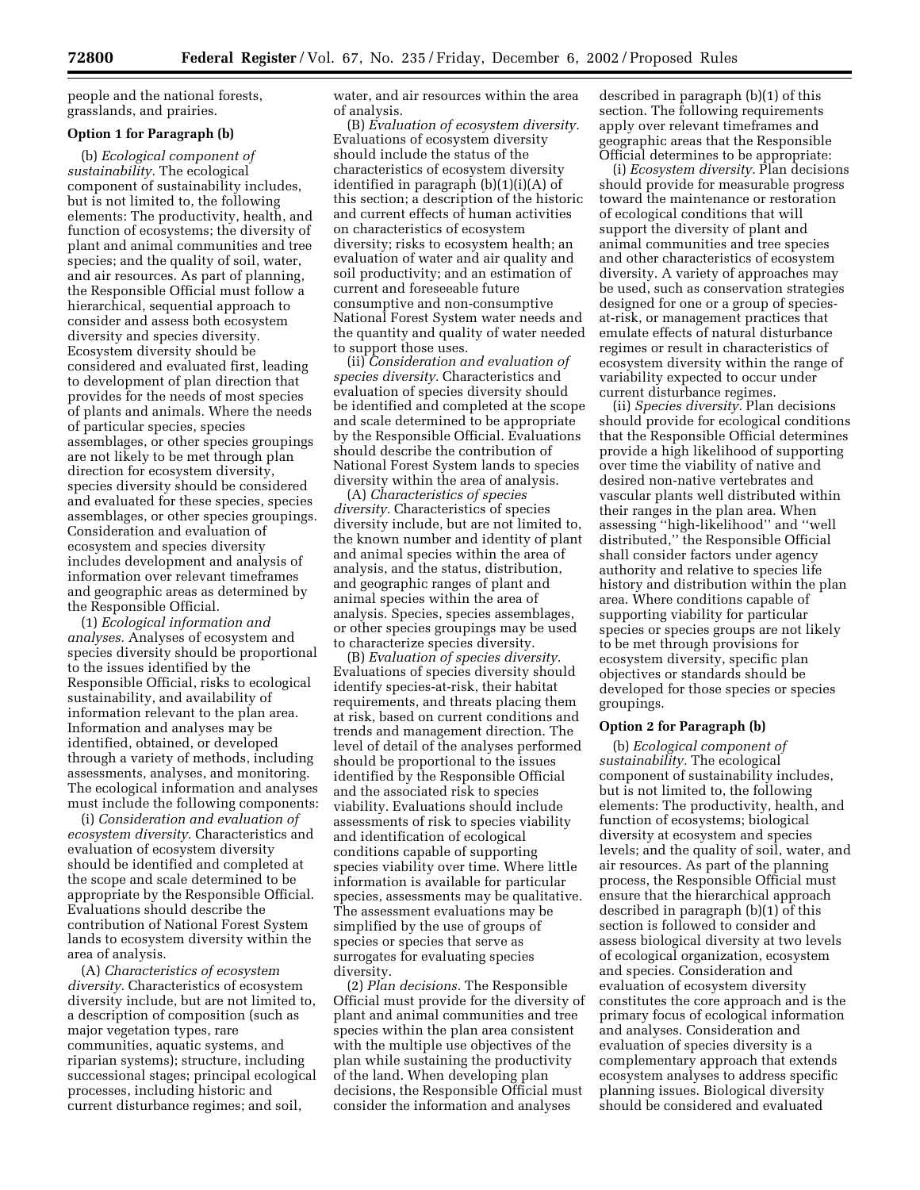people and the national forests, grasslands, and prairies.

**Option 1 for Paragraph (b)**

(b) *Ecological component of sustainability.* The ecological component of sustainability includes, but is not limited to, the following elements: The productivity, health, and function of ecosystems; the diversity of plant and animal communities and tree species; and the quality of soil, water, and air resources. As part of planning, the Responsible Official must follow a hierarchical, sequential approach to consider and assess both ecosystem diversity and species diversity. Ecosystem diversity should be considered and evaluated first, leading to development of plan direction that provides for the needs of most species of plants and animals. Where the needs of particular species, species assemblages, or other species groupings are not likely to be met through plan direction for ecosystem diversity, species diversity should be considered and evaluated for these species, species assemblages, or other species groupings. Consideration and evaluation of ecosystem and species diversity includes development and analysis of information over relevant timeframes and geographic areas as determined by the Responsible Official.

(1) *Ecological information and analyses.* Analyses of ecosystem and species diversity should be proportional to the issues identified by the Responsible Official, risks to ecological sustainability, and availability of information relevant to the plan area. Information and analyses may be identified, obtained, or developed through a variety of methods, including assessments, analyses, and monitoring. The ecological information and analyses must include the following components:

(i) *Consideration and evaluation of ecosystem diversity.* Characteristics and evaluation of ecosystem diversity should be identified and completed at the scope and scale determined to be appropriate by the Responsible Official. Evaluations should describe the contribution of National Forest System lands to ecosystem diversity within the area of analysis.

(A) *Characteristics of ecosystem diversity.* Characteristics of ecosystem diversity include, but are not limited to, a description of composition (such as major vegetation types, rare communities, aquatic systems, and riparian systems); structure, including successional stages; principal ecological processes, including historic and current disturbance regimes; and soil, water, and air resources within the area of analysis.

(B) *Evaluation of ecosystem diversity.* Evaluations of ecosystem diversity should include the status of the characteristics of ecosystem diversity identified in paragraph (b)(1)(i)(A) of this section; a description of the historic and current effects of human activities on characteristics of ecosystem diversity; risks to ecosystem health; an evaluation of water and air quality and soil productivity; and an estimation of current and foreseeable future consumptive and non-consumptive National Forest System water needs and the quantity and quality of water needed to support those uses.

(ii) *Consideration and evaluation of species diversity.* Characteristics and evaluation of species diversity should be identified and completed at the scope and scale determined to be appropriate by the Responsible Official. Evaluations should describe the contribution of National Forest System lands to species diversity within the area of analysis.

(A) *Characteristics of species diversity.* Characteristics of species diversity include, but are not limited to, the known number and identity of plant and animal species within the area of analysis, and the status, distribution, and geographic ranges of plant and animal species within the area of analysis. Species, species assemblages, or other species groupings may be used to characterize species diversity.

(B) *Evaluation of species diversity.* Evaluations of species diversity should identify species-at-risk, their habitat requirements, and threats placing them at risk, based on current conditions and trends and management direction. The level of detail of the analyses performed should be proportional to the issues identified by the Responsible Official and the associated risk to species viability. Evaluations should include assessments of risk to species viability and identification of ecological conditions capable of supporting species viability over time. Where little information is available for particular species, assessments may be qualitative. The assessment evaluations may be simplified by the use of groups of species or species that serve as surrogates for evaluating species diversity.

(2) *Plan decisions.* The Responsible Official must provide for the diversity of plant and animal communities and tree species within the plan area consistent with the multiple use objectives of the plan while sustaining the productivity of the land. When developing plan decisions, the Responsible Official must consider the information and analyses described in paragraph (b)(1) of this section. The following requirements apply over relevant timeframes and geographic areas that the Responsible Official determines to be appropriate:

(i) *Ecosystem diversity.* Plan decisions should provide for measurable progress toward the maintenance or restoration of ecological conditions that will support the diversity of plant and animal communities and tree species and other characteristics of ecosystem diversity. A variety of approaches may be used, such as conservation strategies designed for one or a group of species-at-risk, or management practices that emulate effects of natural disturbance regimes or result in characteristics of ecosystem diversity within the range of variability expected to occur under current disturbance regimes.

(ii) *Species diversity.* Plan decisions should provide for ecological conditions that the Responsible Official determines provide a high likelihood of supporting over time the viability of native and desired non-native vertebrates and vascular plants well distributed within their ranges in the plan area. When assessing ''high-likelihood'' and ''well distributed,'' the Responsible Official shall consider factors under agency authority and relative to species life history and distribution within the plan area. Where conditions capable of supporting viability for particular species or species groups are not likely to be met through provisions for ecosystem diversity, specific plan objectives or standards should be developed for those species or species groupings.

**Option 2 for Paragraph (b)**

(b) *Ecological component of sustainability.* The ecological component of sustainability includes, but is not limited to, the following elements: The productivity, health, and function of ecosystems; biological diversity at ecosystem and species levels; and the quality of soil, water, and air resources. As part of the planning process, the Responsible Official must ensure that the hierarchical approach described in paragraph (b)(1) of this section is followed to consider and assess biological diversity at two levels of ecological organization, ecosystem and species. Consideration and evaluation of ecosystem diversity constitutes the core approach and is the primary focus of ecological information and analyses. Consideration and evaluation of species diversity is a complementary approach that extends ecosystem analyses to address specific planning issues. Biological diversity should be considered and evaluated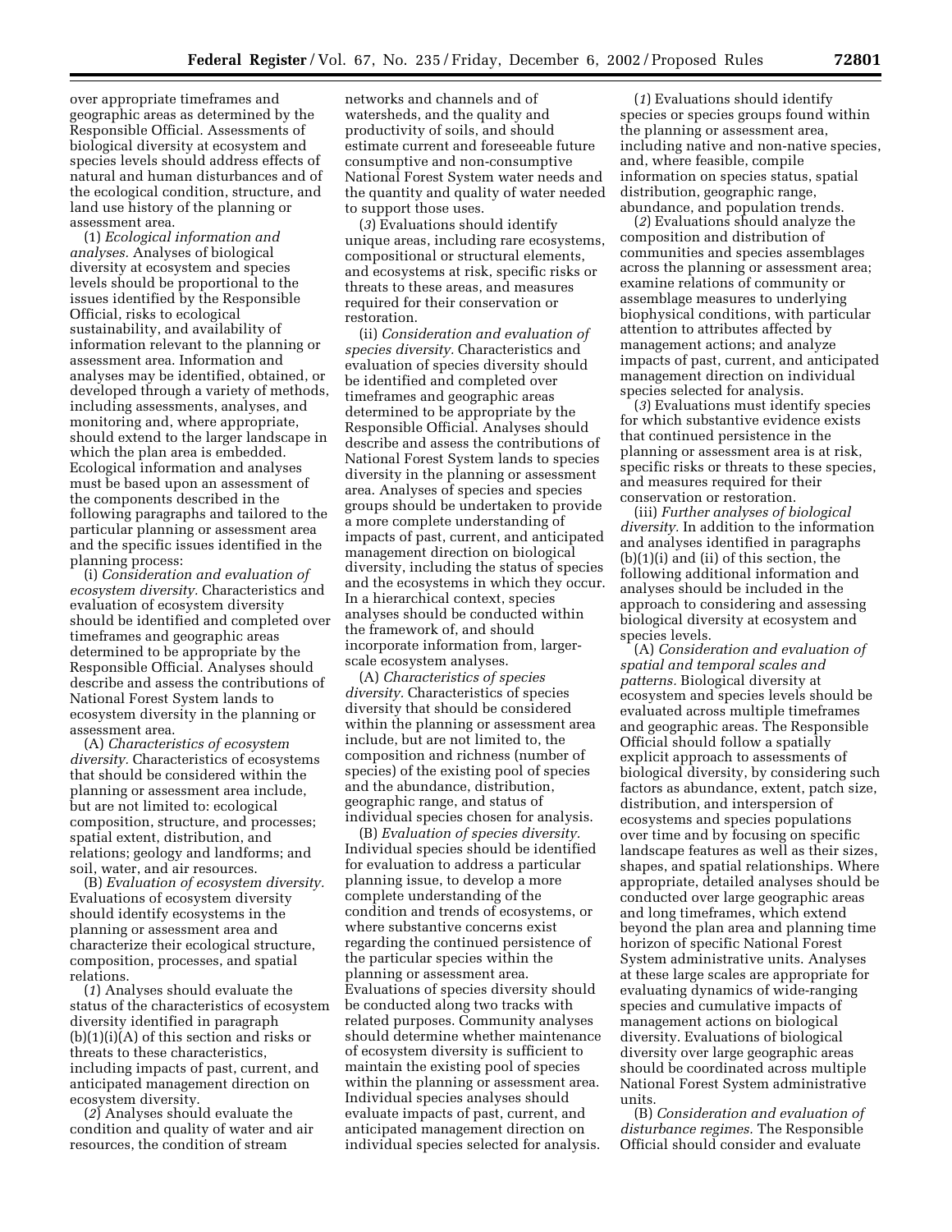over appropriate timeframes and geographic areas as determined by the Responsible Official. Assessments of biological diversity at ecosystem and species levels should address effects of natural and human disturbances and of the ecological condition, structure, and land use history of the planning or assessment area.

(1) *Ecological information and analyses.* Analyses of biological diversity at ecosystem and species levels should be proportional to the issues identified by the Responsible Official, risks to ecological sustainability, and availability of information relevant to the planning or assessment area. Information and analyses may be identified, obtained, or developed through a variety of methods, including assessments, analyses, and monitoring and, where appropriate, should extend to the larger landscape in which the plan area is embedded. Ecological information and analyses must be based upon an assessment of the components described in the following paragraphs and tailored to the particular planning or assessment area and the specific issues identified in the planning process:

(i) *Consideration and evaluation of ecosystem diversity.* Characteristics and evaluation of ecosystem diversity should be identified and completed over timeframes and geographic areas determined to be appropriate by the Responsible Official. Analyses should describe and assess the contributions of National Forest System lands to ecosystem diversity in the planning or assessment area.

(A) *Characteristics of ecosystem diversity.* Characteristics of ecosystems that should be considered within the planning or assessment area include, but are not limited to: ecological composition, structure, and processes; spatial extent, distribution, and relations; geology and landforms; and soil, water, and air resources.

(B) *Evaluation of ecosystem diversity.* Evaluations of ecosystem diversity should identify ecosystems in the planning or assessment area and characterize their ecological structure, composition, processes, and spatial relations.

(*1*) Analyses should evaluate the status of the characteristics of ecosystem diversity identified in paragraph (b)(1)(i)(A) of this section and risks or threats to these characteristics, including impacts of past, current, and anticipated management direction on ecosystem diversity.

(*2*) Analyses should evaluate the condition and quality of water and air resources, the condition of stream networks and channels and of watersheds, and the quality and productivity of soils, and should estimate current and foreseeable future consumptive and non-consumptive National Forest System water needs and the quantity and quality of water needed to support those uses.

(*3*) Evaluations should identify unique areas, including rare ecosystems, compositional or structural elements, and ecosystems at risk, specific risks or threats to these areas, and measures required for their conservation or restoration.

(ii) *Consideration and evaluation of species diversity.* Characteristics and evaluation of species diversity should be identified and completed over timeframes and geographic areas determined to be appropriate by the Responsible Official. Analyses should describe and assess the contributions of National Forest System lands to species diversity in the planning or assessment area. Analyses of species and species groups should be undertaken to provide a more complete understanding of impacts of past, current, and anticipated management direction on biological diversity, including the status of species and the ecosystems in which they occur. In a hierarchical context, species analyses should be conducted within the framework of, and should incorporate information from, larger-scale ecosystem analyses.

(A) *Characteristics of species diversity.* Characteristics of species diversity that should be considered within the planning or assessment area include, but are not limited to, the composition and richness (number of species) of the existing pool of species and the abundance, distribution, geographic range, and status of individual species chosen for analysis.

(B) *Evaluation of species diversity.* Individual species should be identified for evaluation to address a particular planning issue, to develop a more complete understanding of the condition and trends of ecosystems, or where substantive concerns exist regarding the continued persistence of the particular species within the planning or assessment area. Evaluations of species diversity should be conducted along two tracks with related purposes. Community analyses should determine whether maintenance of ecosystem diversity is sufficient to maintain the existing pool of species within the planning or assessment area. Individual species analyses should evaluate impacts of past, current, and anticipated management direction on individual species selected for analysis.

(*1*) Evaluations should identify species or species groups found within the planning or assessment area, including native and non-native species, and, where feasible, compile information on species status, spatial distribution, geographic range, abundance, and population trends.

(*2*) Evaluations should analyze the composition and distribution of communities and species assemblages across the planning or assessment area; examine relations of community or assemblage measures to underlying biophysical conditions, with particular attention to attributes affected by management actions; and analyze impacts of past, current, and anticipated management direction on individual species selected for analysis.

(*3*) Evaluations must identify species for which substantive evidence exists that continued persistence in the planning or assessment area is at risk, specific risks or threats to these species, and measures required for their conservation or restoration.

(iii) *Further analyses of biological diversity.* In addition to the information and analyses identified in paragraphs (b)(1)(i) and (ii) of this section, the following additional information and analyses should be included in the approach to considering and assessing biological diversity at ecosystem and species levels.

(A) *Consideration and evaluation of spatial and temporal scales and patterns.* Biological diversity at ecosystem and species levels should be evaluated across multiple timeframes and geographic areas. The Responsible Official should follow a spatially explicit approach to assessments of biological diversity, by considering such factors as abundance, extent, patch size, distribution, and interspersion of ecosystems and species populations over time and by focusing on specific landscape features as well as their sizes, shapes, and spatial relationships. Where appropriate, detailed analyses should be conducted over large geographic areas and long timeframes, which extend beyond the plan area and planning time horizon of specific National Forest System administrative units. Analyses at these large scales are appropriate for evaluating dynamics of wide-ranging species and cumulative impacts of management actions on biological diversity. Evaluations of biological diversity over large geographic areas should be coordinated across multiple National Forest System administrative units.

(B) *Consideration and evaluation of disturbance regimes.* The Responsible Official should consider and evaluate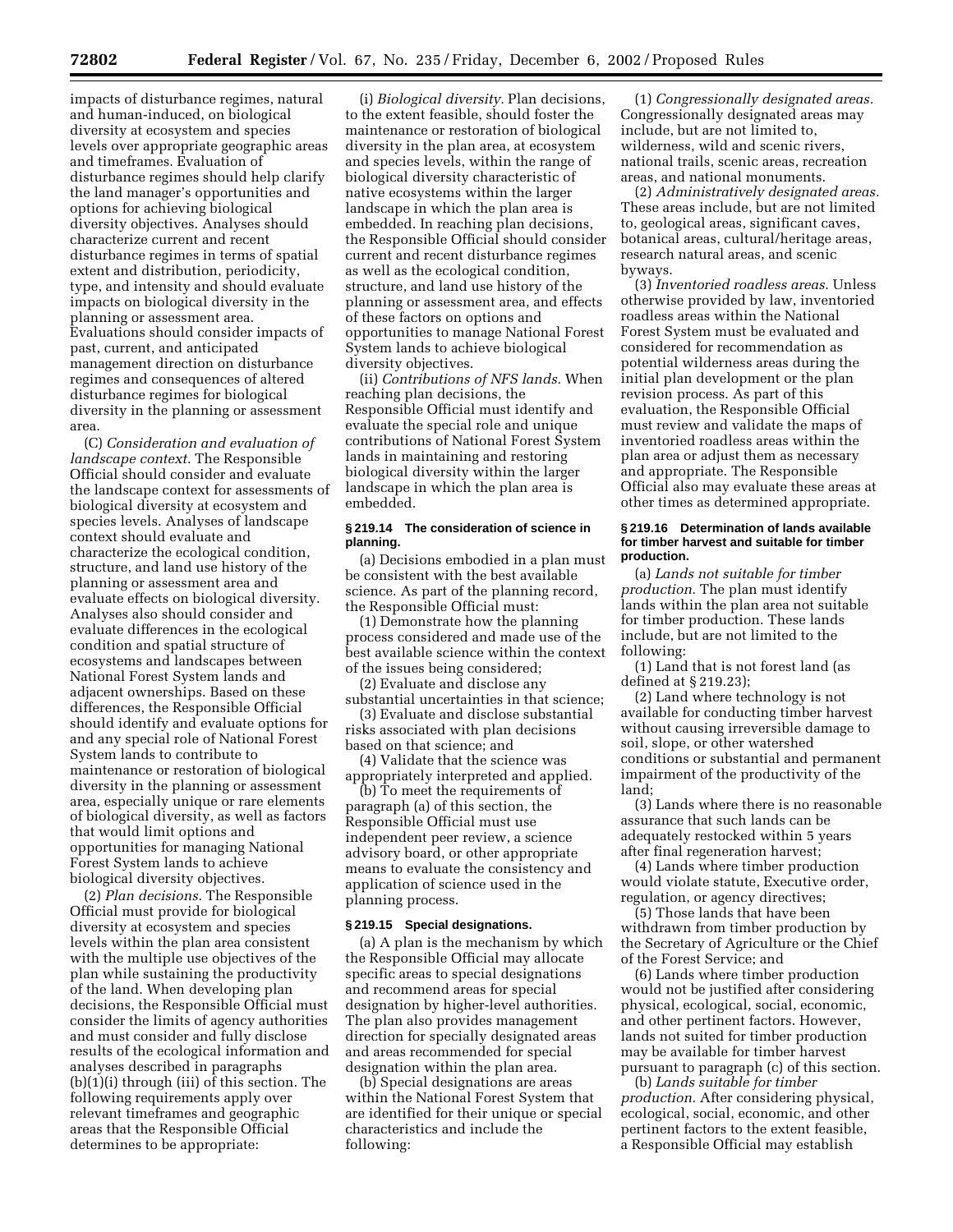impacts of disturbance regimes, natural and human-induced, on biological diversity at ecosystem and species levels over appropriate geographic areas and timeframes. Evaluation of disturbance regimes should help clarify the land manager's opportunities and options for achieving biological diversity objectives. Analyses should characterize current and recent disturbance regimes in terms of spatial extent and distribution, periodicity, type, and intensity and should evaluate impacts on biological diversity in the planning or assessment area. Evaluations should consider impacts of past, current, and anticipated management direction on disturbance regimes and consequences of altered disturbance regimes for biological diversity in the planning or assessment area.

(C) *Consideration and evaluation of landscape context.* The Responsible Official should consider and evaluate the landscape context for assessments of biological diversity at ecosystem and species levels. Analyses of landscape context should evaluate and characterize the ecological condition, structure, and land use history of the planning or assessment area and evaluate effects on biological diversity. Analyses also should consider and evaluate differences in the ecological condition and spatial structure of ecosystems and landscapes between National Forest System lands and adjacent ownerships. Based on these differences, the Responsible Official should identify and evaluate options for and any special role of National Forest System lands to contribute to maintenance or restoration of biological diversity in the planning or assessment area, especially unique or rare elements of biological diversity, as well as factors that would limit options and opportunities for managing National Forest System lands to achieve biological diversity objectives.

(2) *Plan decisions.* The Responsible Official must provide for biological diversity at ecosystem and species levels within the plan area consistent with the multiple use objectives of the plan while sustaining the productivity of the land. When developing plan decisions, the Responsible Official must consider the limits of agency authorities and must consider and fully disclose results of the ecological information and analyses described in paragraphs (b)(1)(i) through (iii) of this section. The following requirements apply over relevant timeframes and geographic areas that the Responsible Official determines to be appropriate:

(i) *Biological diversity.* Plan decisions, to the extent feasible, should foster the maintenance or restoration of biological diversity in the plan area, at ecosystem and species levels, within the range of biological diversity characteristic of native ecosystems within the larger landscape in which the plan area is embedded. In reaching plan decisions, the Responsible Official should consider current and recent disturbance regimes as well as the ecological condition, structure, and land use history of the planning or assessment area, and effects of these factors on options and opportunities to manage National Forest System lands to achieve biological diversity objectives.

(ii) *Contributions of NFS lands.* When reaching plan decisions, the Responsible Official must identify and evaluate the special role and unique contributions of National Forest System lands in maintaining and restoring biological diversity within the larger landscape in which the plan area is embedded.

### § 219.14 The consideration of science in planning.

(a) Decisions embodied in a plan must be consistent with the best available science. As part of the planning record, the Responsible Official must:

(1) Demonstrate how the planning process considered and made use of the best available science within the context of the issues being considered;

(2) Evaluate and disclose any substantial uncertainties in that science;

(3) Evaluate and disclose substantial risks associated with plan decisions based on that science; and

(4) Validate that the science was appropriately interpreted and applied.

(b) To meet the requirements of paragraph (a) of this section, the Responsible Official must use independent peer review, a science advisory board, or other appropriate means to evaluate the consistency and application of science used in the planning process.

### § 219.15 Special designations.

(a) A plan is the mechanism by which the Responsible Official may allocate specific areas to special designations and recommend areas for special designation by higher-level authorities. The plan also provides management direction for specially designated areas and areas recommended for special designation within the plan area.

(b) Special designations are areas within the National Forest System that are identified for their unique or special characteristics and include the following:

(1) *Congressionally designated areas.* Congressionally designated areas may include, but are not limited to, wilderness, wild and scenic rivers, national trails, scenic areas, recreation areas, and national monuments.

(2) *Administratively designated areas.* These areas include, but are not limited to, geological areas, significant caves, botanical areas, cultural/heritage areas, research natural areas, and scenic byways.

(3) *Inventoried roadless areas.* Unless otherwise provided by law, inventoried roadless areas within the National Forest System must be evaluated and considered for recommendation as potential wilderness areas during the initial plan development or the plan revision process. As part of this evaluation, the Responsible Official must review and validate the maps of inventoried roadless areas within the plan area or adjust them as necessary and appropriate. The Responsible Official also may evaluate these areas at other times as determined appropriate.

### § 219.16 Determination of lands available for timber harvest and suitable for timber production.

(a) *Lands not suitable for timber production.* The plan must identify lands within the plan area not suitable for timber production. These lands include, but are not limited to the following:

(1) Land that is not forest land (as defined at § 219.23);

(2) Land where technology is not available for conducting timber harvest without causing irreversible damage to soil, slope, or other watershed conditions or substantial and permanent impairment of the productivity of the land;

(3) Lands where there is no reasonable assurance that such lands can be adequately restocked within 5 years after final regeneration harvest;

(4) Lands where timber production would violate statute, Executive order, regulation, or agency directives;

(5) Those lands that have been withdrawn from timber production by the Secretary of Agriculture or the Chief of the Forest Service; and

(6) Lands where timber production would not be justified after considering physical, ecological, social, economic, and other pertinent factors. However, lands not suited for timber production may be available for timber harvest pursuant to paragraph (c) of this section.

(b) *Lands suitable for timber production.* After considering physical, ecological, social, economic, and other pertinent factors to the extent feasible, a Responsible Official may establish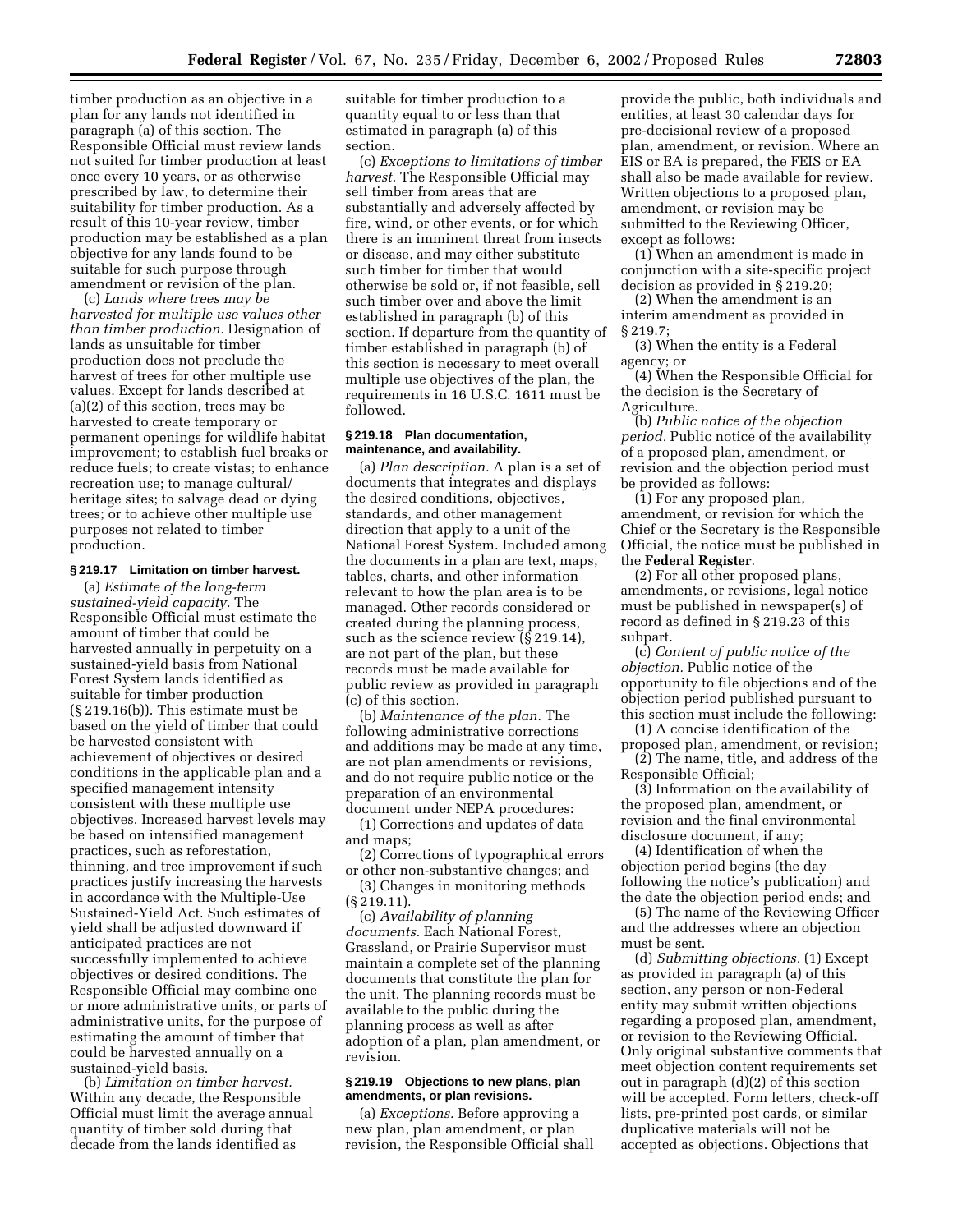timber production as an objective in a plan for any lands not identified in paragraph (a) of this section. The Responsible Official must review lands not suited for timber production at least once every 10 years, or as otherwise prescribed by law, to determine their suitability for timber production. As a result of this 10-year review, timber production may be established as a plan objective for any lands found to be suitable for such purpose through amendment or revision of the plan.

(c) *Lands where trees may be harvested for multiple use values other than timber production.* Designation of lands as unsuitable for timber production does not preclude the harvest of trees for other multiple use values. Except for lands described at (a)(2) of this section, trees may be harvested to create temporary or permanent openings for wildlife habitat improvement; to establish fuel breaks or reduce fuels; to create vistas; to enhance recreation use; to manage cultural/heritage sites; to salvage dead or dying trees; or to achieve other multiple use purposes not related to timber production.

### § 219.17 Limitation on timber harvest.

(a) *Estimate of the long-term sustained-yield capacity.* The Responsible Official must estimate the amount of timber that could be harvested annually in perpetuity on a sustained-yield basis from National Forest System lands identified as suitable for timber production (§ 219.16(b)). This estimate must be based on the yield of timber that could be harvested consistent with achievement of objectives or desired conditions in the applicable plan and a specified management intensity consistent with these multiple use objectives. Increased harvest levels may be based on intensified management practices, such as reforestation, thinning, and tree improvement if such practices justify increasing the harvests in accordance with the Multiple-Use Sustained-Yield Act. Such estimates of yield shall be adjusted downward if anticipated practices are not successfully implemented to achieve objectives or desired conditions. The Responsible Official may combine one or more administrative units, or parts of administrative units, for the purpose of estimating the amount of timber that could be harvested annually on a sustained-yield basis.

(b) *Limitation on timber harvest.* Within any decade, the Responsible Official must limit the average annual quantity of timber sold during that decade from the lands identified as suitable for timber production to a quantity equal to or less than that estimated in paragraph (a) of this section.

(c) *Exceptions to limitations of timber harvest.* The Responsible Official may sell timber from areas that are substantially and adversely affected by fire, wind, or other events, or for which there is an imminent threat from insects or disease, and may either substitute such timber for timber that would otherwise be sold or, if not feasible, sell such timber over and above the limit established in paragraph (b) of this section. If departure from the quantity of timber established in paragraph (b) of this section is necessary to meet overall multiple use objectives of the plan, the requirements in 16 U.S.C. 1611 must be followed.

### § 219.18 Plan documentation, maintenance, and availability.

(a) *Plan description.* A plan is a set of documents that integrates and displays the desired conditions, objectives, standards, and other management direction that apply to a unit of the National Forest System. Included among the documents in a plan are text, maps, tables, charts, and other information relevant to how the plan area is to be managed. Other records considered or created during the planning process, such as the science review (§ 219.14), are not part of the plan, but these records must be made available for public review as provided in paragraph (c) of this section.

(b) *Maintenance of the plan.* The following administrative corrections and additions may be made at any time, are not plan amendments or revisions, and do not require public notice or the preparation of an environmental document under NEPA procedures:

(1) Corrections and updates of data and maps;

(2) Corrections of typographical errors or other non-substantive changes; and

(3) Changes in monitoring methods (§ 219.11).

(c) *Availability of planning documents.* Each National Forest, Grassland, or Prairie Supervisor must maintain a complete set of the planning documents that constitute the plan for the unit. The planning records must be available to the public during the planning process as well as after adoption of a plan, plan amendment, or revision.

### § 219.19 Objections to new plans, plan amendments, or plan revisions.

(a) *Exceptions.* Before approving a new plan, plan amendment, or plan revision, the Responsible Official shall provide the public, both individuals and entities, at least 30 calendar days for pre-decisional review of a proposed plan, amendment, or revision. Where an EIS or EA is prepared, the FEIS or EA shall also be made available for review. Written objections to a proposed plan, amendment, or revision may be submitted to the Reviewing Officer, except as follows:

(1) When an amendment is made in conjunction with a site-specific project decision as provided in § 219.20;

(2) When the amendment is an interim amendment as provided in § 219.7;

(3) When the entity is a Federal agency; or

(4) When the Responsible Official for the decision is the Secretary of Agriculture.

(b) *Public notice of the objection period.* Public notice of the availability of a proposed plan, amendment, or revision and the objection period must be provided as follows:

(1) For any proposed plan, amendment, or revision for which the Chief or the Secretary is the Responsible Official, the notice must be published in the **Federal Register**.

(2) For all other proposed plans, amendments, or revisions, legal notice must be published in newspaper(s) of record as defined in § 219.23 of this subpart.

(c) *Content of public notice of the objection.* Public notice of the opportunity to file objections and of the objection period published pursuant to this section must include the following:

(1) A concise identification of the proposed plan, amendment, or revision;

(2) The name, title, and address of the Responsible Official;

(3) Information on the availability of the proposed plan, amendment, or revision and the final environmental disclosure document, if any;

(4) Identification of when the objection period begins (the day following the notice's publication) and the date the objection period ends; and

(5) The name of the Reviewing Officer and the addresses where an objection must be sent.

(d) *Submitting objections.* (1) Except as provided in paragraph (a) of this section, any person or non-Federal entity may submit written objections regarding a proposed plan, amendment, or revision to the Reviewing Official. Only original substantive comments that meet objection content requirements set out in paragraph (d)(2) of this section will be accepted. Form letters, check-off lists, pre-printed post cards, or similar duplicative materials will not be accepted as objections. Objections that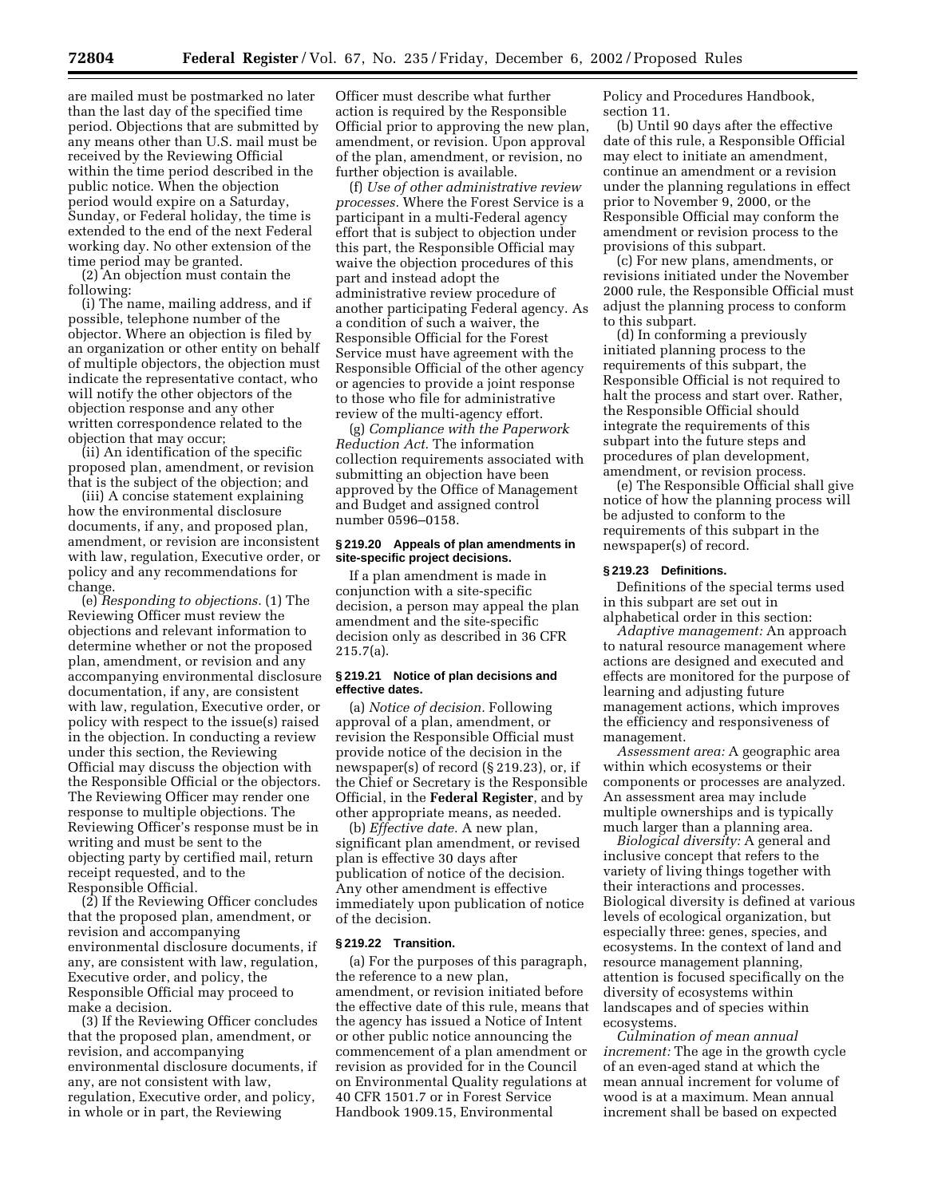are mailed must be postmarked no later than the last day of the specified time period. Objections that are submitted by any means other than U.S. mail must be received by the Reviewing Official within the time period described in the public notice. When the objection period would expire on a Saturday, Sunday, or Federal holiday, the time is extended to the end of the next Federal working day. No other extension of the time period may be granted.

(2) An objection must contain the following:

(i) The name, mailing address, and if possible, telephone number of the objector. Where an objection is filed by an organization or other entity on behalf of multiple objectors, the objection must indicate the representative contact, who will notify the other objectors of the objection response and any other written correspondence related to the objection that may occur;

(ii) An identification of the specific proposed plan, amendment, or revision that is the subject of the objection; and

(iii) A concise statement explaining how the environmental disclosure documents, if any, and proposed plan, amendment, or revision are inconsistent with law, regulation, Executive order, or policy and any recommendations for change.

(e) *Responding to objections.* (1) The Reviewing Officer must review the objections and relevant information to determine whether or not the proposed plan, amendment, or revision and any accompanying environmental disclosure documentation, if any, are consistent with law, regulation, Executive order, or policy with respect to the issue(s) raised in the objection. In conducting a review under this section, the Reviewing Official may discuss the objection with the Responsible Official or the objectors. The Reviewing Officer may render one response to multiple objections. The Reviewing Officer's response must be in writing and must be sent to the objecting party by certified mail, return receipt requested, and to the Responsible Official.

(2) If the Reviewing Officer concludes that the proposed plan, amendment, or revision and accompanying environmental disclosure documents, if any, are consistent with law, regulation, Executive order, and policy, the Responsible Official may proceed to make a decision.

(3) If the Reviewing Officer concludes that the proposed plan, amendment, or revision, and accompanying environmental disclosure documents, if any, are not consistent with law, regulation, Executive order, and policy, in whole or in part, the Reviewing Officer must describe what further action is required by the Responsible Official prior to approving the new plan, amendment, or revision. Upon approval of the plan, amendment, or revision, no further objection is available.

(f) *Use of other administrative review processes.* Where the Forest Service is a participant in a multi-Federal agency effort that is subject to objection under this part, the Responsible Official may waive the objection procedures of this part and instead adopt the administrative review procedure of another participating Federal agency. As a condition of such a waiver, the Responsible Official for the Forest Service must have agreement with the Responsible Official of the other agency or agencies to provide a joint response to those who file for administrative review of the multi-agency effort.

(g) *Compliance with the Paperwork Reduction Act.* The information collection requirements associated with submitting an objection have been approved by the Office of Management and Budget and assigned control number 0596–0158.

#### § 219.20 Appeals of plan amendments in site-specific project decisions.

If a plan amendment is made in conjunction with a site-specific decision, a person may appeal the plan amendment and the site-specific decision only as described in 36 CFR 215.7(a).

#### § 219.21 Notice of plan decisions and effective dates.

(a) *Notice of decision.* Following approval of a plan, amendment, or revision the Responsible Official must provide notice of the decision in the newspaper(s) of record (§ 219.23), or, if the Chief or Secretary is the Responsible Official, in the **Federal Register**, and by other appropriate means, as needed.

(b) *Effective date.* A new plan, significant plan amendment, or revised plan is effective 30 days after publication of notice of the decision. Any other amendment is effective immediately upon publication of notice of the decision.

#### § 219.22 Transition.

(a) For the purposes of this paragraph, the reference to a new plan, amendment, or revision initiated before the effective date of this rule, means that the agency has issued a Notice of Intent or other public notice announcing the commencement of a plan amendment or revision as provided for in the Council on Environmental Quality regulations at 40 CFR 1501.7 or in Forest Service Handbook 1909.15, Environmental Policy and Procedures Handbook, section 11.

(b) Until 90 days after the effective date of this rule, a Responsible Official may elect to initiate an amendment, continue an amendment or a revision under the planning regulations in effect prior to November 9, 2000, or the Responsible Official may conform the amendment or revision process to the provisions of this subpart.

(c) For new plans, amendments, or revisions initiated under the November 2000 rule, the Responsible Official must adjust the planning process to conform to this subpart.

(d) In conforming a previously initiated planning process to the requirements of this subpart, the Responsible Official is not required to halt the process and start over. Rather, the Responsible Official should integrate the requirements of this subpart into the future steps and procedures of plan development, amendment, or revision process.

(e) The Responsible Official shall give notice of how the planning process will be adjusted to conform to the requirements of this subpart in the newspaper(s) of record.

#### § 219.23 Definitions.

Definitions of the special terms used in this subpart are set out in alphabetical order in this section:

*Adaptive management:* An approach to natural resource management where actions are designed and executed and effects are monitored for the purpose of learning and adjusting future management actions, which improves the efficiency and responsiveness of management.

*Assessment area:* A geographic area within which ecosystems or their components or processes are analyzed. An assessment area may include multiple ownerships and is typically much larger than a planning area.

*Biological diversity:* A general and inclusive concept that refers to the variety of living things together with their interactions and processes. Biological diversity is defined at various levels of ecological organization, but especially three: genes, species, and ecosystems. In the context of land and resource management planning, attention is focused specifically on the diversity of ecosystems within landscapes and of species within ecosystems.

*Culmination of mean annual increment:* The age in the growth cycle of an even-aged stand at which the mean annual increment for volume of wood is at a maximum. Mean annual increment shall be based on expected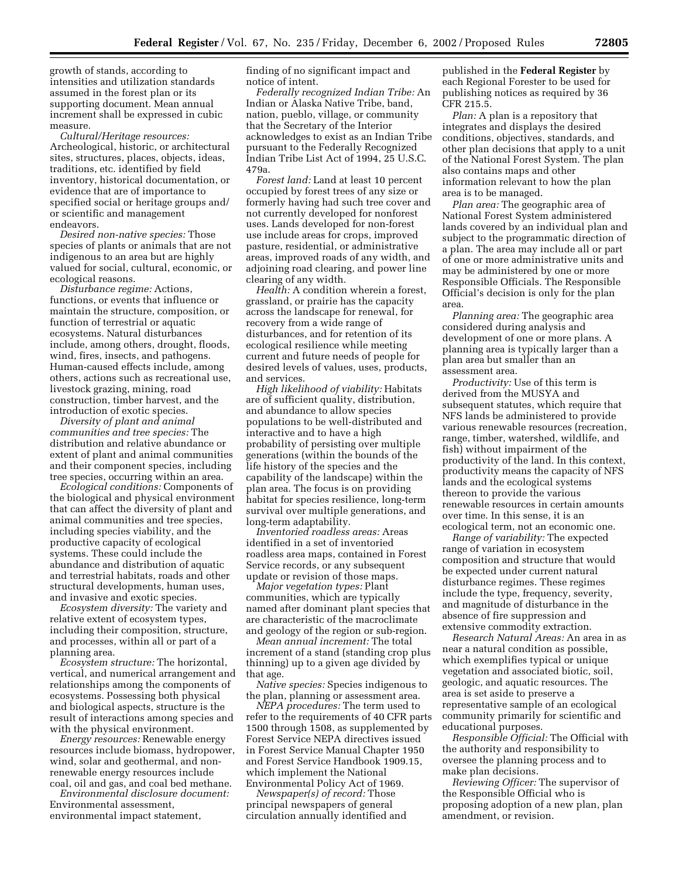growth of stands, according to intensities and utilization standards assumed in the forest plan or its supporting document. Mean annual increment shall be expressed in cubic measure.

*Cultural/Heritage resources:* Archeological, historic, or architectural sites, structures, places, objects, ideas, traditions, etc. identified by field inventory, historical documentation, or evidence that are of importance to specified social or heritage groups and/or scientific and management endeavors.

*Desired non-native species:* Those species of plants or animals that are not indigenous to an area but are highly valued for social, cultural, economic, or ecological reasons.

*Disturbance regime:* Actions, functions, or events that influence or maintain the structure, composition, or function of terrestrial or aquatic ecosystems. Natural disturbances include, among others, drought, floods, wind, fires, insects, and pathogens. Human-caused effects include, among others, actions such as recreational use, livestock grazing, mining, road construction, timber harvest, and the introduction of exotic species.

*Diversity of plant and animal communities and tree species:* The distribution and relative abundance or extent of plant and animal communities and their component species, including tree species, occurring within an area.

*Ecological conditions:* Components of the biological and physical environment that can affect the diversity of plant and animal communities and tree species, including species viability, and the productive capacity of ecological systems. These could include the abundance and distribution of aquatic and terrestrial habitats, roads and other structural developments, human uses, and invasive and exotic species.

*Ecosystem diversity:* The variety and relative extent of ecosystem types, including their composition, structure, and processes, within all or part of a planning area.

*Ecosystem structure:* The horizontal, vertical, and numerical arrangement and relationships among the components of ecosystems. Possessing both physical and biological aspects, structure is the result of interactions among species and with the physical environment.

*Energy resources:* Renewable energy resources include biomass, hydropower, wind, solar and geothermal, and non-renewable energy resources include coal, oil and gas, and coal bed methane.

*Environmental disclosure document:* Environmental assessment, environmental impact statement, finding of no significant impact and notice of intent.

*Federally recognized Indian Tribe:* An Indian or Alaska Native Tribe, band, nation, pueblo, village, or community that the Secretary of the Interior acknowledges to exist as an Indian Tribe pursuant to the Federally Recognized Indian Tribe List Act of 1994, 25 U.S.C. 479a.

*Forest land:* Land at least 10 percent occupied by forest trees of any size or formerly having had such tree cover and not currently developed for nonforest uses. Lands developed for non-forest use include areas for crops, improved pasture, residential, or administrative areas, improved roads of any width, and adjoining road clearing, and power line clearing of any width.

*Health:* A condition wherein a forest, grassland, or prairie has the capacity across the landscape for renewal, for recovery from a wide range of disturbances, and for retention of its ecological resilience while meeting current and future needs of people for desired levels of values, uses, products, and services.

*High likelihood of viability:* Habitats are of sufficient quality, distribution, and abundance to allow species populations to be well-distributed and interactive and to have a high probability of persisting over multiple generations (within the bounds of the life history of the species and the capability of the landscape) within the plan area. The focus is on providing habitat for species resilience, long-term survival over multiple generations, and long-term adaptability.

*Inventoried roadless areas:* Areas identified in a set of inventoried roadless area maps, contained in Forest Service records, or any subsequent update or revision of those maps.

*Major vegetation types:* Plant communities, which are typically named after dominant plant species that are characteristic of the macroclimate and geology of the region or sub-region.

*Mean annual increment:* The total increment of a stand (standing crop plus thinning) up to a given age divided by that age.

*Native species:* Species indigenous to the plan, planning or assessment area.

*NEPA procedures:* The term used to refer to the requirements of 40 CFR parts 1500 through 1508, as supplemented by Forest Service NEPA directives issued in Forest Service Manual Chapter 1950 and Forest Service Handbook 1909.15, which implement the National Environmental Policy Act of 1969.

*Newspaper(s) of record:* Those principal newspapers of general circulation annually identified and published in the **Federal Register** by each Regional Forester to be used for publishing notices as required by 36 CFR 215.5.

*Plan:* A plan is a repository that integrates and displays the desired conditions, objectives, standards, and other plan decisions that apply to a unit of the National Forest System. The plan also contains maps and other information relevant to how the plan area is to be managed.

*Plan area:* The geographic area of National Forest System administered lands covered by an individual plan and subject to the programmatic direction of a plan. The area may include all or part of one or more administrative units and may be administered by one or more Responsible Officials. The Responsible Official's decision is only for the plan area.

*Planning area:* The geographic area considered during analysis and development of one or more plans. A planning area is typically larger than a plan area but smaller than an assessment area.

*Productivity:* Use of this term is derived from the MUSYA and subsequent statutes, which require that NFS lands be administered to provide various renewable resources (recreation, range, timber, watershed, wildlife, and fish) without impairment of the productivity of the land. In this context, productivity means the capacity of NFS lands and the ecological systems thereon to provide the various renewable resources in certain amounts over time. In this sense, it is an ecological term, not an economic one.

*Range of variability:* The expected range of variation in ecosystem composition and structure that would be expected under current natural disturbance regimes. These regimes include the type, frequency, severity, and magnitude of disturbance in the absence of fire suppression and extensive commodity extraction.

*Research Natural Areas:* An area in as near a natural condition as possible, which exemplifies typical or unique vegetation and associated biotic, soil, geologic, and aquatic resources. The area is set aside to preserve a representative sample of an ecological community primarily for scientific and educational purposes.

*Responsible Official:* The Official with the authority and responsibility to oversee the planning process and to make plan decisions.

*Reviewing Officer:* The supervisor of the Responsible Official who is proposing adoption of a new plan, plan amendment, or revision.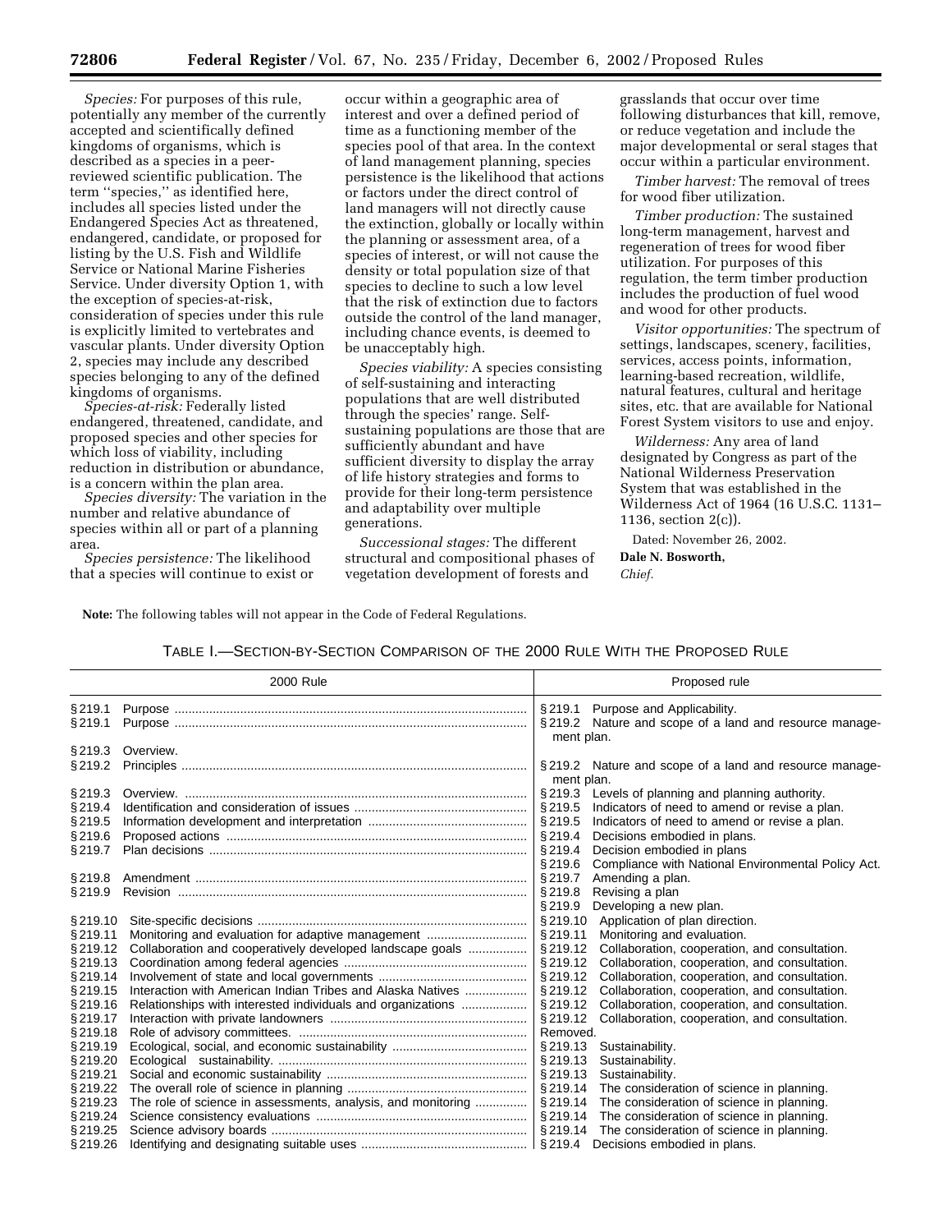*Species:* For purposes of this rule, potentially any member of the currently accepted and scientifically defined kingdoms of organisms, which is described as a species in a peer-reviewed scientific publication. The term ''species,'' as identified here, includes all species listed under the Endangered Species Act as threatened, endangered, candidate, or proposed for listing by the U.S. Fish and Wildlife Service or National Marine Fisheries Service. Under diversity Option 1, with the exception of species-at-risk, consideration of species under this rule is explicitly limited to vertebrates and vascular plants. Under diversity Option 2, species may include any described species belonging to any of the defined kingdoms of organisms.

*Species-at-risk:* Federally listed endangered, threatened, candidate, and proposed species and other species for which loss of viability, including reduction in distribution or abundance, is a concern within the plan area.

*Species diversity:* The variation in the number and relative abundance of species within all or part of a planning area.

*Species persistence:* The likelihood that a species will continue to exist or occur within a geographic area of interest and over a defined period of time as a functioning member of the species pool of that area. In the context of land management planning, species persistence is the likelihood that actions or factors under the direct control of land managers will not directly cause the extinction, globally or locally within the planning or assessment area, of a species of interest, or will not cause the density or total population size of that species to decline to such a low level that the risk of extinction due to factors outside the control of the land manager, including chance events, is deemed to be unacceptably high.

*Species viability:* A species consisting of self-sustaining and interacting populations that are well distributed through the species' range. Self-sustaining populations are those that are sufficiently abundant and have sufficient diversity to display the array of life history strategies and forms to provide for their long-term persistence and adaptability over multiple generations.

*Successional stages:* The different structural and compositional phases of vegetation development of forests and grasslands that occur over time following disturbances that kill, remove, or reduce vegetation and include the major developmental or seral stages that occur within a particular environment.

*Timber harvest:* The removal of trees for wood fiber utilization.

*Timber production:* The sustained long-term management, harvest and regeneration of trees for wood fiber utilization. For purposes of this regulation, the term timber production includes the production of fuel wood and wood for other products.

*Visitor opportunities:* The spectrum of settings, landscapes, scenery, facilities, services, access points, information, learning-based recreation, wildlife, natural features, cultural and heritage sites, etc. that are available for National Forest System visitors to use and enjoy.

*Wilderness:* Any area of land designated by Congress as part of the National Wilderness Preservation System that was established in the Wilderness Act of 1964 (16 U.S.C. 1131–1136, section 2(c)).

Dated: November 26, 2002.

**Dale N. Bosworth,**

*Chief.*

**Note:** The following tables will not appear in the Code of Federal Regulations.

TABLE I.—SECTION-BY-SECTION COMPARISON OF THE 2000 RULE WITH THE PROPOSED RULE

| 2000 Rule | Proposed rule |
|---|---|
| § 219.1 Purpose | § 219.1 Purpose and Applicability. |
| § 219.1 Purpose | § 219.2 Nature and scope of a land and resource management plan. |
| § 219.3 Overview. | |
| § 219.2 Principles | § 219.2 Nature and scope of a land and resource management plan. |
| § 219.3 Overview. | § 219.3 Levels of planning and planning authority. |
| § 219.4 Identification and consideration of issues | § 219.5 Indicators of need to amend or revise a plan. |
| § 219.5 Information development and interpretation | § 219.5 Indicators of need to amend or revise a plan. |
| § 219.6 Proposed actions | § 219.4 Decisions embodied in plans. |
| § 219.7 Plan decisions | § 219.4 Decision embodied in plans |
| | § 219.6 Compliance with National Environmental Policy Act. |
| § 219.8 Amendment | § 219.7 Amending a plan. |
| § 219.9 Revision | § 219.8 Revising a plan |
| | § 219.9 Developing a new plan. |
| § 219.10 Site-specific decisions | § 219.10 Application of plan direction. |
| § 219.11 Monitoring and evaluation for adaptive management | § 219.11 Monitoring and evaluation. |
| § 219.12 Collaboration and cooperatively developed landscape goals | § 219.12 Collaboration, cooperation, and consultation. |
| § 219.13 Coordination among federal agencies | § 219.12 Collaboration, cooperation, and consultation. |
| § 219.14 Involvement of state and local governments | § 219.12 Collaboration, cooperation, and consultation. |
| § 219.15 Interaction with American Indian Tribes and Alaska Natives | § 219.12 Collaboration, cooperation, and consultation. |
| § 219.16 Relationships with interested individuals and organizations | § 219.12 Collaboration, cooperation, and consultation. |
| § 219.17 Interaction with private landowners | § 219.12 Collaboration, cooperation, and consultation. |
| § 219.18 Role of advisory committees. | Removed. |
| § 219.19 Ecological, social, and economic sustainability | § 219.13 Sustainability. |
| § 219.20 Ecological sustainability. | § 219.13 Sustainability. |
| § 219.21 Social and economic sustainability | § 219.13 Sustainability. |
| § 219.22 The overall role of science in planning | § 219.14 The consideration of science in planning. |
| § 219.23 The role of science in assessments, analysis, and monitoring | § 219.14 The consideration of science in planning. |
| § 219.24 Science consistency evaluations | § 219.14 The consideration of science in planning. |
| § 219.25 Science advisory boards | § 219.14 The consideration of science in planning. |
| § 219.26 Identifying and designating suitable uses | § 219.4 Decisions embodied in plans. |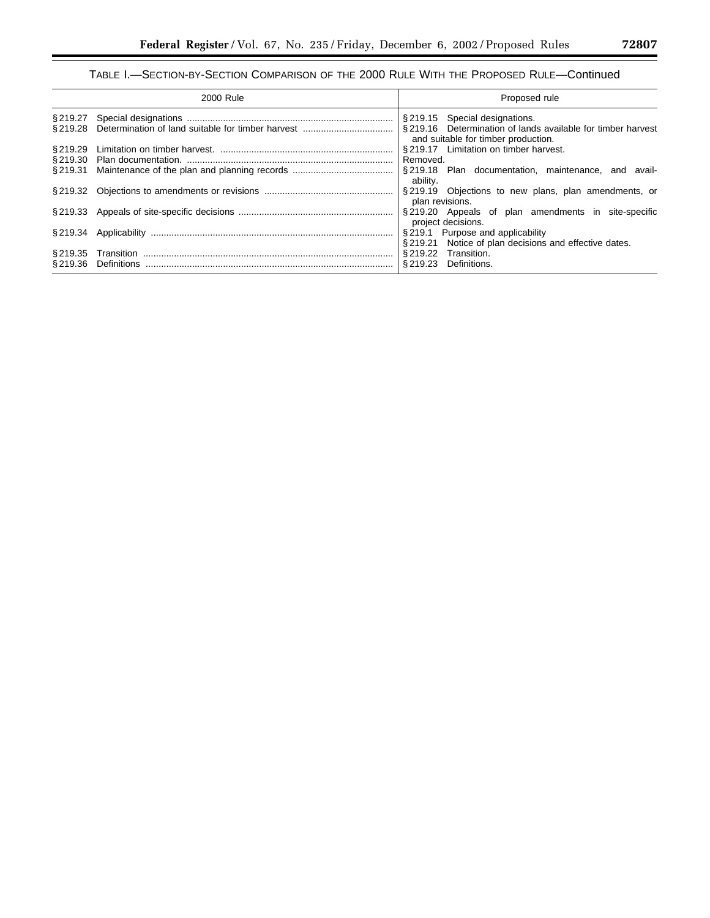TABLE I.—SECTION-BY-SECTION COMPARISON OF THE 2000 RULE WITH THE PROPOSED RULE—Continued

| 2000 Rule | Proposed rule |
|---|---|
| § 219.27 Special designations | § 219.15 Special designations. |
| § 219.28 Determination of land suitable for timber harvest | § 219.16 Determination of lands available for timber harvest and suitable for timber production. |
| § 219.29 Limitation on timber harvest. | § 219.17 Limitation on timber harvest. |
| § 219.30 Plan documentation. | Removed. |
| § 219.31 Maintenance of the plan and planning records | § 219.18 Plan documentation, maintenance, and availability. |
| § 219.32 Objections to amendments or revisions | § 219.19 Objections to new plans, plan amendments, or plan revisions. |
| § 219.33 Appeals of site-specific decisions | § 219.20 Appeals of plan amendments in site-specific project decisions. |
| § 219.34 Applicability | § 219.1 Purpose and applicability<br>§ 219.21 Notice of plan decisions and effective dates. |
| § 219.35 Transition | § 219.22 Transition. |
| § 219.36 Definitions | § 219.23 Definitions. |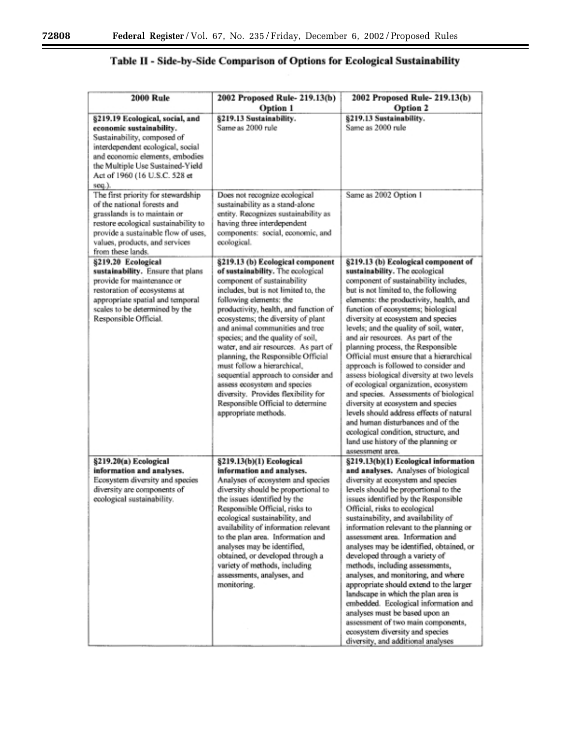## Table II - Side-by-Side Comparison of Options for Ecological Sustainability

| 2000 Rule | 2002 Proposed Rule- 219.13(b) Option 1 | 2002 Proposed Rule- 219.13(b) Option 2 |
|---|---|---|
| **§219.19 Ecological, social, and economic sustainability.** Sustainability, composed of interdependent ecological, social and economic elements, embodies the Multiple Use Sustained-Yield Act of 1960 (16 U.S.C. 528 et seq.). | **§219.13 Sustainability.** Same as 2000 rule | **§219.13 Sustainability.** Same as 2000 rule |
| The first priority for stewardship of the national forests and grasslands is to maintain or restore ecological sustainability to provide a sustainable flow of uses, values, products, and services from these lands. | Does not recognize ecological sustainability as a stand-alone entity. Recognizes sustainability as having three interdependent components: social, economic, and ecological. | Same as 2002 Option 1 |
| **§219.20 Ecological sustainability.** Ensure that plans provide for maintenance or restoration of ecosystems at appropriate spatial and temporal scales to be determined by the Responsible Official. | **§219.13 (b) Ecological component of sustainability.** The ecological component of sustainability includes, but is not limited to, the following elements: the productivity, health, and function of ecosystems; the diversity of plant and animal communities and tree species; and the quality of soil, water, and air resources. As part of planning, the Responsible Official must follow a hierarchical, sequential approach to consider and assess ecosystem and species diversity. Provides flexibility for Responsible Official to determine appropriate methods. | **§219.13 (b) Ecological component of sustainability.** The ecological component of sustainability includes, but is not limited to, the following elements: the productivity, health, and function of ecosystems; biological diversity at ecosystem and species levels; and the quality of soil, water, and air resources. As part of the planning process, the Responsible Official must ensure that a hierarchical approach is followed to consider and assess biological diversity at two levels of ecological organization, ecosystem and species. Assessments of biological diversity at ecosystem and species levels should address effects of natural and human disturbances and of the ecological condition, structure, and land use history of the planning or assessment area. |
| **§219.20(a) Ecological information and analyses.** Ecosystem diversity and species diversity are components of ecological sustainability. | **§219.13(b)(1) Ecological information and analyses.** Analyses of ecosystem and species diversity should be proportional to the issues identified by the Responsible Official, risks to ecological sustainability, and availability of information relevant to the plan area. Information and analyses may be identified, obtained, or developed through a variety of methods, including assessments, analyses, and monitoring. | **§219.13(b)(1) Ecological information and analyses.** Analyses of biological diversity at ecosystem and species levels should be proportional to the issues identified by the Responsible Official, risks to ecological sustainability, and availability of information relevant to the planning or assessment area. Information and analyses may be identified, obtained, or developed through a variety of methods, including assessments, analyses, and monitoring, and where appropriate should extend to the larger landscape in which the plan area is embedded. Ecological information and analyses must be based upon an assessment of two main components, ecosystem diversity and species diversity, and additional analyses |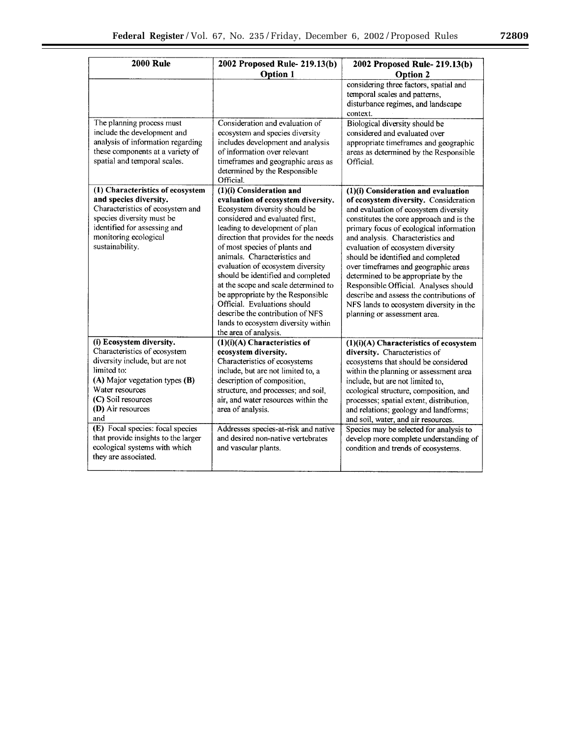| 2000 Rule | 2002 Proposed Rule- 219.13(b) Option 1 | 2002 Proposed Rule- 219.13(b) Option 2 |
|---|---|---|
| | | considering three factors, spatial and temporal scales and patterns, disturbance regimes, and landscape context. |
| The planning process must include the development and analysis of information regarding these components at a variety of spatial and temporal scales. | Consideration and evaluation of ecosystem and species diversity includes development and analysis of information over relevant timeframes and geographic areas as determined by the Responsible Official. | Biological diversity should be considered and evaluated over appropriate timeframes and geographic areas as determined by the Responsible Official. |
| **(1) Characteristics of ecosystem and species diversity.** Characteristics of ecosystem and species diversity must be identified for assessing and monitoring ecological sustainability. | **(1)(i) Consideration and evaluation of ecosystem diversity.** Ecosystem diversity should be considered and evaluated first, leading to development of plan direction that provides for the needs of most species of plants and animals. Characteristics and evaluation of ecosystem diversity should be identified and completed at the scope and scale determined to be appropriate by the Responsible Official. Evaluations should describe the contribution of NFS lands to ecosystem diversity within the area of analysis. | **(1)(i) Consideration and evaluation of ecosystem diversity.** Consideration and evaluation of ecosystem diversity constitutes the core approach and is the primary focus of ecological information and analysis. Characteristics and evaluation of ecosystem diversity should be identified and completed over timeframes and geographic areas determined to be appropriate by the Responsible Official. Analyses should describe and assess the contributions of NFS lands to ecosystem diversity in the planning or assessment area. |
| **(i) Ecosystem diversity.** Characteristics of ecosystem diversity include, but are not limited to: **(A)** Major vegetation types **(B)** Water resources **(C)** Soil resources **(D)** Air resources and | **(1)(i)(A) Characteristics of ecosystem diversity.** Characteristics of ecosystems include, but are not limited to, a description of composition, structure, and processes; and soil, air, and water resources within the area of analysis. | **(1)(i)(A) Characteristics of ecosystem diversity.** Characteristics of ecosystems that should be considered within the planning or assessment area include, but are not limited to, ecological structure, composition, and processes; spatial extent, distribution, and relations; geology and landforms; and soil, water, and air resources. |
| **(E)** Focal species: focal species that provide insights to the larger ecological systems with which they are associated. | Addresses species-at-risk and native and desired non-native vertebrates and vascular plants. | Species may be selected for analysis to develop more complete understanding of condition and trends of ecosystems. |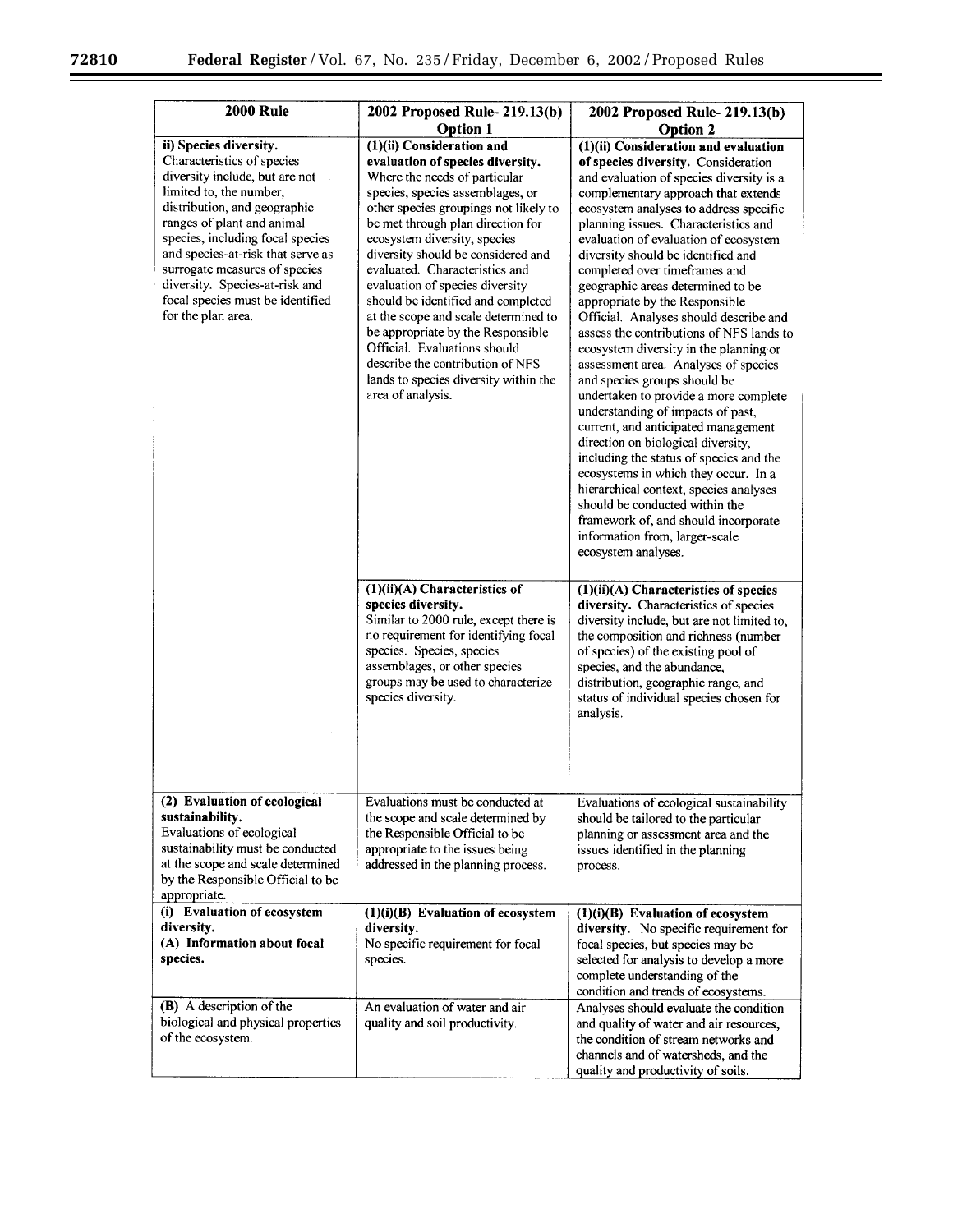| 2000 Rule | 2002 Proposed Rule- 219.13(b) Option 1 | 2002 Proposed Rule- 219.13(b) Option 2 |
|---|---|---|
| **ii) Species diversity.** Characteristics of species diversity include, but are not limited to, the number, distribution, and geographic ranges of plant and animal species, including focal species and species-at-risk that serve as surrogate measures of species diversity. Species-at-risk and focal species must be identified for the plan area. | **(1)(ii) Consideration and evaluation of species diversity.** Where the needs of particular species, species assemblages, or other species groupings not likely to be met through plan direction for ecosystem diversity, species diversity should be considered and evaluated. Characteristics and evaluation of species diversity should be identified and completed at the scope and scale determined to be appropriate by the Responsible Official. Evaluations should describe the contribution of NFS lands to species diversity within the area of analysis. | **(1)(ii) Consideration and evaluation of species diversity.** Consideration and evaluation of species diversity is a complementary approach that extends ecosystem analyses to address specific planning issues. Characteristics and evaluation of evaluation of ecosystem diversity should be identified and completed over timeframes and geographic areas determined to be appropriate by the Responsible Official. Analyses should describe and assess the contributions of NFS lands to ecosystem diversity in the planning or assessment area. Analyses of species and species groups should be undertaken to provide a more complete understanding of impacts of past, current, and anticipated management direction on biological diversity, including the status of species and the ecosystems in which they occur. In a hierarchical context, species analyses should be conducted within the framework of, and should incorporate information from, larger-scale ecosystem analyses. |
| | **(1)(ii)(A) Characteristics of species diversity.** Similar to 2000 rule, except there is no requirement for identifying focal species. Species, species assemblages, or other species groups may be used to characterize species diversity. | **(1)(ii)(A) Characteristics of species diversity.** Characteristics of species diversity include, but are not limited to, the composition and richness (number of species) of the existing pool of species, and the abundance, distribution, geographic range, and status of individual species chosen for analysis. |
| **(2) Evaluation of ecological sustainability.** Evaluations of ecological sustainability must be conducted at the scope and scale determined by the Responsible Official to be appropriate. | Evaluations must be conducted at the scope and scale determined by the Responsible Official to be appropriate to the issues being addressed in the planning process. | Evaluations of ecological sustainability should be tailored to the particular planning or assessment area and the issues identified in the planning process. |
| **(i) Evaluation of ecosystem diversity. (A) Information about focal species.** | **(1)(i)(B) Evaluation of ecosystem diversity.** No specific requirement for focal species. | **(1)(i)(B) Evaluation of ecosystem diversity.** No specific requirement for focal species, but species may be selected for analysis to develop a more complete understanding of the condition and trends of ecosystems. |
| **(B)** A description of the biological and physical properties of the ecosystem. | An evaluation of water and air quality and soil productivity. | Analyses should evaluate the condition and quality of water and air resources, the condition of stream networks and channels and of watersheds, and the quality and productivity of soils. |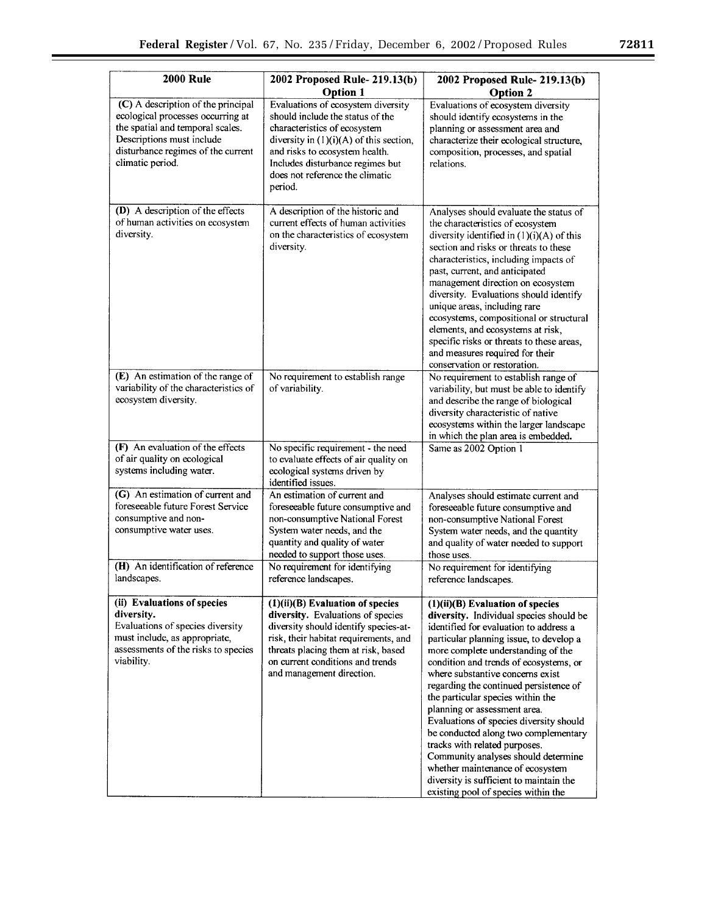| 2000 Rule | 2002 Proposed Rule- 219.13(b) Option 1 | 2002 Proposed Rule- 219.13(b) Option 2 |
|---|---|---|
| **(C)** A description of the principal ecological processes occurring at the spatial and temporal scales. Descriptions must include disturbance regimes of the current climatic period. | Evaluations of ecosystem diversity should include the status of the characteristics of ecosystem diversity in (1)(i)(A) of this section, and risks to ecosystem health. Includes disturbance regimes but does not reference the climatic period. | Evaluations of ecosystem diversity should identify ecosystems in the planning or assessment area and characterize their ecological structure, composition, processes, and spatial relations. |
| **(D)** A description of the effects of human activities on ecosystem diversity. | A description of the historic and current effects of human activities on the characteristics of ecosystem diversity. | Analyses should evaluate the status of the characteristics of ecosystem diversity identified in (1)(i)(A) of this section and risks or threats to these characteristics, including impacts of past, current, and anticipated management direction on ecosystem diversity. Evaluations should identify unique areas, including rare ecosystems, compositional or structural elements, and ecosystems at risk, specific risks or threats to these areas, and measures required for their conservation or restoration. |
| **(E)** An estimation of the range of variability of the characteristics of ecosystem diversity. | No requirement to establish range of variability. | No requirement to establish range of variability, but must be able to identify and describe the range of biological diversity characteristic of native ecosystems within the larger landscape in which the plan area is embedded. |
| **(F)** An evaluation of the effects of air quality on ecological systems including water. | No specific requirement - the need to evaluate effects of air quality on ecological systems driven by identified issues. | Same as 2002 Option 1 |
| **(G)** An estimation of current and foreseeable future Forest Service consumptive and non-consumptive water uses. | An estimation of current and foreseeable future consumptive and non-consumptive National Forest System water needs, and the quantity and quality of water needed to support those uses. | Analyses should estimate current and foreseeable future consumptive and non-consumptive National Forest System water needs, and the quantity and quality of water needed to support those uses. |
| **(H)** An identification of reference landscapes. | No requirement for identifying reference landscapes. | No requirement for identifying reference landscapes. |
| **(ii) Evaluations of species diversity.** Evaluations of species diversity must include, as appropriate, assessments of the risks to species viability. | **(1)(ii)(B) Evaluation of species diversity.** Evaluations of species diversity should identify species-at-risk, their habitat requirements, and threats placing them at risk, based on current conditions and trends and management direction. | **(1)(ii)(B) Evaluation of species diversity.** Individual species should be identified for evaluation to address a particular planning issue, to develop a more complete understanding of the condition and trends of ecosystems, or where substantive concerns exist regarding the continued persistence of the particular species within the planning or assessment area. Evaluations of species diversity should be conducted along two complementary tracks with related purposes. Community analyses should determine whether maintenance of ecosystem diversity is sufficient to maintain the existing pool of species within the |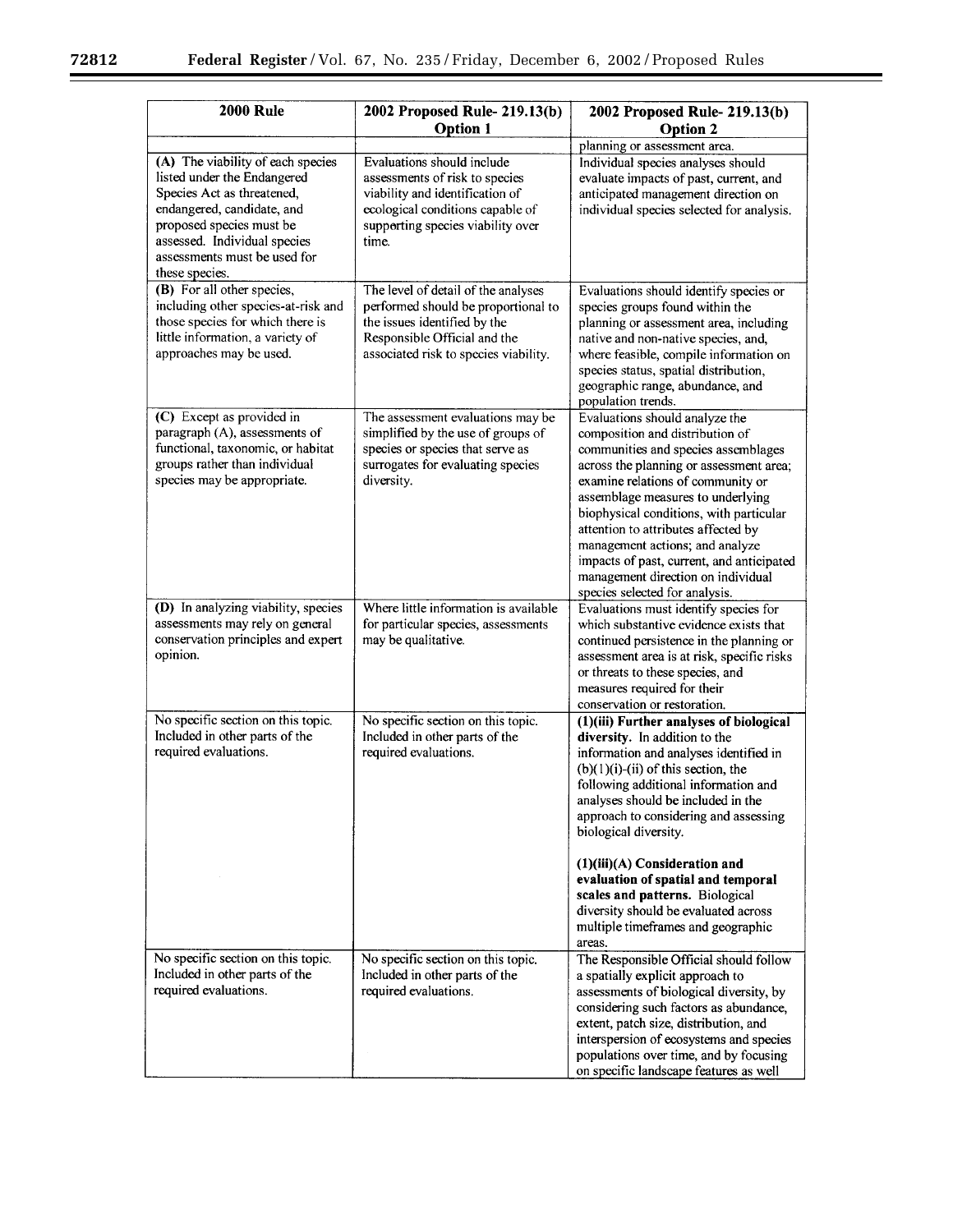| 2000 Rule | 2002 Proposed Rule- 219.13(b) Option 1 | 2002 Proposed Rule- 219.13(b) Option 2 |
|---|---|---|
| | | planning or assessment area. |
| **(A)** The viability of each species listed under the Endangered Species Act as threatened, endangered, candidate, and proposed species must be assessed. Individual species assessments must be used for these species. | Evaluations should include assessments of risk to species viability and identification of ecological conditions capable of supporting species viability over time. | Individual species analyses should evaluate impacts of past, current, and anticipated management direction on individual species selected for analysis. |
| **(B)** For all other species, including other species-at-risk and those species for which there is little information, a variety of approaches may be used. | The level of detail of the analyses performed should be proportional to the issues identified by the Responsible Official and the associated risk to species viability. | Evaluations should identify species or species groups found within the planning or assessment area, including native and non-native species, and, where feasible, compile information on species status, spatial distribution, geographic range, abundance, and population trends. |
| **(C)** Except as provided in paragraph (A), assessments of functional, taxonomic, or habitat groups rather than individual species may be appropriate. | The assessment evaluations may be simplified by the use of groups of species or species that serve as surrogates for evaluating species diversity. | Evaluations should analyze the composition and distribution of communities and species assemblages across the planning or assessment area; examine relations of community or assemblage measures to underlying biophysical conditions, with particular attention to attributes affected by management actions; and analyze impacts of past, current, and anticipated management direction on individual species selected for analysis. |
| **(D)** In analyzing viability, species assessments may rely on general conservation principles and expert opinion. | Where little information is available for particular species, assessments may be qualitative. | Evaluations must identify species for which substantive evidence exists that continued persistence in the planning or assessment area is at risk, specific risks or threats to these species, and measures required for their conservation or restoration. |
| No specific section on this topic. Included in other parts of the required evaluations. | No specific section on this topic. Included in other parts of the required evaluations. | **(1)(iii) Further analyses of biological diversity.** In addition to the information and analyses identified in (b)(1)(i)-(ii) of this section, the following additional information and analyses should be included in the approach to considering and assessing biological diversity.<br><br>**(1)(iii)(A) Consideration and evaluation of spatial and temporal scales and patterns.** Biological diversity should be evaluated across multiple timeframes and geographic areas. |
| No specific section on this topic. Included in other parts of the required evaluations. | No specific section on this topic. Included in other parts of the required evaluations. | The Responsible Official should follow a spatially explicit approach to assessments of biological diversity, by considering such factors as abundance, extent, patch size, distribution, and interspersion of ecosystems and species populations over time, and by focusing on specific landscape features as well |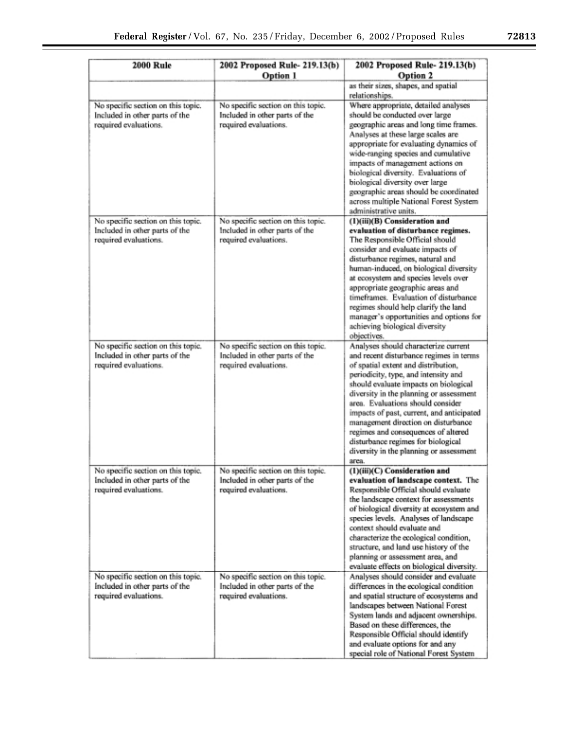| 2000 Rule | 2002 Proposed Rule- 219.13(b) Option 1 | 2002 Proposed Rule- 219.13(b) Option 2 |
|---|---|---|
| | | as their sizes, shapes, and spatial relationships. |
| No specific section on this topic. Included in other parts of the required evaluations. | No specific section on this topic. Included in other parts of the required evaluations. | Where appropriate, detailed analyses should be conducted over large geographic areas and long time frames. Analyses at these large scales are appropriate for evaluating dynamics of wide-ranging species and cumulative impacts of management actions on biological diversity. Evaluations of biological diversity over large geographic areas should be coordinated across multiple National Forest System administrative units. |
| No specific section on this topic. Included in other parts of the required evaluations. | No specific section on this topic. Included in other parts of the required evaluations. | **(1)(iii)(B) Consideration and evaluation of disturbance regimes.** The Responsible Official should consider and evaluate impacts of disturbance regimes, natural and human-induced, on biological diversity at ecosystem and species levels over appropriate geographic areas and timeframes. Evaluation of disturbance regimes should help clarify the land manager's opportunities and options for achieving biological diversity objectives. |
| No specific section on this topic. Included in other parts of the required evaluations. | No specific section on this topic. Included in other parts of the required evaluations. | Analyses should characterize current and recent disturbance regimes in terms of spatial extent and distribution, periodicity, type, and intensity and should evaluate impacts on biological diversity in the planning or assessment area. Evaluations should consider impacts of past, current, and anticipated management direction on disturbance regimes and consequences of altered disturbance regimes for biological diversity in the planning or assessment area. |
| No specific section on this topic. Included in other parts of the required evaluations. | No specific section on this topic. Included in other parts of the required evaluations. | **(1)(iii)(C) Consideration and evaluation of landscape context.** The Responsible Official should evaluate the landscape context for assessments of biological diversity at ecosystem and species levels. Analyses of landscape context should evaluate and characterize the ecological condition, structure, and land use history of the planning or assessment area, and evaluate effects on biological diversity. |
| No specific section on this topic. Included in other parts of the required evaluations. | No specific section on this topic. Included in other parts of the required evaluations. | Analyses should consider and evaluate differences in the ecological condition and spatial structure of ecosystems and landscapes between National Forest System lands and adjacent ownerships. Based on these differences, the Responsible Official should identify and evaluate options for and any special role of National Forest System |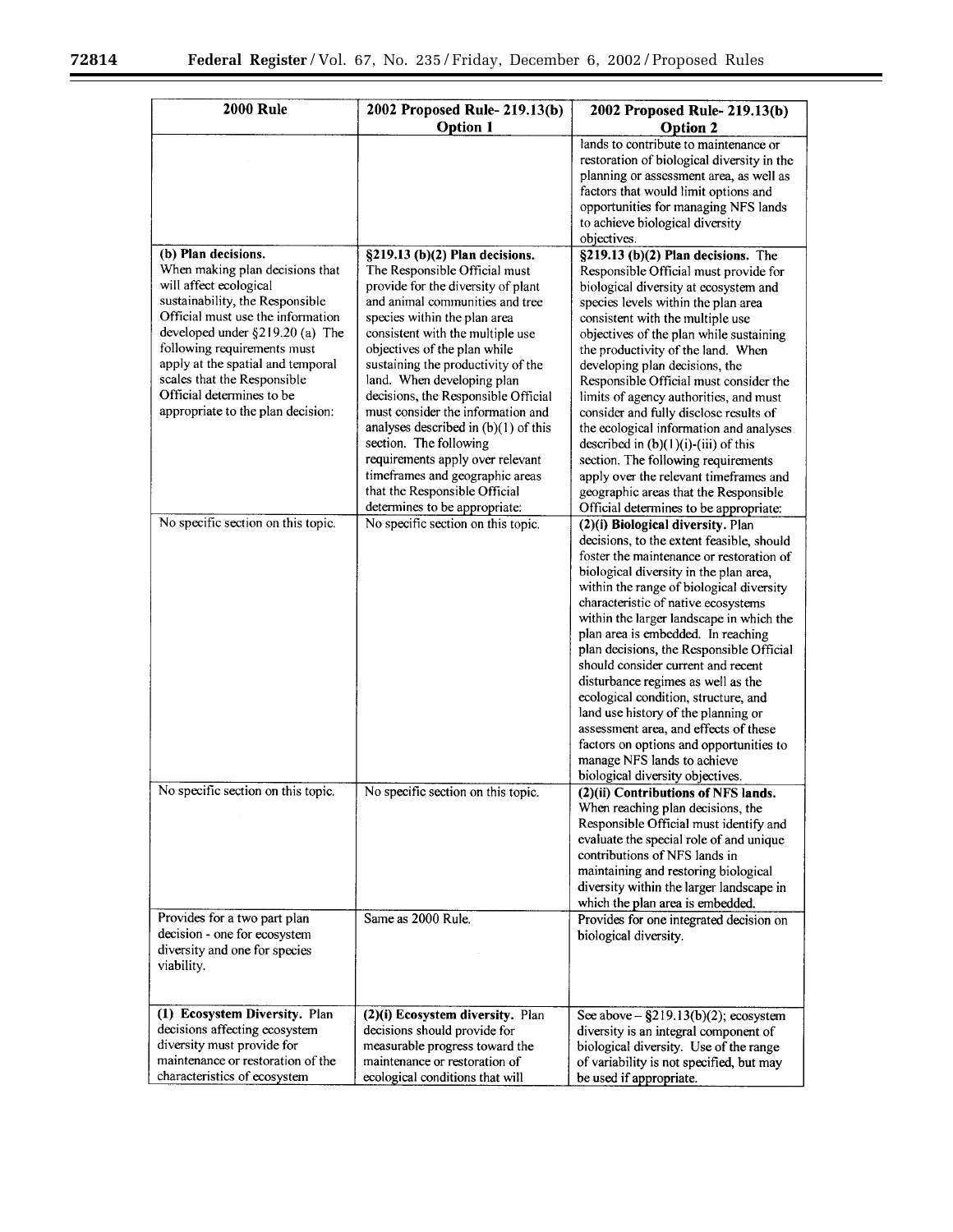| 2000 Rule | 2002 Proposed Rule- 219.13(b) Option 1 | 2002 Proposed Rule- 219.13(b) Option 2 |
| --- | --- | --- |
| | | lands to contribute to maintenance or restoration of biological diversity in the planning or assessment area, as well as factors that would limit options and opportunities for managing NFS lands to achieve biological diversity objectives. |
| **(b) Plan decisions.** When making plan decisions that will affect ecological sustainability, the Responsible Official must use the information developed under §219.20 (a) The following requirements must apply at the spatial and temporal scales that the Responsible Official determines to be appropriate to the plan decision: | **§219.13 (b)(2) Plan decisions.** The Responsible Official must provide for the diversity of plant and animal communities and tree species within the plan area consistent with the multiple use objectives of the plan while sustaining the productivity of the land. When developing plan decisions, the Responsible Official must consider the information and analyses described in (b)(1) of this section. The following requirements apply over relevant timeframes and geographic areas that the Responsible Official determines to be appropriate: | **§219.13 (b)(2) Plan decisions.** The Responsible Official must provide for biological diversity at ecosystem and species levels within the plan area consistent with the multiple use objectives of the plan while sustaining the productivity of the land. When developing plan decisions, the Responsible Official must consider the limits of agency authorities, and must consider and fully disclose results of the ecological information and analyses described in (b)(1)(i)-(iii) of this section. The following requirements apply over the relevant timeframes and geographic areas that the Responsible Official determines to be appropriate: |
| No specific section on this topic. | No specific section on this topic. | **(2)(i) Biological diversity.** Plan decisions, to the extent feasible, should foster the maintenance or restoration of biological diversity in the plan area, within the range of biological diversity characteristic of native ecosystems within the larger landscape in which the plan area is embedded. In reaching plan decisions, the Responsible Official should consider current and recent disturbance regimes as well as the ecological condition, structure, and land use history of the planning or assessment area, and effects of these factors on options and opportunities to manage NFS lands to achieve biological diversity objectives. |
| No specific section on this topic. | No specific section on this topic. | **(2)(ii) Contributions of NFS lands.** When reaching plan decisions, the Responsible Official must identify and evaluate the special role of and unique contributions of NFS lands in maintaining and restoring biological diversity within the larger landscape in which the plan area is embedded. |
| Provides for a two part plan decision - one for ecosystem diversity and one for species viability. | Same as 2000 Rule. | Provides for one integrated decision on biological diversity. |
| **(1) Ecosystem Diversity.** Plan decisions affecting ecosystem diversity must provide for maintenance or restoration of the characteristics of ecosystem | **(2)(i) Ecosystem diversity.** Plan decisions should provide for measurable progress toward the maintenance or restoration of ecological conditions that will | See above – §219.13(b)(2); ecosystem diversity is an integral component of biological diversity. Use of the range of variability is not specified, but may be used if appropriate. |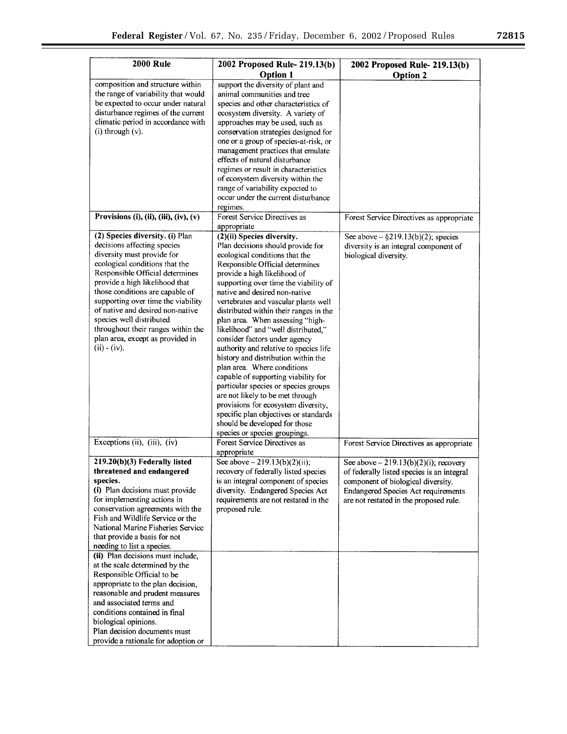| 2000 Rule | 2002 Proposed Rule- 219.13(b) Option 1 | 2002 Proposed Rule- 219.13(b) Option 2 |
|---|---|---|
| composition and structure within the range of variability that would be expected to occur under natural disturbance regimes of the current climatic period in accordance with (i) through (v). | support the diversity of plant and animal communities and tree species and other characteristics of ecosystem diversity. A variety of approaches may be used, such as conservation strategies designed for one or a group of species-at-risk, or management practices that emulate effects of natural disturbance regimes or result in characteristics of ecosystem diversity within the range of variability expected to occur under the current disturbance regimes. | |
| **Provisions (i), (ii), (iii), (iv), (v)** | Forest Service Directives as appropriate | Forest Service Directives as appropriate |
| **(2) Species diversity. (i)** Plan decisions affecting species diversity must provide for ecological conditions that the Responsible Official determines provide a high likelihood that those conditions are capable of supporting over time the viability of native and desired non-native species well distributed throughout their ranges within the plan area, except as provided in (ii) - (iv). | **(2)(ii) Species diversity.** Plan decisions should provide for ecological conditions that the Responsible Official determines provide a high likelihood of supporting over time the viability of native and desired non-native vertebrates and vascular plants well distributed within their ranges in the plan area. When assessing "high-likelihood" and "well distributed," consider factors under agency authority and relative to species life history and distribution within the plan area. Where conditions capable of supporting viability for particular species or species groups are not likely to be met through provisions for ecosystem diversity, specific plan objectives or standards should be developed for those species or species groupings. | See above – §219.13(b)(2); species diversity is an integral component of biological diversity. |
| Exceptions (ii), (iii), (iv) | Forest Service Directives as appropriate | Forest Service Directives as appropriate |
| **219.20(b)(3) Federally listed threatened and endangered species.** **(i)** Plan decisions must provide for implementing actions in conservation agreements with the Fish and Wildlife Service or the National Marine Fisheries Service that provide a basis for not needing to list a species. | See above – 219.13(b)(2)(ii); recovery of federally listed species is an integral component of species diversity. Endangered Species Act requirements are not restated in the proposed rule. | See above – 219.13(b)(2)(i); recovery of federally listed species is an integral component of biological diversity. Endangered Species Act requirements are not restated in the proposed rule. |
| **(ii)** Plan decisions must include, at the scale determined by the Responsible Official to be appropriate to the plan decision, reasonable and prudent measures and associated terms and conditions contained in final biological opinions. Plan decision documents must provide a rationale for adoption or | | |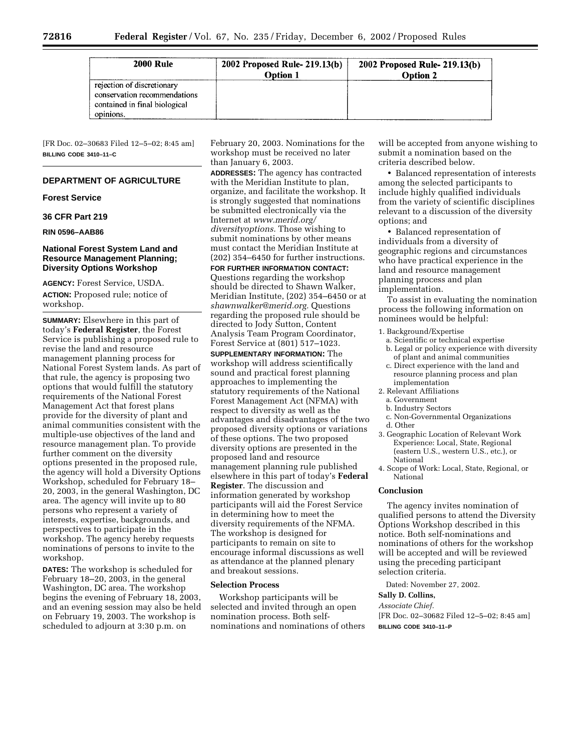| 2000 Rule | 2002 Proposed Rule- 219.13(b) Option 1 | 2002 Proposed Rule- 219.13(b) Option 2 |
| --- | --- | --- |
| rejection of discretionary conservation recommendations contained in final biological opinions. | | |

[FR Doc. 02–30683 Filed 12–5–02; 8:45 am]

**BILLING CODE 3410–11–C**

---

## DEPARTMENT OF AGRICULTURE

### Forest Service

### 36 CFR Part 219

**RIN 0596–AAB86**

### National Forest System Land and Resource Management Planning; Diversity Options Workshop

**AGENCY:** Forest Service, USDA.

**ACTION:** Proposed rule; notice of workshop.

**SUMMARY:** Elsewhere in this part of today's **Federal Register**, the Forest Service is publishing a proposed rule to revise the land and resource management planning process for National Forest System lands. As part of that rule, the agency is proposing two options that would fulfill the statutory requirements of the National Forest Management Act that forest plans provide for the diversity of plant and animal communities consistent with the multiple-use objectives of the land and resource management plan. To provide further comment on the diversity options presented in the proposed rule, the agency will hold a Diversity Options Workshop, scheduled for February 18–20, 2003, in the general Washington, DC area. The agency will invite up to 80 persons who represent a variety of interests, expertise, backgrounds, and perspectives to participate in the workshop. The agency hereby requests nominations of persons to invite to the workshop.

**DATES:** The workshop is scheduled for February 18–20, 2003, in the general Washington, DC area. The workshop begins the evening of February 18, 2003, and an evening session may also be held on February 19, 2003. The workshop is scheduled to adjourn at 3:30 p.m. on February 20, 2003. Nominations for the workshop must be received no later than January 6, 2003.

**ADDRESSES:** The agency has contracted with the Meridian Institute to plan, organize, and facilitate the workshop. It is strongly suggested that nominations be submitted electronically via the Internet at *www.merid.org/diversityoptions*. Those wishing to submit nominations by other means must contact the Meridian Institute at (202) 354–6450 for further instructions.

**FOR FURTHER INFORMATION CONTACT:** Questions regarding the workshop should be directed to Shawn Walker, Meridian Institute, (202) 354–6450 or at *shawnwalker@merid.org*. Questions regarding the proposed rule should be directed to Jody Sutton, Content Analysis Team Program Coordinator, Forest Service at (801) 517–1023.

**SUPPLEMENTARY INFORMATION:** The workshop will address scientifically sound and practical forest planning approaches to implementing the statutory requirements of the National Forest Management Act (NFMA) with respect to diversity as well as the advantages and disadvantages of the two proposed diversity options or variations of these options. The two proposed diversity options are presented in the proposed land and resource management planning rule published elsewhere in this part of today's **Federal Register**. The discussion and information generated by workshop participants will aid the Forest Service in determining how to meet the diversity requirements of the NFMA. The workshop is designed for participants to remain on site to encourage informal discussions as well as attendance at the planned plenary and breakout sessions.

### Selection Process

Workshop participants will be selected and invited through an open nomination process. Both self-nominations and nominations of others will be accepted from anyone wishing to submit a nomination based on the criteria described below.

- Balanced representation of interests among the selected participants to include highly qualified individuals from the variety of scientific disciplines relevant to a discussion of the diversity options; and
- Balanced representation of individuals from a diversity of geographic regions and circumstances who have practical experience in the land and resource management planning process and plan implementation.

To assist in evaluating the nomination process the following information on nominees would be helpful:

1. Background/Expertise
   a. Scientific or technical expertise
   b. Legal or policy experience with diversity of plant and animal communities
   c. Direct experience with the land and resource planning process and plan implementation
2. Relevant Affiliations
   a. Government
   b. Industry Sectors
   c. Non-Governmental Organizations
   d. Other
3. Geographic Location of Relevant Work Experience: Local, State, Regional (eastern U.S., western U.S., etc.), or National
4. Scope of Work: Local, State, Regional, or National

### Conclusion

The agency invites nomination of qualified persons to attend the Diversity Options Workshop described in this notice. Both self-nominations and nominations of others for the workshop will be accepted and will be reviewed using the preceding participant selection criteria.

Dated: November 27, 2002.

**Sally D. Collins,**

*Associate Chief.*

[FR Doc. 02–30682 Filed 12–5–02; 8:45 am]

**BILLING CODE 3410–11–P**